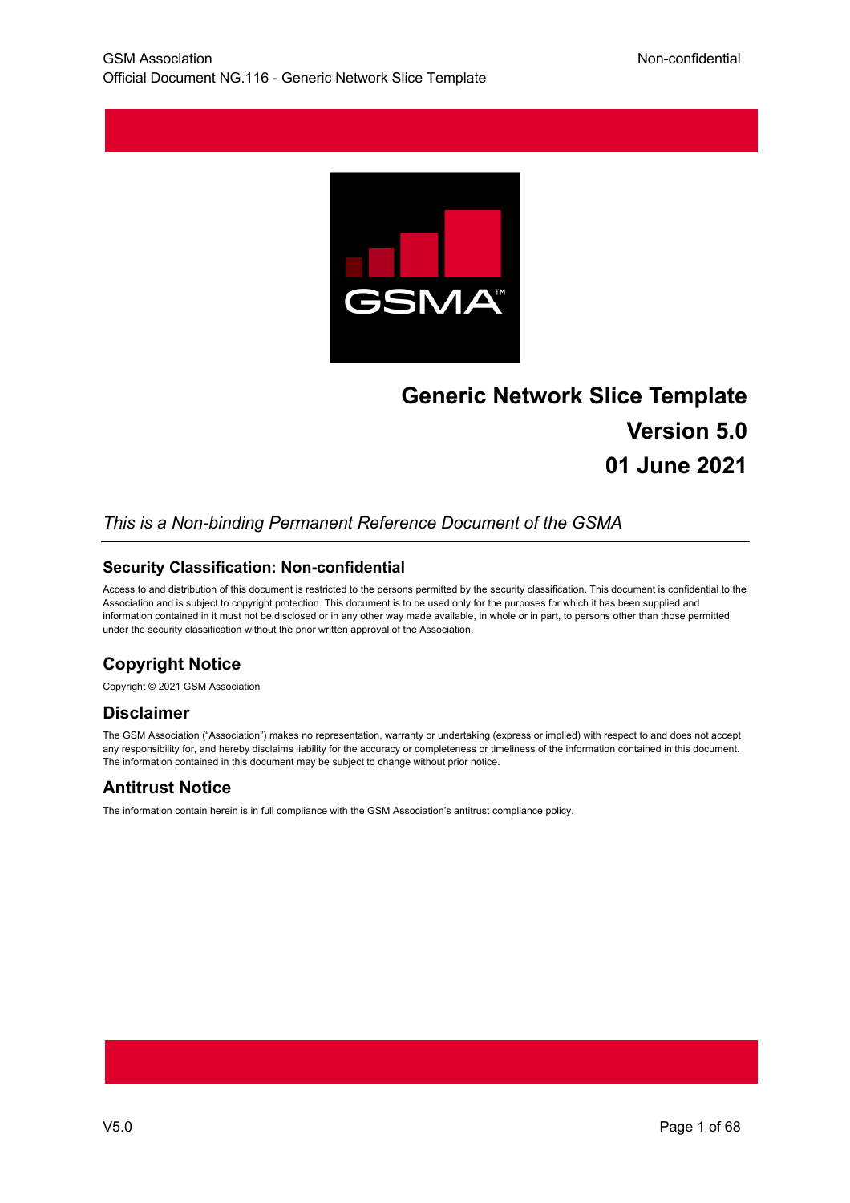# Generic Network Slice Template

## Version 5.0

## 01 June 2021

*This is a Non-binding Permanent Reference Document of the GSMA*

### Security Classification: Non-confidential

Access to and distribution of this document is restricted to the persons permitted by the security classification. This document is confidential to the Association and is subject to copyright protection. This document is to be used only for the purposes for which it has been supplied and information contained in it must not be disclosed or in any other way made available, in whole or in part, to persons other than those permitted under the security classification without the prior written approval of the Association.

## Copyright Notice

Copyright © 2021 GSM Association

## Disclaimer

The GSM Association ("Association") makes no representation, warranty or undertaking (express or implied) with respect to and does not accept any responsibility for, and hereby disclaims liability for the accuracy or completeness or timeliness of the information contained in this document. The information contained in this document may be subject to change without prior notice.

## Antitrust Notice

The information contain herein is in full compliance with the GSM Association's antitrust compliance policy.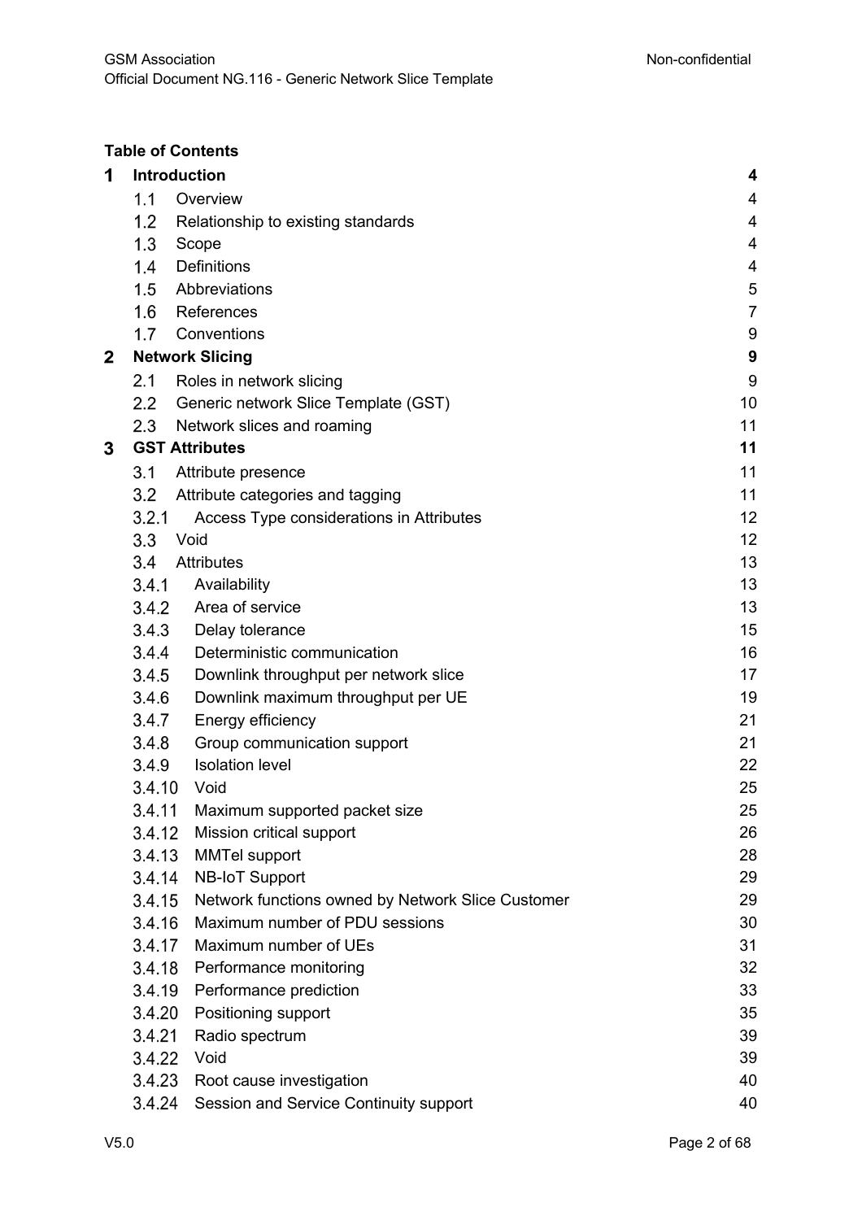**Table of Contents**

| | | |
|---|---|---|
| **1** | **Introduction** | **4** |
| 1.1 | Overview | 4 |
| 1.2 | Relationship to existing standards | 4 |
| 1.3 | Scope | 4 |
| 1.4 | Definitions | 4 |
| 1.5 | Abbreviations | 5 |
| 1.6 | References | 7 |
| 1.7 | Conventions | 9 |
| **2** | **Network Slicing** | **9** |
| 2.1 | Roles in network slicing | 9 |
| 2.2 | Generic network Slice Template (GST) | 10 |
| 2.3 | Network slices and roaming | 11 |
| **3** | **GST Attributes** | **11** |
| 3.1 | Attribute presence | 11 |
| 3.2 | Attribute categories and tagging | 11 |
| 3.2.1 | Access Type considerations in Attributes | 12 |
| 3.3 | Void | 12 |
| 3.4 | Attributes | 13 |
| 3.4.1 | Availability | 13 |
| 3.4.2 | Area of service | 13 |
| 3.4.3 | Delay tolerance | 15 |
| 3.4.4 | Deterministic communication | 16 |
| 3.4.5 | Downlink throughput per network slice | 17 |
| 3.4.6 | Downlink maximum throughput per UE | 19 |
| 3.4.7 | Energy efficiency | 21 |
| 3.4.8 | Group communication support | 21 |
| 3.4.9 | Isolation level | 22 |
| 3.4.10 | Void | 25 |
| 3.4.11 | Maximum supported packet size | 25 |
| 3.4.12 | Mission critical support | 26 |
| 3.4.13 | MMTel support | 28 |
| 3.4.14 | NB-IoT Support | 29 |
| 3.4.15 | Network functions owned by Network Slice Customer | 29 |
| 3.4.16 | Maximum number of PDU sessions | 30 |
| 3.4.17 | Maximum number of UEs | 31 |
| 3.4.18 | Performance monitoring | 32 |
| 3.4.19 | Performance prediction | 33 |
| 3.4.20 | Positioning support | 35 |
| 3.4.21 | Radio spectrum | 39 |
| 3.4.22 | Void | 39 |
| 3.4.23 | Root cause investigation | 40 |
| 3.4.24 | Session and Service Continuity support | 40 |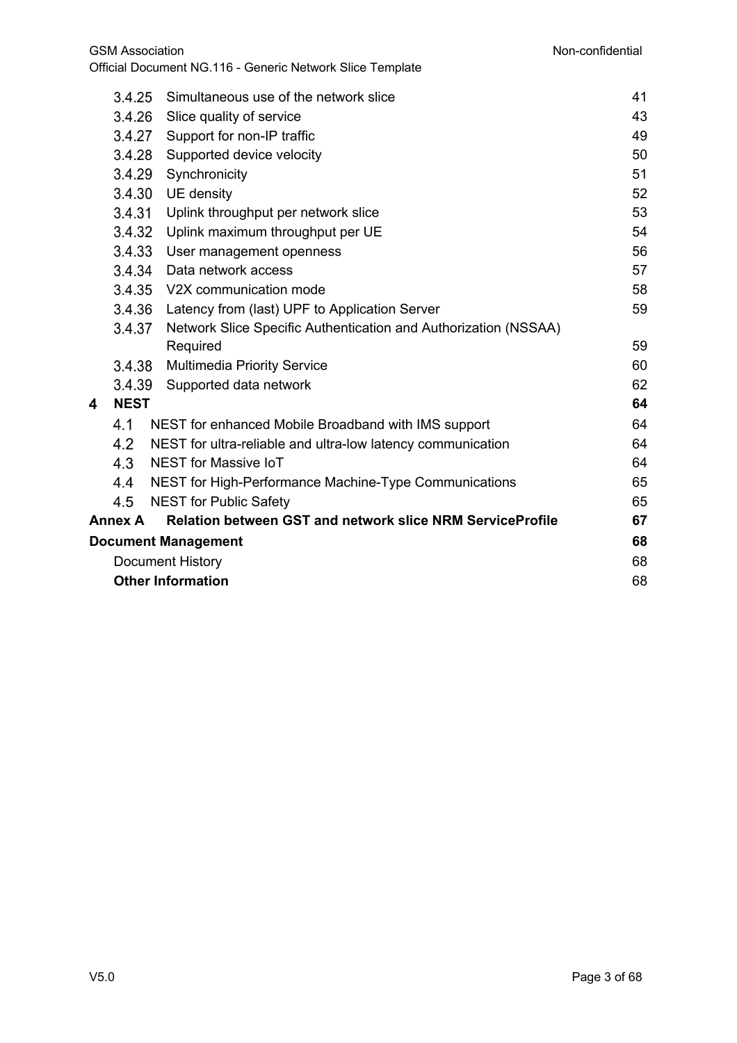| | | |
|---|---|---|
| 3.4.25 | Simultaneous use of the network slice | 41 |
| 3.4.26 | Slice quality of service | 43 |
| 3.4.27 | Support for non-IP traffic | 49 |
| 3.4.28 | Supported device velocity | 50 |
| 3.4.29 | Synchronicity | 51 |
| 3.4.30 | UE density | 52 |
| 3.4.31 | Uplink throughput per network slice | 53 |
| 3.4.32 | Uplink maximum throughput per UE | 54 |
| 3.4.33 | User management openness | 56 |
| 3.4.34 | Data network access | 57 |
| 3.4.35 | V2X communication mode | 58 |
| 3.4.36 | Latency from (last) UPF to Application Server | 59 |
| 3.4.37 | Network Slice Specific Authentication and Authorization (NSSAA) Required | 59 |
| 3.4.38 | Multimedia Priority Service | 60 |
| 3.4.39 | Supported data network | 62 |
| **4** | **NEST** | **64** |
| 4.1 | NEST for enhanced Mobile Broadband with IMS support | 64 |
| 4.2 | NEST for ultra-reliable and ultra-low latency communication | 64 |
| 4.3 | NEST for Massive IoT | 64 |
| 4.4 | NEST for High-Performance Machine-Type Communications | 65 |
| 4.5 | NEST for Public Safety | 65 |
| **Annex A** | **Relation between GST and network slice NRM ServiceProfile** | **67** |
| **Document Management** | | **68** |
| Document History | | 68 |
| **Other Information** | | **68** |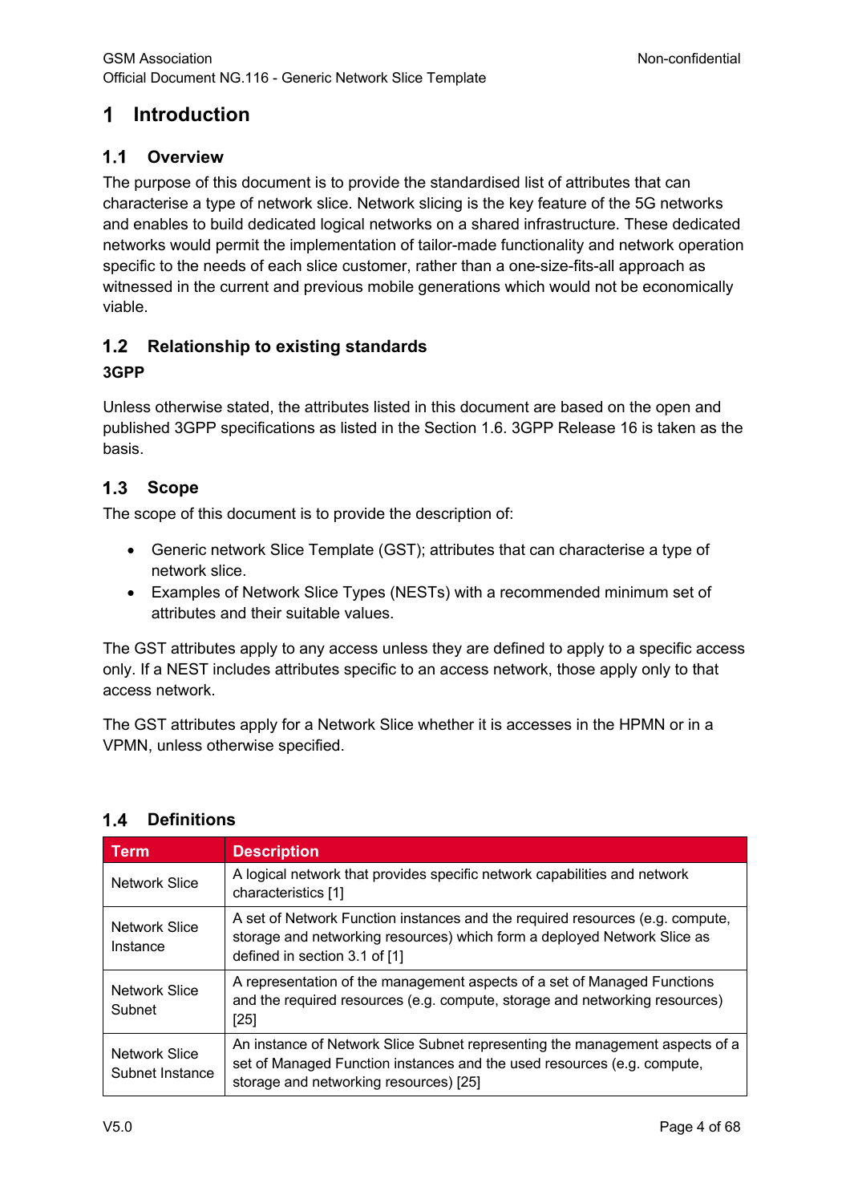# 1 Introduction

## 1.1 Overview

The purpose of this document is to provide the standardised list of attributes that can characterise a type of network slice. Network slicing is the key feature of the 5G networks and enables to build dedicated logical networks on a shared infrastructure. These dedicated networks would permit the implementation of tailor-made functionality and network operation specific to the needs of each slice customer, rather than a one-size-fits-all approach as witnessed in the current and previous mobile generations which would not be economically viable.

## 1.2 Relationship to existing standards

**3GPP**

Unless otherwise stated, the attributes listed in this document are based on the open and published 3GPP specifications as listed in the Section 1.6. 3GPP Release 16 is taken as the basis.

## 1.3 Scope

The scope of this document is to provide the description of:

- Generic network Slice Template (GST); attributes that can characterise a type of network slice.
- Examples of Network Slice Types (NESTs) with a recommended minimum set of attributes and their suitable values.

The GST attributes apply to any access unless they are defined to apply to a specific access only. If a NEST includes attributes specific to an access network, those apply only to that access network.

The GST attributes apply for a Network Slice whether it is accesses in the HPMN or in a VPMN, unless otherwise specified.

## 1.4 Definitions

| Term | Description |
| --- | --- |
| Network Slice | A logical network that provides specific network capabilities and network characteristics [1] |
| Network Slice Instance | A set of Network Function instances and the required resources (e.g. compute, storage and networking resources) which form a deployed Network Slice as defined in section 3.1 of [1] |
| Network Slice Subnet | A representation of the management aspects of a set of Managed Functions and the required resources (e.g. compute, storage and networking resources) [25] |
| Network Slice Subnet Instance | An instance of Network Slice Subnet representing the management aspects of a set of Managed Function instances and the used resources (e.g. compute, storage and networking resources) [25] |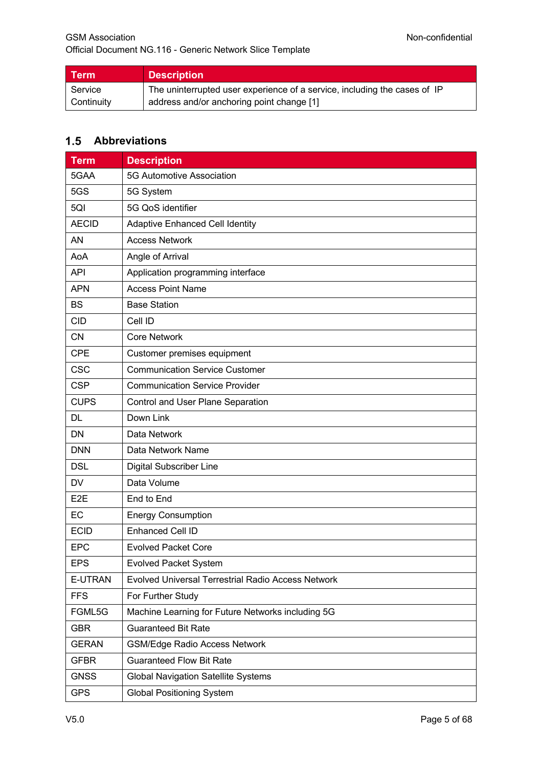| Term | Description |
| --- | --- |
| Service Continuity | The uninterrupted user experience of a service, including the cases of IP address and/or anchoring point change [1] |

### 1.5 Abbreviations

| Term | Description |
| --- | --- |
| 5GAA | 5G Automotive Association |
| 5GS | 5G System |
| 5QI | 5G QoS identifier |
| AECID | Adaptive Enhanced Cell Identity |
| AN | Access Network |
| AoA | Angle of Arrival |
| API | Application programming interface |
| APN | Access Point Name |
| BS | Base Station |
| CID | Cell ID |
| CN | Core Network |
| CPE | Customer premises equipment |
| CSC | Communication Service Customer |
| CSP | Communication Service Provider |
| CUPS | Control and User Plane Separation |
| DL | Down Link |
| DN | Data Network |
| DNN | Data Network Name |
| DSL | Digital Subscriber Line |
| DV | Data Volume |
| E2E | End to End |
| EC | Energy Consumption |
| ECID | Enhanced Cell ID |
| EPC | Evolved Packet Core |
| EPS | Evolved Packet System |
| E-UTRAN | Evolved Universal Terrestrial Radio Access Network |
| FFS | For Further Study |
| FGML5G | Machine Learning for Future Networks including 5G |
| GBR | Guaranteed Bit Rate |
| GERAN | GSM/Edge Radio Access Network |
| GFBR | Guaranteed Flow Bit Rate |
| GNSS | Global Navigation Satellite Systems |
| GPS | Global Positioning System |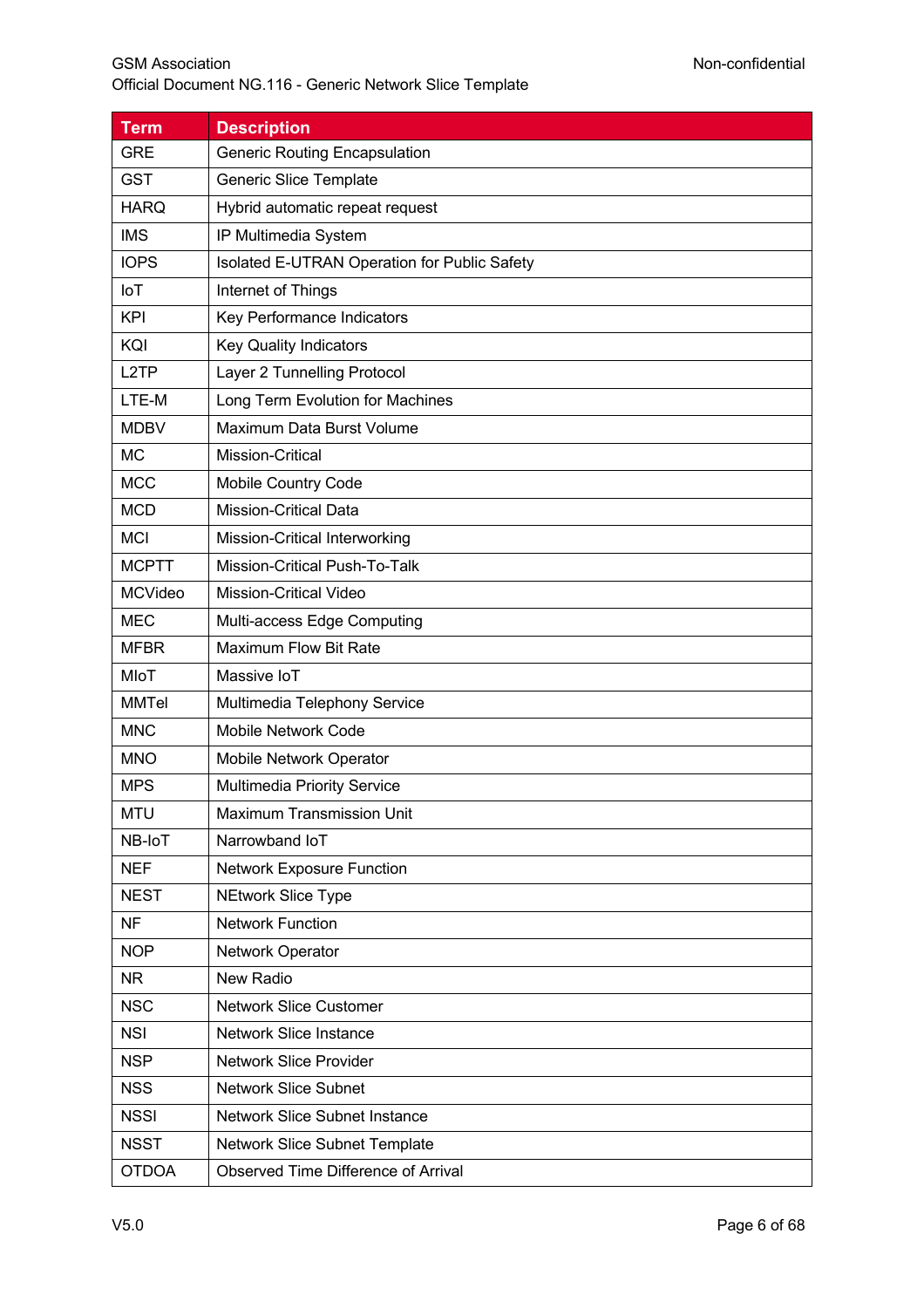| Term | Description |
| --- | --- |
| GRE | Generic Routing Encapsulation |
| GST | Generic Slice Template |
| HARQ | Hybrid automatic repeat request |
| IMS | IP Multimedia System |
| IOPS | Isolated E-UTRAN Operation for Public Safety |
| IoT | Internet of Things |
| KPI | Key Performance Indicators |
| KQI | Key Quality Indicators |
| L2TP | Layer 2 Tunnelling Protocol |
| LTE-M | Long Term Evolution for Machines |
| MDBV | Maximum Data Burst Volume |
| MC | Mission-Critical |
| MCC | Mobile Country Code |
| MCD | Mission-Critical Data |
| MCI | Mission-Critical Interworking |
| MCPTT | Mission-Critical Push-To-Talk |
| MCVideo | Mission-Critical Video |
| MEC | Multi-access Edge Computing |
| MFBR | Maximum Flow Bit Rate |
| MIoT | Massive IoT |
| MMTel | Multimedia Telephony Service |
| MNC | Mobile Network Code |
| MNO | Mobile Network Operator |
| MPS | Multimedia Priority Service |
| MTU | Maximum Transmission Unit |
| NB-IoT | Narrowband IoT |
| NEF | Network Exposure Function |
| NEST | NEtwork Slice Type |
| NF | Network Function |
| NOP | Network Operator |
| NR | New Radio |
| NSC | Network Slice Customer |
| NSI | Network Slice Instance |
| NSP | Network Slice Provider |
| NSS | Network Slice Subnet |
| NSSI | Network Slice Subnet Instance |
| NSST | Network Slice Subnet Template |
| OTDOA | Observed Time Difference of Arrival |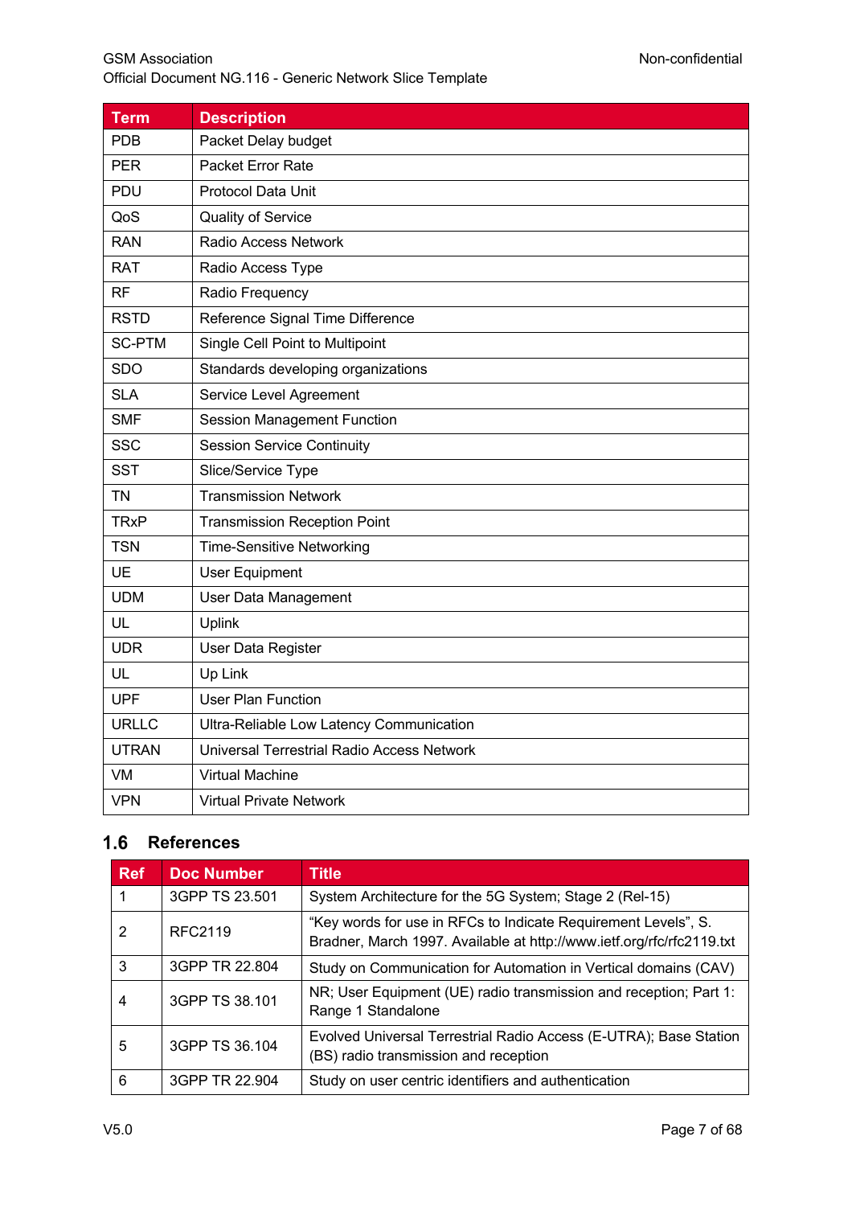| Term | Description |
| --- | --- |
| PDB | Packet Delay budget |
| PER | Packet Error Rate |
| PDU | Protocol Data Unit |
| QoS | Quality of Service |
| RAN | Radio Access Network |
| RAT | Radio Access Type |
| RF | Radio Frequency |
| RSTD | Reference Signal Time Difference |
| SC-PTM | Single Cell Point to Multipoint |
| SDO | Standards developing organizations |
| SLA | Service Level Agreement |
| SMF | Session Management Function |
| SSC | Session Service Continuity |
| SST | Slice/Service Type |
| TN | Transmission Network |
| TRxP | Transmission Reception Point |
| TSN | Time-Sensitive Networking |
| UE | User Equipment |
| UDM | User Data Management |
| UL | Uplink |
| UDR | User Data Register |
| UL | Up Link |
| UPF | User Plan Function |
| URLLC | Ultra-Reliable Low Latency Communication |
| UTRAN | Universal Terrestrial Radio Access Network |
| VM | Virtual Machine |
| VPN | Virtual Private Network |

## 1.6 References

| Ref | Doc Number | Title |
| --- | --- | --- |
| 1 | 3GPP TS 23.501 | System Architecture for the 5G System; Stage 2 (Rel-15) |
| 2 | RFC2119 | "Key words for use in RFCs to Indicate Requirement Levels", S. Bradner, March 1997. Available at http://www.ietf.org/rfc/rfc2119.txt |
| 3 | 3GPP TR 22.804 | Study on Communication for Automation in Vertical domains (CAV) |
| 4 | 3GPP TS 38.101 | NR; User Equipment (UE) radio transmission and reception; Part 1: Range 1 Standalone |
| 5 | 3GPP TS 36.104 | Evolved Universal Terrestrial Radio Access (E-UTRA); Base Station (BS) radio transmission and reception |
| 6 | 3GPP TR 22.904 | Study on user centric identifiers and authentication |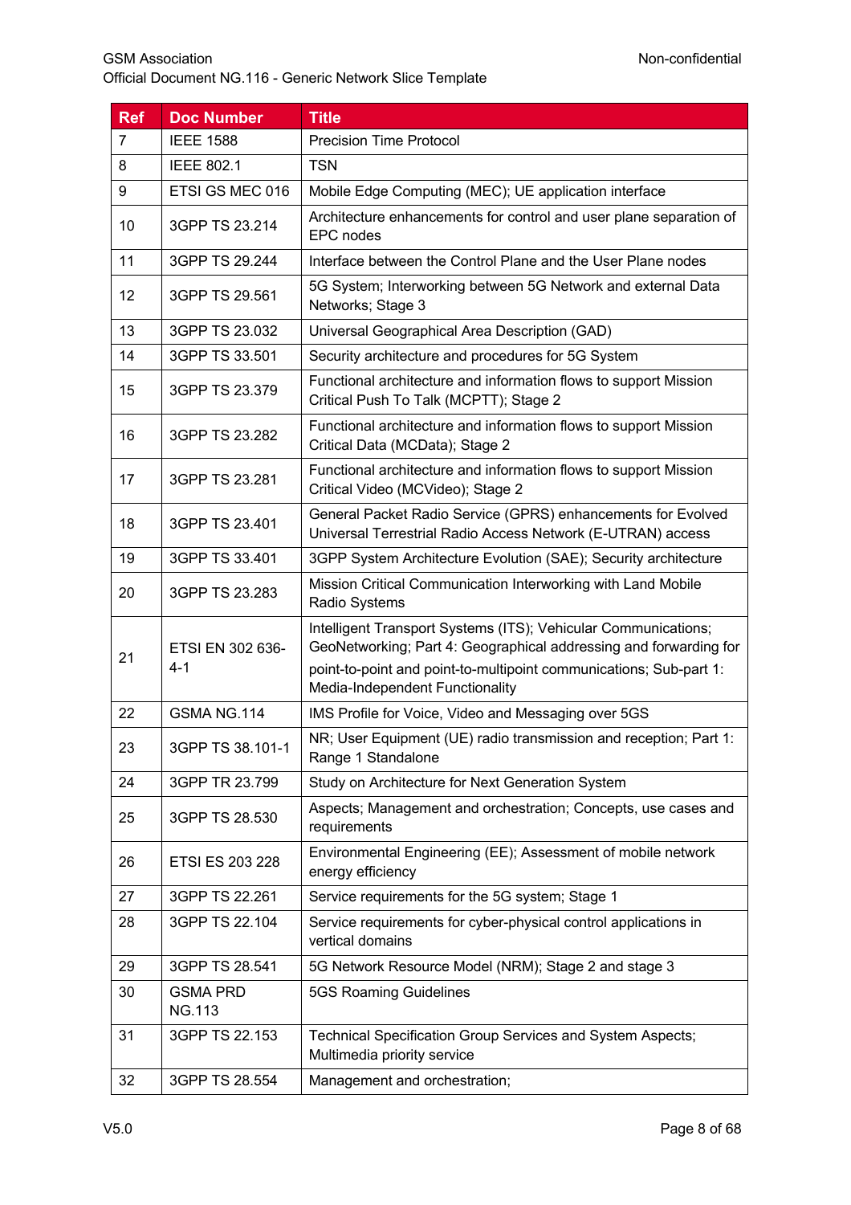| Ref | Doc Number | Title |
|---|---|---|
| 7 | IEEE 1588 | Precision Time Protocol |
| 8 | IEEE 802.1 | TSN |
| 9 | ETSI GS MEC 016 | Mobile Edge Computing (MEC); UE application interface |
| 10 | 3GPP TS 23.214 | Architecture enhancements for control and user plane separation of EPC nodes |
| 11 | 3GPP TS 29.244 | Interface between the Control Plane and the User Plane nodes |
| 12 | 3GPP TS 29.561 | 5G System; Interworking between 5G Network and external Data Networks; Stage 3 |
| 13 | 3GPP TS 23.032 | Universal Geographical Area Description (GAD) |
| 14 | 3GPP TS 33.501 | Security architecture and procedures for 5G System |
| 15 | 3GPP TS 23.379 | Functional architecture and information flows to support Mission Critical Push To Talk (MCPTT); Stage 2 |
| 16 | 3GPP TS 23.282 | Functional architecture and information flows to support Mission Critical Data (MCData); Stage 2 |
| 17 | 3GPP TS 23.281 | Functional architecture and information flows to support Mission Critical Video (MCVideo); Stage 2 |
| 18 | 3GPP TS 23.401 | General Packet Radio Service (GPRS) enhancements for Evolved Universal Terrestrial Radio Access Network (E-UTRAN) access |
| 19 | 3GPP TS 33.401 | 3GPP System Architecture Evolution (SAE); Security architecture |
| 20 | 3GPP TS 23.283 | Mission Critical Communication Interworking with Land Mobile Radio Systems |
| 21 | ETSI EN 302 636-4-1 | Intelligent Transport Systems (ITS); Vehicular Communications; GeoNetworking; Part 4: Geographical addressing and forwarding for point-to-point and point-to-multipoint communications; Sub-part 1: Media-Independent Functionality |
| 22 | GSMA NG.114 | IMS Profile for Voice, Video and Messaging over 5GS |
| 23 | 3GPP TS 38.101-1 | NR; User Equipment (UE) radio transmission and reception; Part 1: Range 1 Standalone |
| 24 | 3GPP TR 23.799 | Study on Architecture for Next Generation System |
| 25 | 3GPP TS 28.530 | Aspects; Management and orchestration; Concepts, use cases and requirements |
| 26 | ETSI ES 203 228 | Environmental Engineering (EE); Assessment of mobile network energy efficiency |
| 27 | 3GPP TS 22.261 | Service requirements for the 5G system; Stage 1 |
| 28 | 3GPP TS 22.104 | Service requirements for cyber-physical control applications in vertical domains |
| 29 | 3GPP TS 28.541 | 5G Network Resource Model (NRM); Stage 2 and stage 3 |
| 30 | GSMA PRD NG.113 | 5GS Roaming Guidelines |
| 31 | 3GPP TS 22.153 | Technical Specification Group Services and System Aspects; Multimedia priority service |
| 32 | 3GPP TS 28.554 | Management and orchestration; |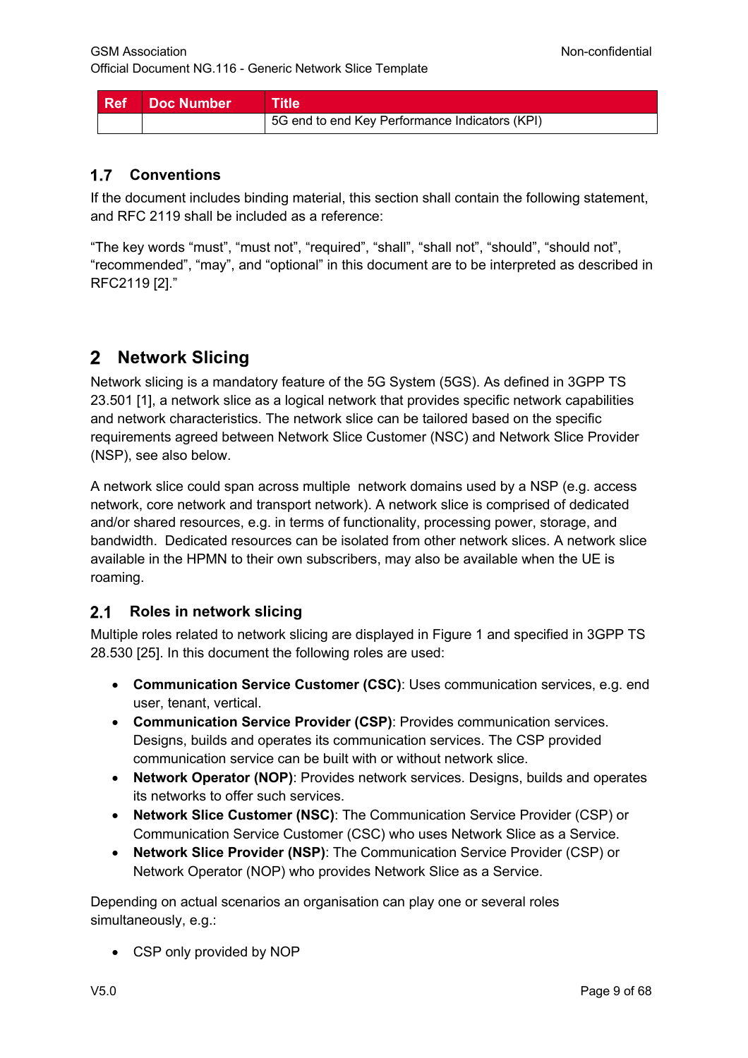| Ref | Doc Number | Title |
|---|---|---|
| | | 5G end to end Key Performance Indicators (KPI) |

## 1.7 Conventions

If the document includes binding material, this section shall contain the following statement, and RFC 2119 shall be included as a reference:

“The key words “must”, “must not”, “required”, “shall”, “shall not”, “should”, “should not”, “recommended”, “may”, and “optional” in this document are to be interpreted as described in RFC2119 [2].”

# 2 Network Slicing

Network slicing is a mandatory feature of the 5G System (5GS). As defined in 3GPP TS 23.501 [1], a network slice as a logical network that provides specific network capabilities and network characteristics. The network slice can be tailored based on the specific requirements agreed between Network Slice Customer (NSC) and Network Slice Provider (NSP), see also below.

A network slice could span across multiple network domains used by a NSP (e.g. access network, core network and transport network). A network slice is comprised of dedicated and/or shared resources, e.g. in terms of functionality, processing power, storage, and bandwidth. Dedicated resources can be isolated from other network slices. A network slice available in the HPMN to their own subscribers, may also be available when the UE is roaming.

## 2.1 Roles in network slicing

Multiple roles related to network slicing are displayed in Figure 1 and specified in 3GPP TS 28.530 [25]. In this document the following roles are used:

- **Communication Service Customer (CSC)**: Uses communication services, e.g. end user, tenant, vertical.
- **Communication Service Provider (CSP)**: Provides communication services. Designs, builds and operates its communication services. The CSP provided communication service can be built with or without network slice.
- **Network Operator (NOP)**: Provides network services. Designs, builds and operates its networks to offer such services.
- **Network Slice Customer (NSC)**: The Communication Service Provider (CSP) or Communication Service Customer (CSC) who uses Network Slice as a Service.
- **Network Slice Provider (NSP)**: The Communication Service Provider (CSP) or Network Operator (NOP) who provides Network Slice as a Service.

Depending on actual scenarios an organisation can play one or several roles simultaneously, e.g.:

- CSP only provided by NOP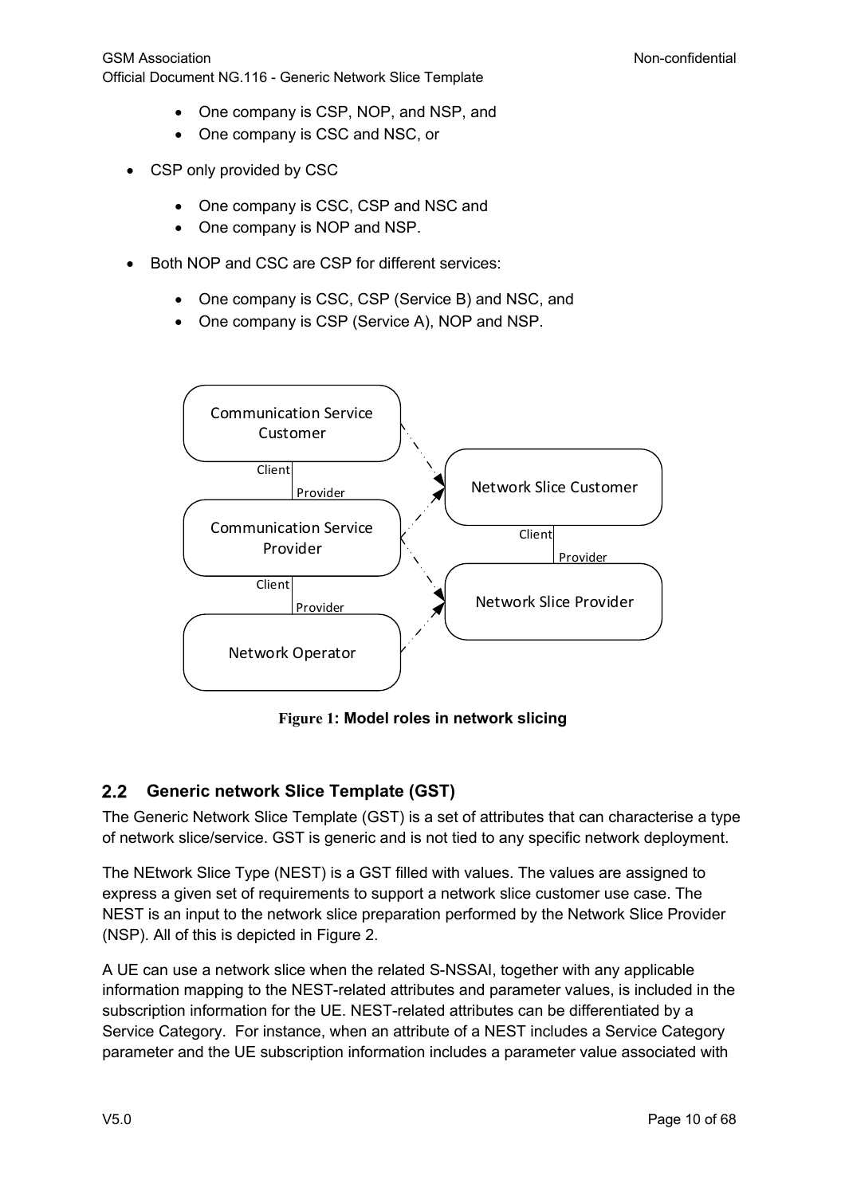- One company is CSP, NOP, and NSP, and
    - One company is CSC and NSC, or

- CSP only provided by CSC
    - One company is CSC, CSP and NSC and
    - One company is NOP and NSP.

- Both NOP and CSC are CSP for different services:
    - One company is CSC, CSP (Service B) and NSC, and
    - One company is CSP (Service A), NOP and NSP.

**Figure 1: Model roles in network slicing**

## 2.2 Generic network Slice Template (GST)

The Generic Network Slice Template (GST) is a set of attributes that can characterise a type of network slice/service. GST is generic and is not tied to any specific network deployment.

The NEtwork Slice Type (NEST) is a GST filled with values. The values are assigned to express a given set of requirements to support a network slice customer use case. The NEST is an input to the network slice preparation performed by the Network Slice Provider (NSP). All of this is depicted in Figure 2.

A UE can use a network slice when the related S-NSSAI, together with any applicable information mapping to the NEST-related attributes and parameter values, is included in the subscription information for the UE. NEST-related attributes can be differentiated by a Service Category. For instance, when an attribute of a NEST includes a Service Category parameter and the UE subscription information includes a parameter value associated with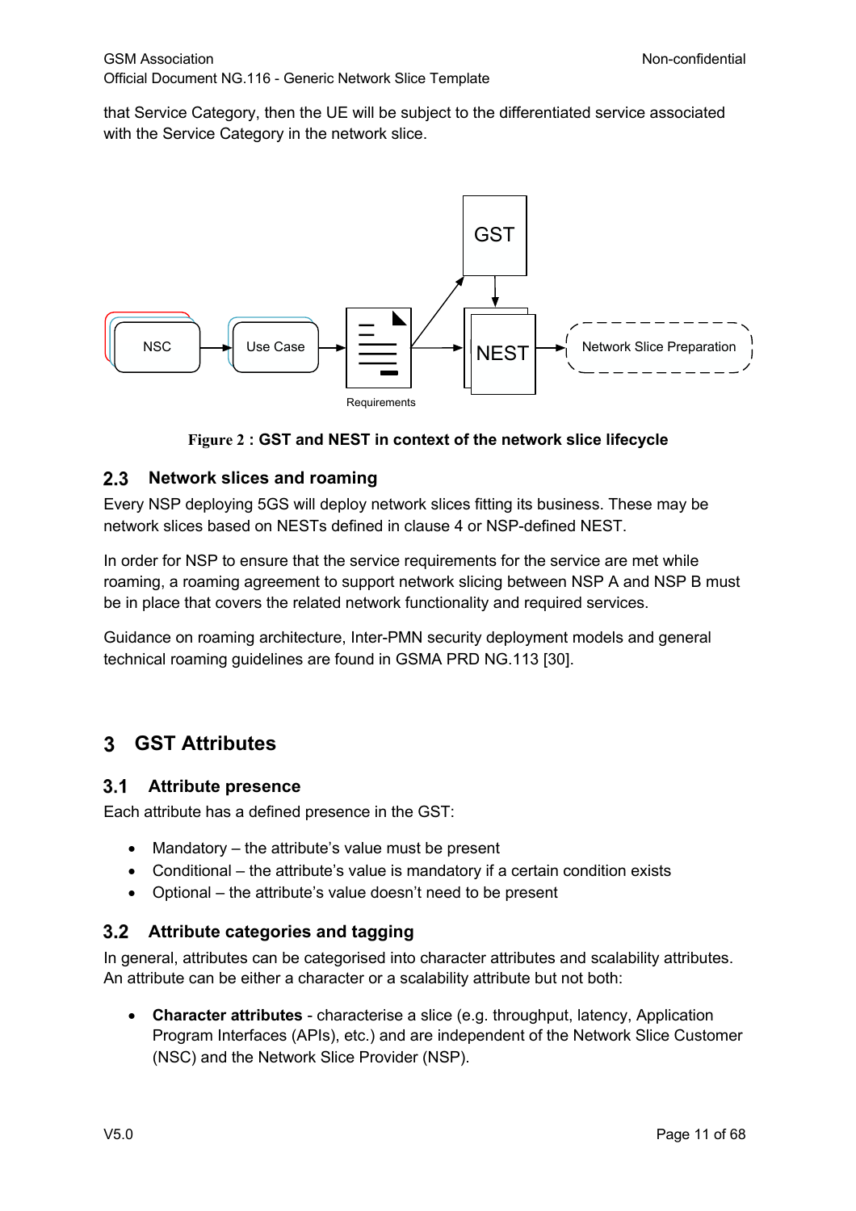that Service Category, then the UE will be subject to the differentiated service associated with the Service Category in the network slice.

**Figure 2 : GST and NEST in context of the network slice lifecycle**

## 2.3 Network slices and roaming

Every NSP deploying 5GS will deploy network slices fitting its business. These may be network slices based on NESTs defined in clause 4 or NSP-defined NEST.

In order for NSP to ensure that the service requirements for the service are met while roaming, a roaming agreement to support network slicing between NSP A and NSP B must be in place that covers the related network functionality and required services.

Guidance on roaming architecture, Inter-PMN security deployment models and general technical roaming guidelines are found in GSMA PRD NG.113 [30].

# 3 GST Attributes

## 3.1 Attribute presence

Each attribute has a defined presence in the GST:

- Mandatory – the attribute's value must be present
- Conditional – the attribute's value is mandatory if a certain condition exists
- Optional – the attribute's value doesn't need to be present

## 3.2 Attribute categories and tagging

In general, attributes can be categorised into character attributes and scalability attributes. An attribute can be either a character or a scalability attribute but not both:

- **Character attributes** - characterise a slice (e.g. throughput, latency, Application Program Interfaces (APIs), etc.) and are independent of the Network Slice Customer (NSC) and the Network Slice Provider (NSP).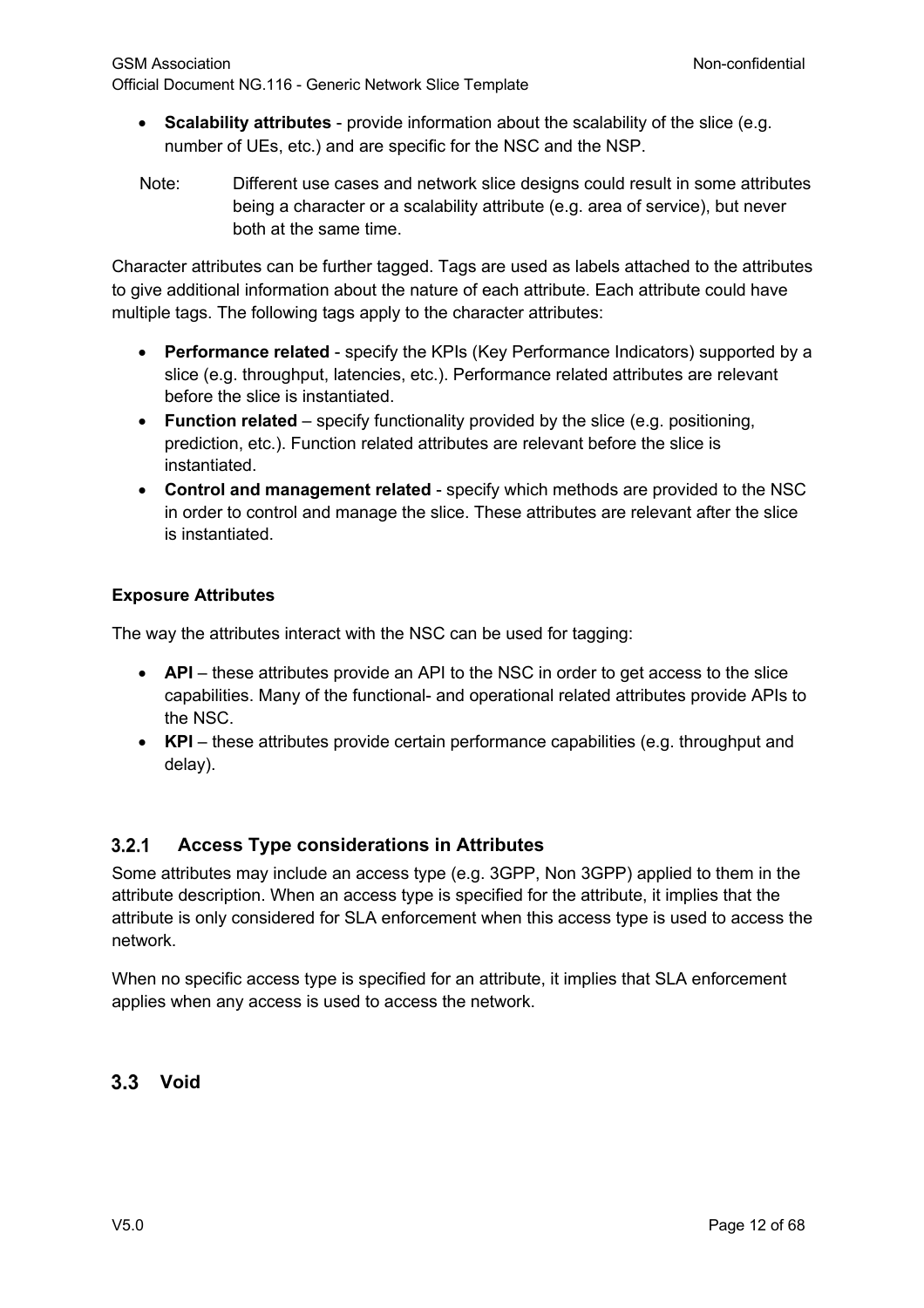- **Scalability attributes** - provide information about the scalability of the slice (e.g. number of UEs, etc.) and are specific for the NSC and the NSP.

Note: Different use cases and network slice designs could result in some attributes being a character or a scalability attribute (e.g. area of service), but never both at the same time.

Character attributes can be further tagged. Tags are used as labels attached to the attributes to give additional information about the nature of each attribute. Each attribute could have multiple tags. The following tags apply to the character attributes:

- **Performance related** - specify the KPIs (Key Performance Indicators) supported by a slice (e.g. throughput, latencies, etc.). Performance related attributes are relevant before the slice is instantiated.
- **Function related** – specify functionality provided by the slice (e.g. positioning, prediction, etc.). Function related attributes are relevant before the slice is instantiated.
- **Control and management related** - specify which methods are provided to the NSC in order to control and manage the slice. These attributes are relevant after the slice is instantiated.

**Exposure Attributes**

The way the attributes interact with the NSC can be used for tagging:

- **API** – these attributes provide an API to the NSC in order to get access to the slice capabilities. Many of the functional- and operational related attributes provide APIs to the NSC.
- **KPI** – these attributes provide certain performance capabilities (e.g. throughput and delay).

### 3.2.1 Access Type considerations in Attributes

Some attributes may include an access type (e.g. 3GPP, Non 3GPP) applied to them in the attribute description. When an access type is specified for the attribute, it implies that the attribute is only considered for SLA enforcement when this access type is used to access the network.

When no specific access type is specified for an attribute, it implies that SLA enforcement applies when any access is used to access the network.

## 3.3 Void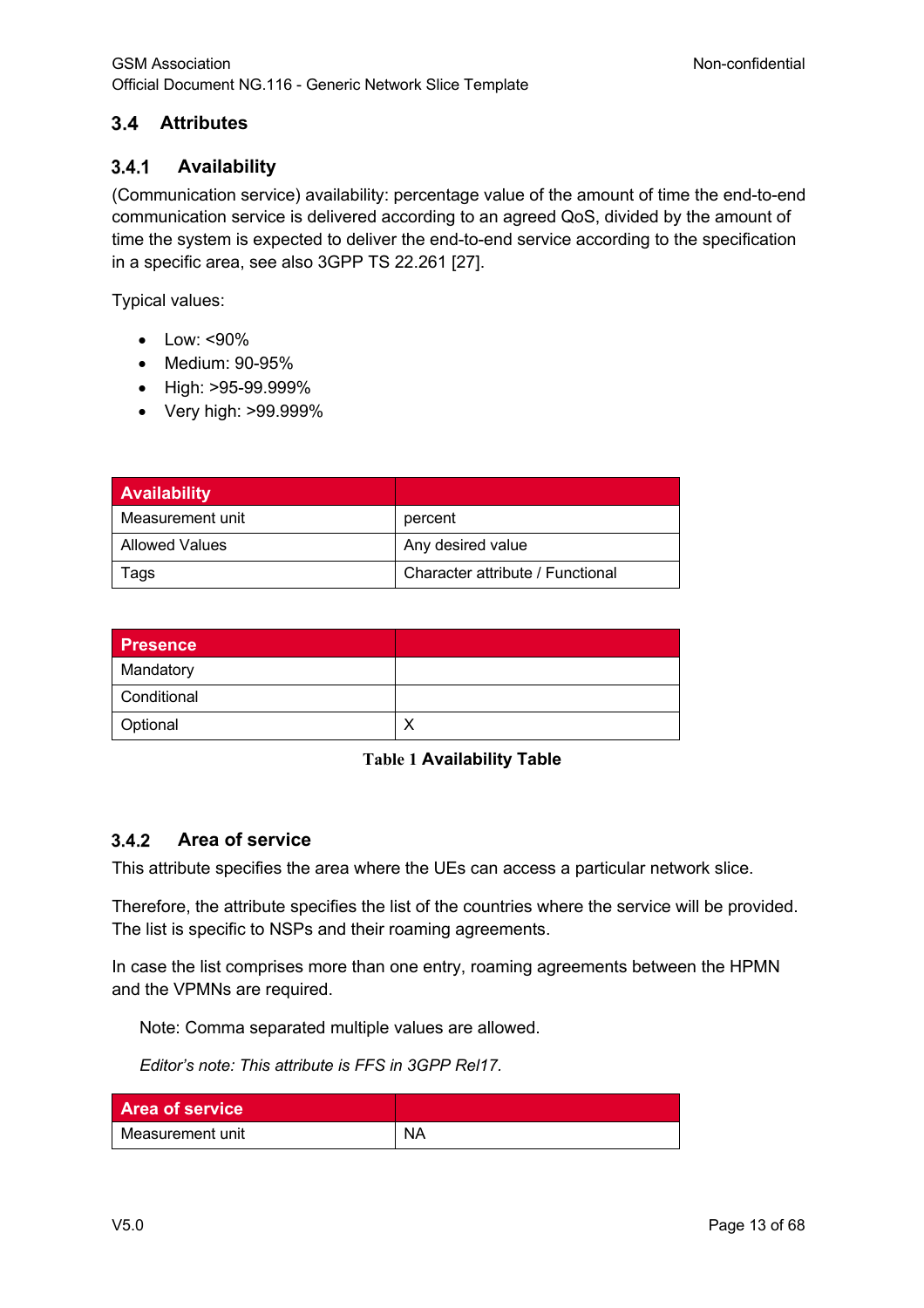## 3.4 Attributes

### 3.4.1 Availability

(Communication service) availability: percentage value of the amount of time the end-to-end communication service is delivered according to an agreed QoS, divided by the amount of time the system is expected to deliver the end-to-end service according to the specification in a specific area, see also 3GPP TS 22.261 [27].

Typical values:

- Low: <90%
- Medium: 90-95%
- High: >95-99.999%
- Very high: >99.999%

| Availability | |
|---|---|
| Measurement unit | percent |
| Allowed Values | Any desired value |
| Tags | Character attribute / Functional |

| Presence | |
|---|---|
| Mandatory | |
| Conditional | |
| Optional | X |

**Table 1 Availability Table**

### 3.4.2 Area of service

This attribute specifies the area where the UEs can access a particular network slice.

Therefore, the attribute specifies the list of the countries where the service will be provided. The list is specific to NSPs and their roaming agreements.

In case the list comprises more than one entry, roaming agreements between the HPMN and the VPMNs are required.

Note: Comma separated multiple values are allowed.

*Editor's note: This attribute is FFS in 3GPP Rel17.*

| Area of service | |
|---|---|
| Measurement unit | NA |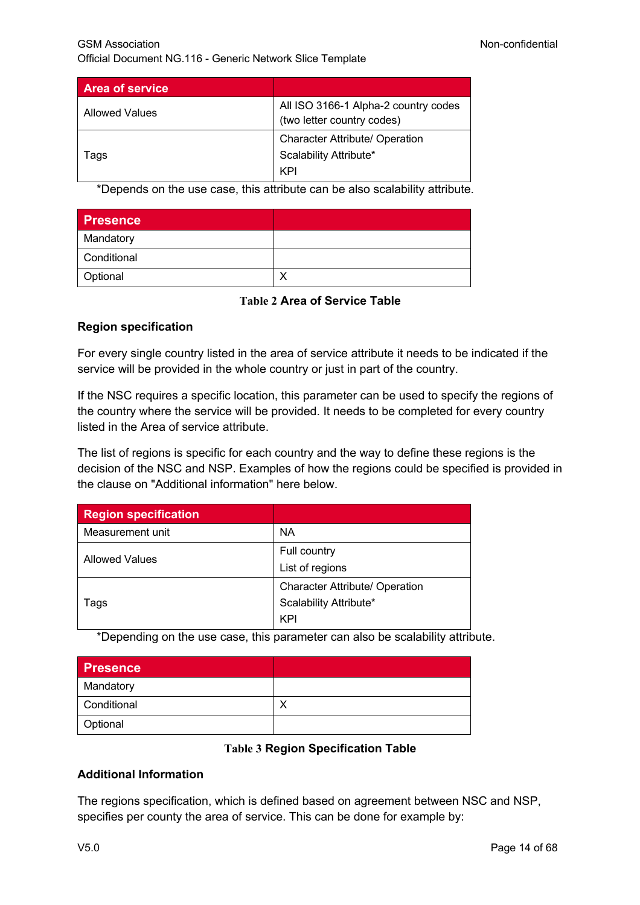| Area of service | |
|---|---|
| Allowed Values | All ISO 3166-1 Alpha-2 country codes (two letter country codes) |
| Tags | Character Attribute/ Operation<br>Scalability Attribute*<br>KPI |

*Depends on the use case, this attribute can be also scalability attribute.

| Presence | |
|---|---|
| Mandatory | |
| Conditional | |
| Optional | X |

**Table 2 Area of Service Table**

**Region specification**

For every single country listed in the area of service attribute it needs to be indicated if the service will be provided in the whole country or just in part of the country.

If the NSC requires a specific location, this parameter can be used to specify the regions of the country where the service will be provided. It needs to be completed for every country listed in the Area of service attribute.

The list of regions is specific for each country and the way to define these regions is the decision of the NSC and NSP. Examples of how the regions could be specified is provided in the clause on "Additional information" here below.

| Region specification | |
|---|---|
| Measurement unit | NA |
| Allowed Values | Full country<br>List of regions |
| Tags | Character Attribute/ Operation<br>Scalability Attribute*<br>KPI |

*Depending on the use case, this parameter can also be scalability attribute.

| Presence | |
|---|---|
| Mandatory | |
| Conditional | X |
| Optional | |

**Table 3 Region Specification Table**

**Additional Information**

The regions specification, which is defined based on agreement between NSC and NSP, specifies per county the area of service. This can be done for example by: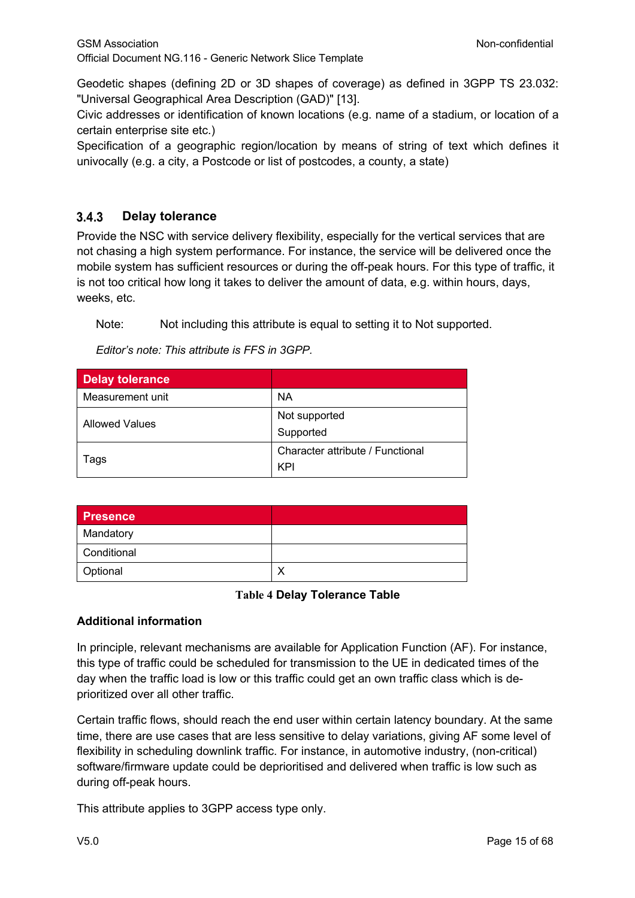Geodetic shapes (defining 2D or 3D shapes of coverage) as defined in 3GPP TS 23.032: "Universal Geographical Area Description (GAD)" [13].

Civic addresses or identification of known locations (e.g. name of a stadium, or location of a certain enterprise site etc.)

Specification of a geographic region/location by means of string of text which defines it univocally (e.g. a city, a Postcode or list of postcodes, a county, a state)

### 3.4.3 Delay tolerance

Provide the NSC with service delivery flexibility, especially for the vertical services that are not chasing a high system performance. For instance, the service will be delivered once the mobile system has sufficient resources or during the off-peak hours. For this type of traffic, it is not too critical how long it takes to deliver the amount of data, e.g. within hours, days, weeks, etc.

Note: Not including this attribute is equal to setting it to Not supported.

*Editor's note: This attribute is FFS in 3GPP.*

| Delay tolerance | |
|---|---|
| Measurement unit | NA |
| Allowed Values | Not supported<br>Supported |
| Tags | Character attribute / Functional<br>KPI |

| Presence | |
|---|---|
| Mandatory | |
| Conditional | |
| Optional | X |

**Table 4 Delay Tolerance Table**

**Additional information**

In principle, relevant mechanisms are available for Application Function (AF). For instance, this type of traffic could be scheduled for transmission to the UE in dedicated times of the day when the traffic load is low or this traffic could get an own traffic class which is de-prioritized over all other traffic.

Certain traffic flows, should reach the end user within certain latency boundary. At the same time, there are use cases that are less sensitive to delay variations, giving AF some level of flexibility in scheduling downlink traffic. For instance, in automotive industry, (non-critical) software/firmware update could be deprioritised and delivered when traffic is low such as during off-peak hours.

This attribute applies to 3GPP access type only.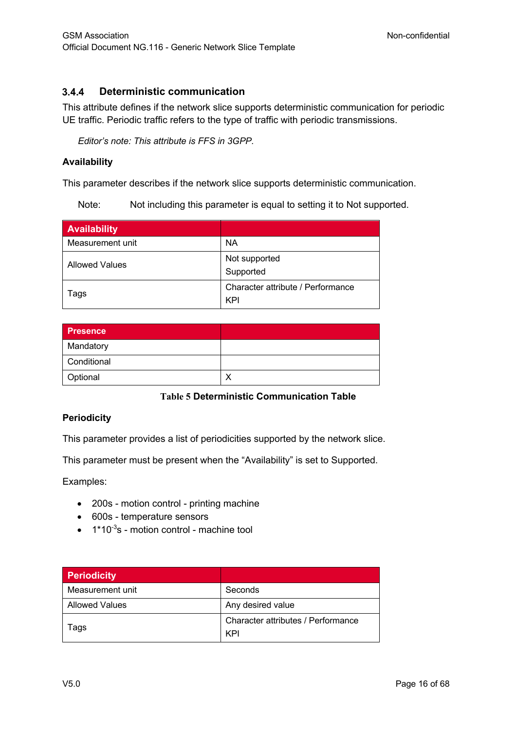### 3.4.4 Deterministic communication

This attribute defines if the network slice supports deterministic communication for periodic UE traffic. Periodic traffic refers to the type of traffic with periodic transmissions.

*Editor's note: This attribute is FFS in 3GPP.*

**Availability**

This parameter describes if the network slice supports deterministic communication.

Note: Not including this parameter is equal to setting it to Not supported.

| Availability | |
|---|---|
| Measurement unit | NA |
| Allowed Values | Not supported<br>Supported |
| Tags | Character attribute / Performance KPI |

| Presence | |
|---|---|
| Mandatory | |
| Conditional | |
| Optional | X |

**Table 5 Deterministic Communication Table**

**Periodicity**

This parameter provides a list of periodicities supported by the network slice.

This parameter must be present when the "Availability" is set to Supported.

Examples:

- 200s - motion control - printing machine
- 600s - temperature sensors
- $1*10^{-3}$s - motion control - machine tool

| Periodicity | |
|---|---|
| Measurement unit | Seconds |
| Allowed Values | Any desired value |
| Tags | Character attributes / Performance KPI |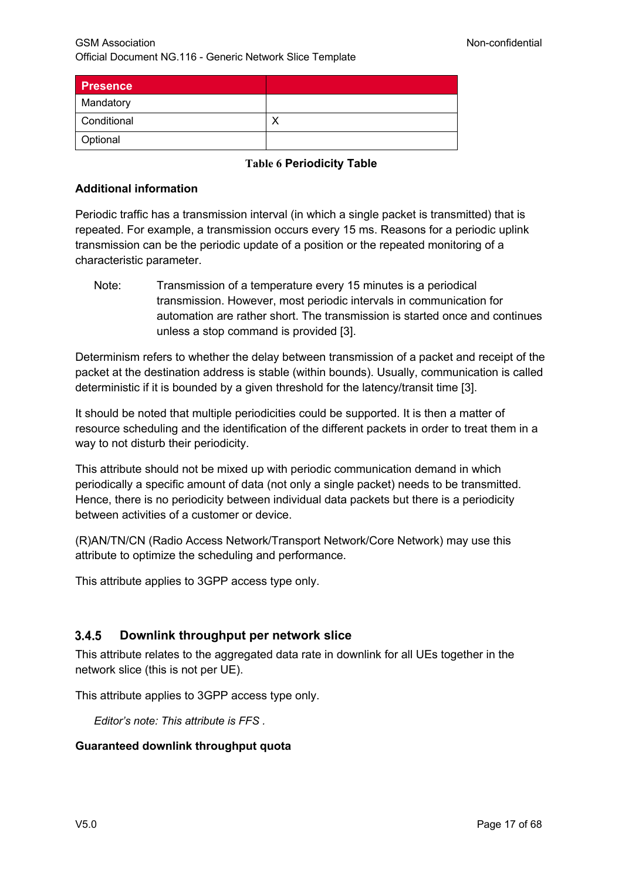| Presence | |
|---|---|
| Mandatory | |
| Conditional | X |
| Optional | |

**Table 6 Periodicity Table**

**Additional information**

Periodic traffic has a transmission interval (in which a single packet is transmitted) that is repeated. For example, a transmission occurs every 15 ms. Reasons for a periodic uplink transmission can be the periodic update of a position or the repeated monitoring of a characteristic parameter.

Note: Transmission of a temperature every 15 minutes is a periodical transmission. However, most periodic intervals in communication for automation are rather short. The transmission is started once and continues unless a stop command is provided [3].

Determinism refers to whether the delay between transmission of a packet and receipt of the packet at the destination address is stable (within bounds). Usually, communication is called deterministic if it is bounded by a given threshold for the latency/transit time [3].

It should be noted that multiple periodicities could be supported. It is then a matter of resource scheduling and the identification of the different packets in order to treat them in a way to not disturb their periodicity.

This attribute should not be mixed up with periodic communication demand in which periodically a specific amount of data (not only a single packet) needs to be transmitted. Hence, there is no periodicity between individual data packets but there is a periodicity between activities of a customer or device.

(R)AN/TN/CN (Radio Access Network/Transport Network/Core Network) may use this attribute to optimize the scheduling and performance.

This attribute applies to 3GPP access type only.

### 3.4.5 Downlink throughput per network slice

This attribute relates to the aggregated data rate in downlink for all UEs together in the network slice (this is not per UE).

This attribute applies to 3GPP access type only.

*Editor's note: This attribute is FFS .*

**Guaranteed downlink throughput quota**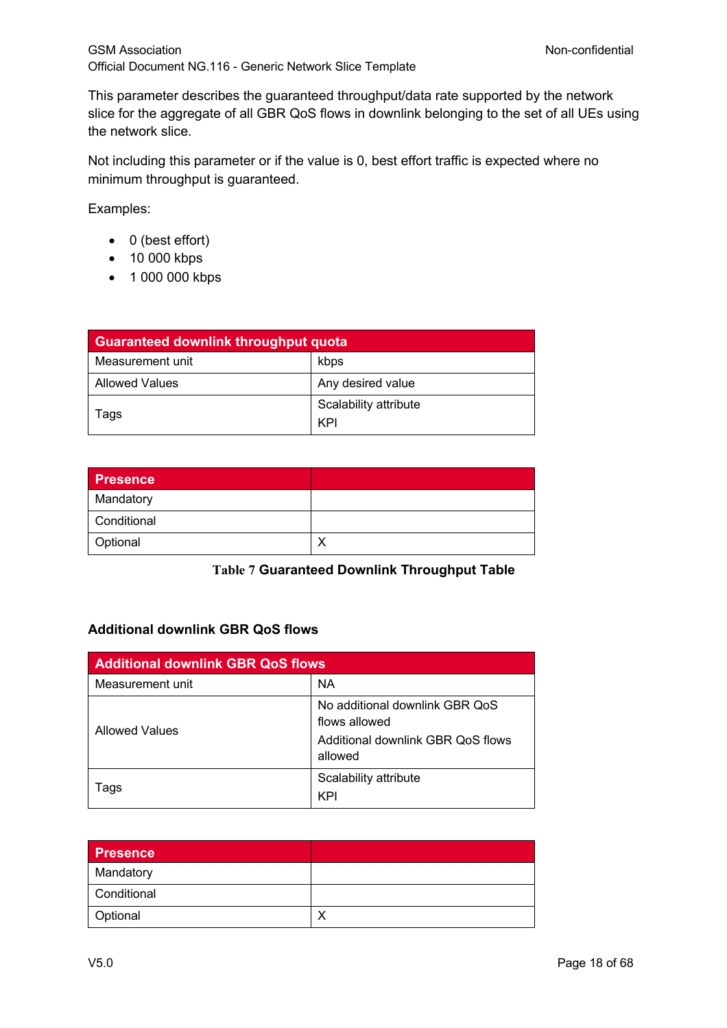This parameter describes the guaranteed throughput/data rate supported by the network slice for the aggregate of all GBR QoS flows in downlink belonging to the set of all UEs using the network slice.

Not including this parameter or if the value is 0, best effort traffic is expected where no minimum throughput is guaranteed.

Examples:

- 0 (best effort)
- 10 000 kbps
- 1 000 000 kbps

| Guaranteed downlink throughput quota | |
|---|---|
| Measurement unit | kbps |
| Allowed Values | Any desired value |
| Tags | Scalability attribute<br>KPI |

| Presence | |
|---|---|
| Mandatory | |
| Conditional | |
| Optional | X |

**Table 7 Guaranteed Downlink Throughput Table**

#### Additional downlink GBR QoS flows

| Additional downlink GBR QoS flows | |
|---|---|
| Measurement unit | NA |
| Allowed Values | No additional downlink GBR QoS flows allowed<br>Additional downlink GBR QoS flows allowed |
| Tags | Scalability attribute<br>KPI |

| Presence | |
|---|---|
| Mandatory | |
| Conditional | |
| Optional | X |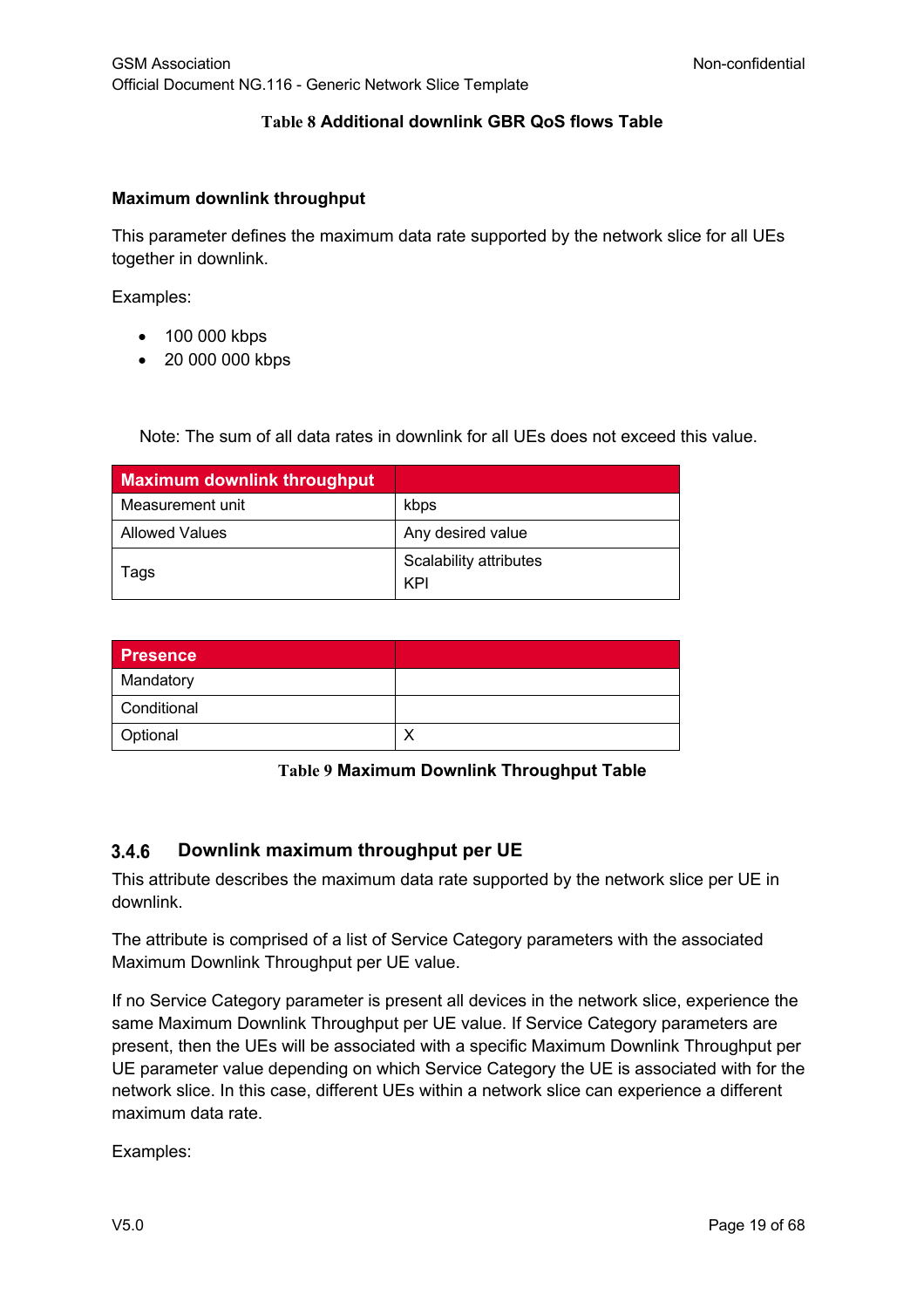**Table 8 Additional downlink GBR QoS flows Table**

**Maximum downlink throughput**

This parameter defines the maximum data rate supported by the network slice for all UEs together in downlink.

Examples:

- 100 000 kbps
- 20 000 000 kbps

Note: The sum of all data rates in downlink for all UEs does not exceed this value.

| Maximum downlink throughput | |
|---|---|
| Measurement unit | kbps |
| Allowed Values | Any desired value |
| Tags | Scalability attributes<br>KPI |

| Presence | |
|---|---|
| Mandatory | |
| Conditional | |
| Optional | X |

**Table 9 Maximum Downlink Throughput Table**

### 3.4.6 Downlink maximum throughput per UE

This attribute describes the maximum data rate supported by the network slice per UE in downlink.

The attribute is comprised of a list of Service Category parameters with the associated Maximum Downlink Throughput per UE value.

If no Service Category parameter is present all devices in the network slice, experience the same Maximum Downlink Throughput per UE value. If Service Category parameters are present, then the UEs will be associated with a specific Maximum Downlink Throughput per UE parameter value depending on which Service Category the UE is associated with for the network slice. In this case, different UEs within a network slice can experience a different maximum data rate.

Examples: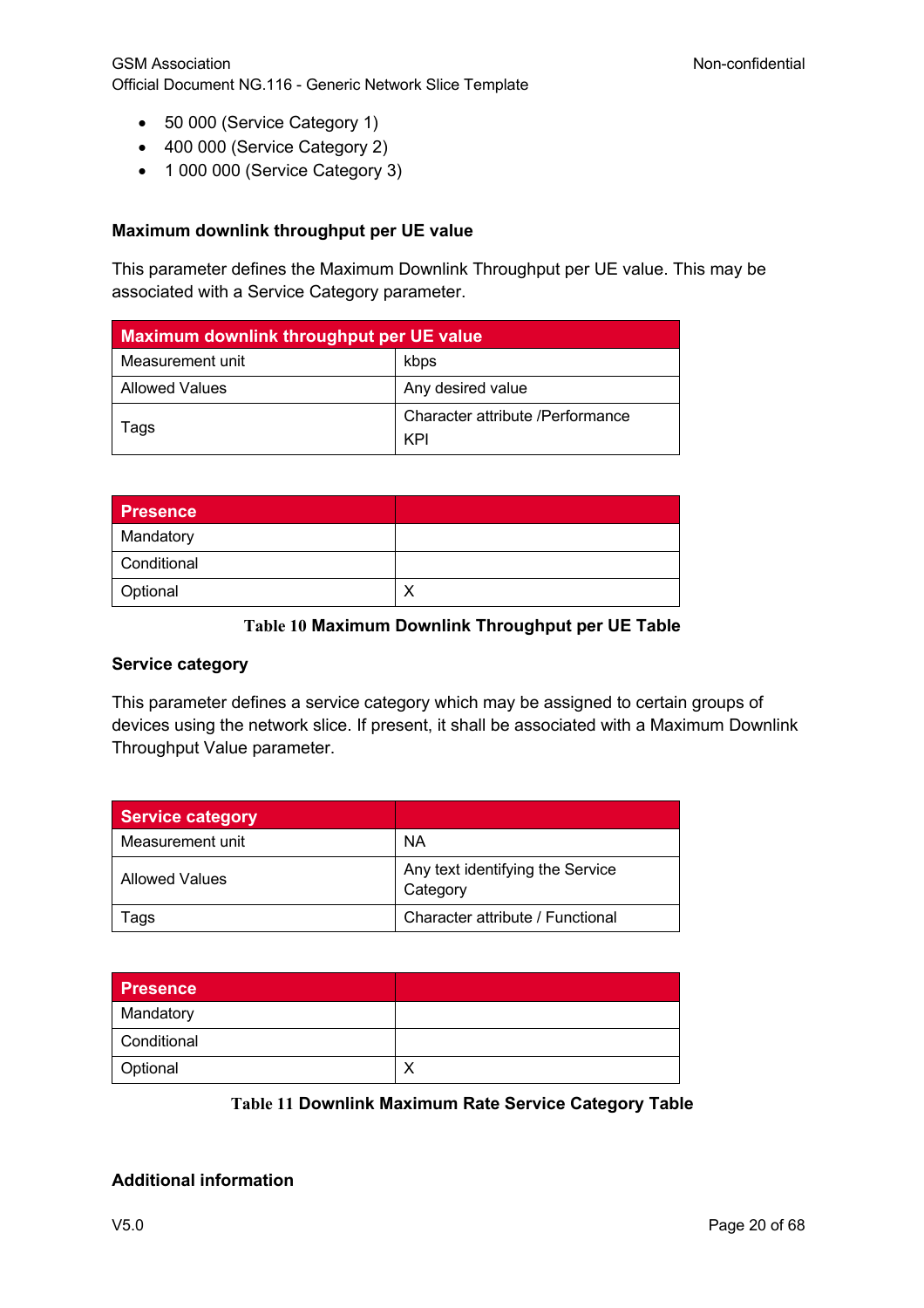- 50 000 (Service Category 1)
- 400 000 (Service Category 2)
- 1 000 000 (Service Category 3)

#### Maximum downlink throughput per UE value

This parameter defines the Maximum Downlink Throughput per UE value. This may be associated with a Service Category parameter.

| Maximum downlink throughput per UE value | |
|---|---|
| Measurement unit | kbps |
| Allowed Values | Any desired value |
| Tags | Character attribute /Performance KPI |

| Presence | |
|---|---|
| Mandatory | |
| Conditional | |
| Optional | X |

**Table 10 Maximum Downlink Throughput per UE Table**

#### Service category

This parameter defines a service category which may be assigned to certain groups of devices using the network slice. If present, it shall be associated with a Maximum Downlink Throughput Value parameter.

| Service category | |
|---|---|
| Measurement unit | NA |
| Allowed Values | Any text identifying the Service Category |
| Tags | Character attribute / Functional |

| Presence | |
|---|---|
| Mandatory | |
| Conditional | |
| Optional | X |

**Table 11 Downlink Maximum Rate Service Category Table**

#### Additional information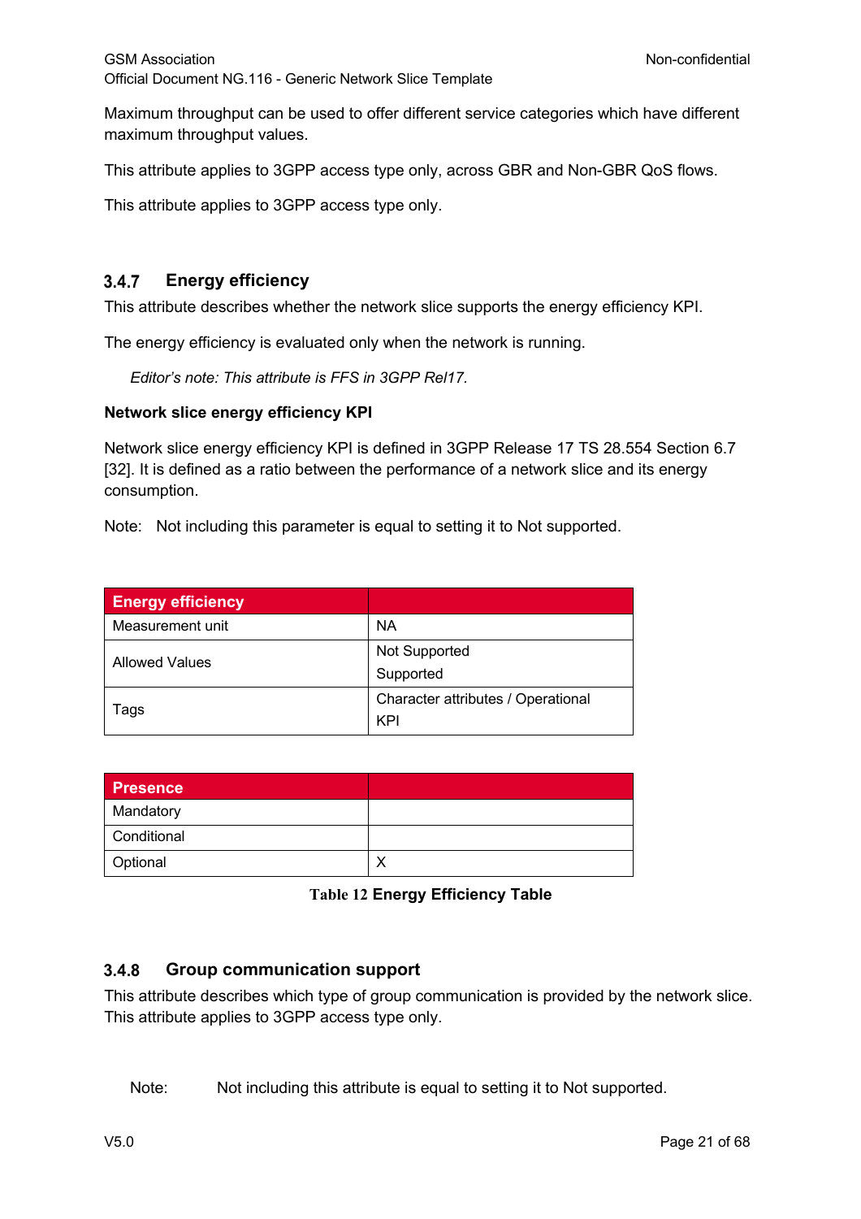Maximum throughput can be used to offer different service categories which have different maximum throughput values.

This attribute applies to 3GPP access type only, across GBR and Non-GBR QoS flows.

This attribute applies to 3GPP access type only.

### 3.4.7 Energy efficiency

This attribute describes whether the network slice supports the energy efficiency KPI.

The energy efficiency is evaluated only when the network is running.

*Editor's note: This attribute is FFS in 3GPP Rel17.*

**Network slice energy efficiency KPI**

Network slice energy efficiency KPI is defined in 3GPP Release 17 TS 28.554 Section 6.7 [32]. It is defined as a ratio between the performance of a network slice and its energy consumption.

Note: Not including this parameter is equal to setting it to Not supported.

| Energy efficiency | |
|---|---|
| Measurement unit | NA |
| Allowed Values | Not Supported<br>Supported |
| Tags | Character attributes / Operational KPI |

| Presence | |
|---|---|
| Mandatory | |
| Conditional | |
| Optional | X |

**Table 12 Energy Efficiency Table**

### 3.4.8 Group communication support

This attribute describes which type of group communication is provided by the network slice. This attribute applies to 3GPP access type only.

Note: Not including this attribute is equal to setting it to Not supported.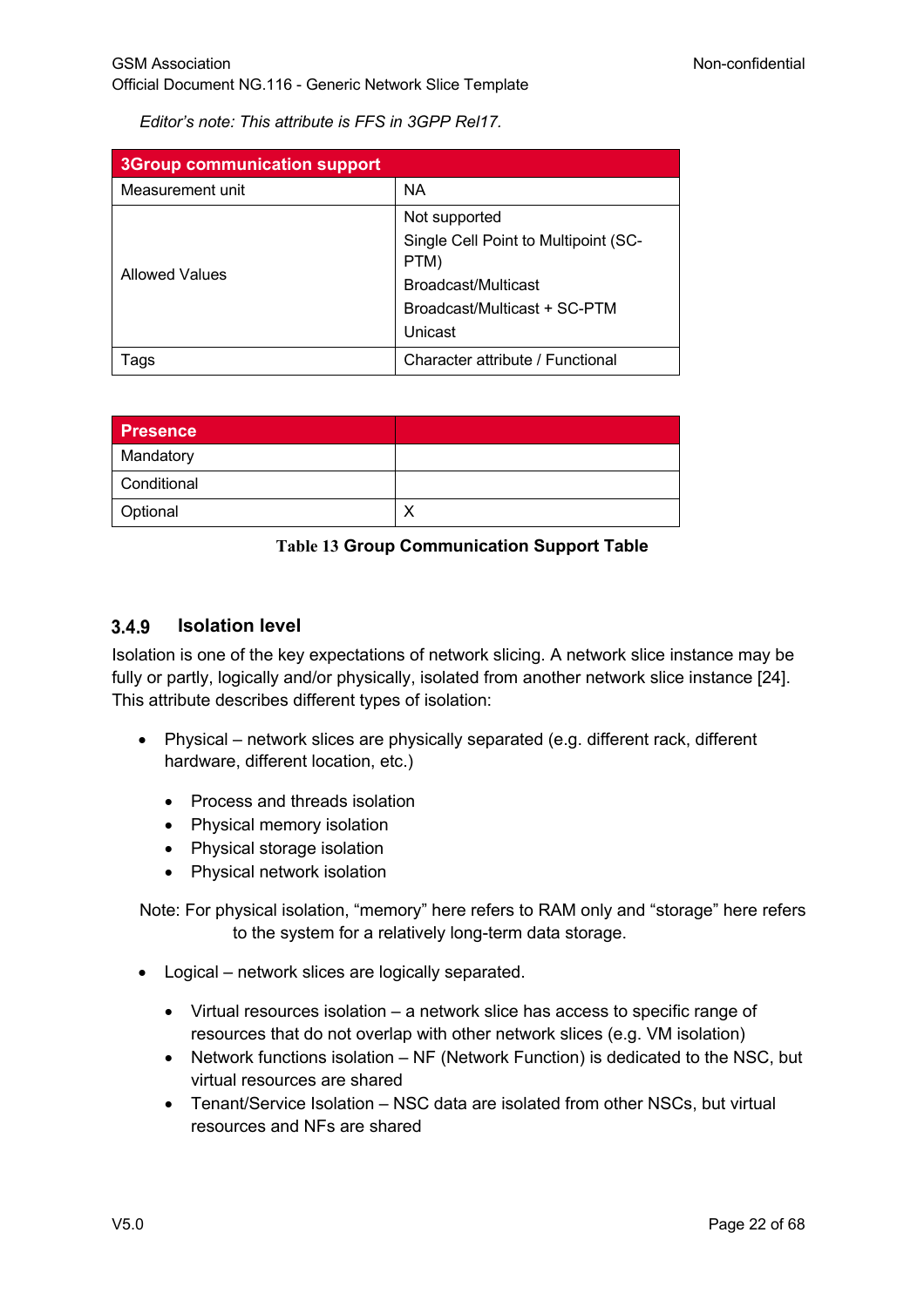*Editor's note: This attribute is FFS in 3GPP Rel17.*

| 3Group communication support | |
|---|---|
| Measurement unit | NA |
| Allowed Values | Not supported<br>Single Cell Point to Multipoint (SC-PTM)<br>Broadcast/Multicast<br>Broadcast/Multicast + SC-PTM<br>Unicast |
| Tags | Character attribute / Functional |

| Presence | |
|---|---|
| Mandatory | |
| Conditional | |
| Optional | X |

**Table 13 Group Communication Support Table**

### 3.4.9 Isolation level

Isolation is one of the key expectations of network slicing. A network slice instance may be fully or partly, logically and/or physically, isolated from another network slice instance [24]. This attribute describes different types of isolation:

- Physical – network slices are physically separated (e.g. different rack, different hardware, different location, etc.)
  - Process and threads isolation
  - Physical memory isolation
  - Physical storage isolation
  - Physical network isolation

Note: For physical isolation, "memory" here refers to RAM only and "storage" here refers to the system for a relatively long-term data storage.

- Logical – network slices are logically separated.
  - Virtual resources isolation – a network slice has access to specific range of resources that do not overlap with other network slices (e.g. VM isolation)
  - Network functions isolation – NF (Network Function) is dedicated to the NSC, but virtual resources are shared
  - Tenant/Service Isolation – NSC data are isolated from other NSCs, but virtual resources and NFs are shared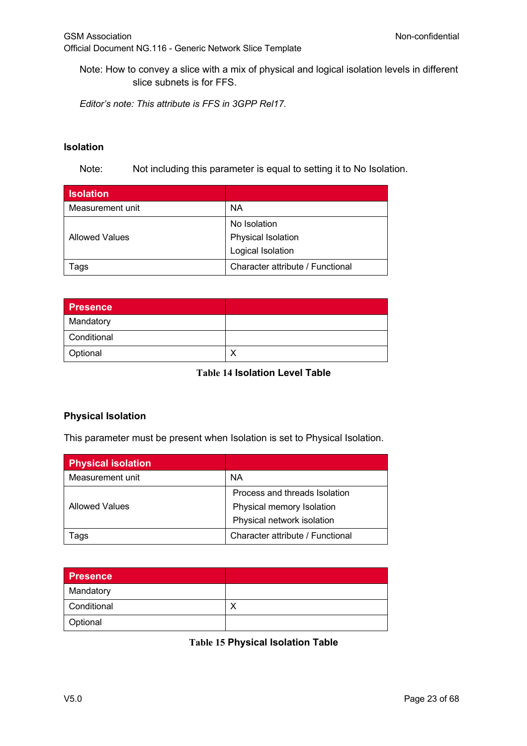Note: How to convey a slice with a mix of physical and logical isolation levels in different slice subnets is for FFS.

*Editor's note: This attribute is FFS in 3GPP Rel17.*

### Isolation

Note: Not including this parameter is equal to setting it to No Isolation.

| Isolation | |
|---|---|
| Measurement unit | NA |
| Allowed Values | No Isolation<br>Physical Isolation<br>Logical Isolation |
| Tags | Character attribute / Functional |

| Presence | |
|---|---|
| Mandatory | |
| Conditional | |
| Optional | X |

**Table 14 Isolation Level Table**

### Physical Isolation

This parameter must be present when Isolation is set to Physical Isolation.

| Physical isolation | |
|---|---|
| Measurement unit | NA |
| Allowed Values | Process and threads Isolation<br>Physical memory Isolation<br>Physical network isolation |
| Tags | Character attribute / Functional |

| Presence | |
|---|---|
| Mandatory | |
| Conditional | X |
| Optional | |

**Table 15 Physical Isolation Table**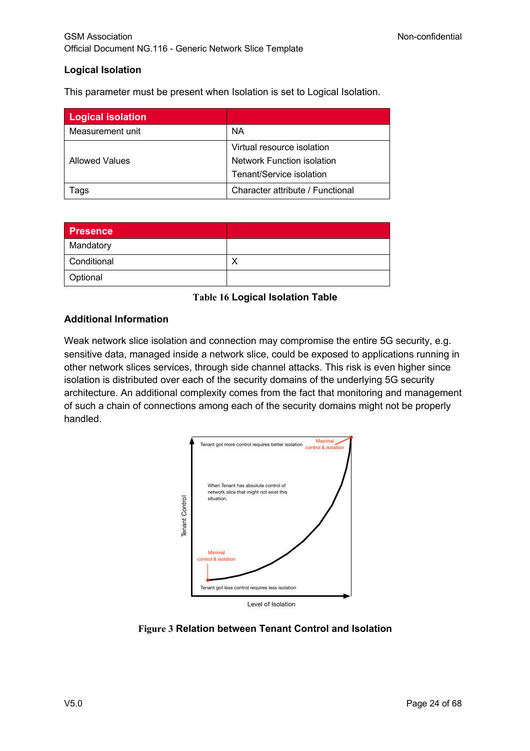### Logical Isolation

This parameter must be present when Isolation is set to Logical Isolation.

| Logical isolation | |
|---|---|
| Measurement unit | NA |
| Allowed Values | Virtual resource isolation<br>Network Function isolation<br>Tenant/Service isolation |
| Tags | Character attribute / Functional |

| Presence | |
|---|---|
| Mandatory | |
| Conditional | X |
| Optional | |

Table 16 **Logical Isolation Table**

### Additional Information

Weak network slice isolation and connection may compromise the entire 5G security, e.g. sensitive data, managed inside a network slice, could be exposed to applications running in other network slices services, through side channel attacks. This risk is even higher since isolation is distributed over each of the security domains of the underlying 5G security architecture. An additional complexity comes from the fact that monitoring and management of such a chain of connections among each of the security domains might not be properly handled.

Figure 3 **Relation between Tenant Control and Isolation**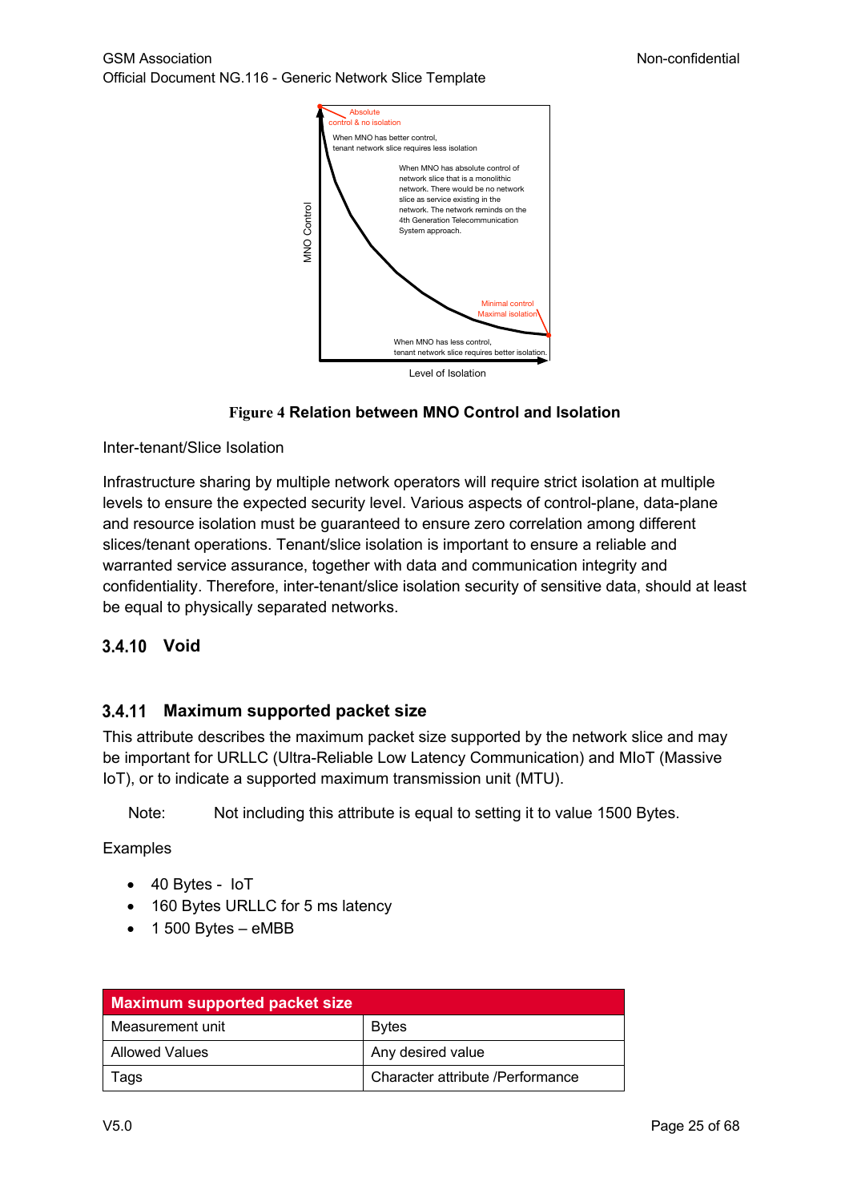Figure 4 **Relation between MNO Control and Isolation**

Inter-tenant/Slice Isolation

Infrastructure sharing by multiple network operators will require strict isolation at multiple levels to ensure the expected security level. Various aspects of control-plane, data-plane and resource isolation must be guaranteed to ensure zero correlation among different slices/tenant operations. Tenant/slice isolation is important to ensure a reliable and warranted service assurance, together with data and communication integrity and confidentiality. Therefore, inter-tenant/slice isolation security of sensitive data, should at least be equal to physically separated networks.

### 3.4.10 Void

### 3.4.11 Maximum supported packet size

This attribute describes the maximum packet size supported by the network slice and may be important for URLLC (Ultra-Reliable Low Latency Communication) and MIoT (Massive IoT), or to indicate a supported maximum transmission unit (MTU).

Note: Not including this attribute is equal to setting it to value 1500 Bytes.

Examples

- 40 Bytes - IoT
- 160 Bytes URLLC for 5 ms latency
- 1 500 Bytes – eMBB

| Maximum supported packet size | |
|---|---|
| Measurement unit | Bytes |
| Allowed Values | Any desired value |
| Tags | Character attribute /Performance |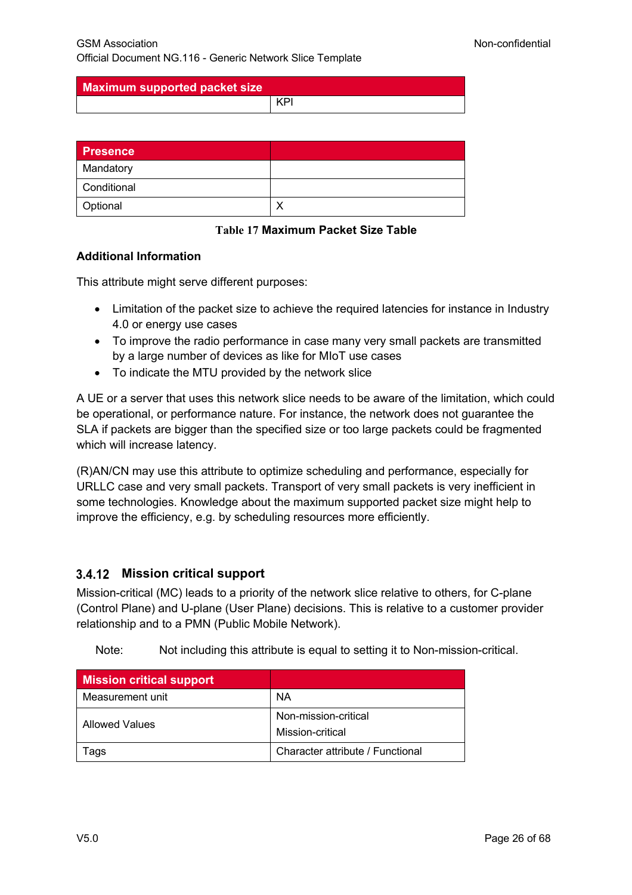| Maximum supported packet size | |
|---|---|
| | KPI |

| Presence | |
|---|---|
| Mandatory | |
| Conditional | |
| Optional | X |

**Table 17 Maximum Packet Size Table**

**Additional Information**

This attribute might serve different purposes:

- Limitation of the packet size to achieve the required latencies for instance in Industry 4.0 or energy use cases
- To improve the radio performance in case many very small packets are transmitted by a large number of devices as like for MIoT use cases
- To indicate the MTU provided by the network slice

A UE or a server that uses this network slice needs to be aware of the limitation, which could be operational, or performance nature. For instance, the network does not guarantee the SLA if packets are bigger than the specified size or too large packets could be fragmented which will increase latency.

(R)AN/CN may use this attribute to optimize scheduling and performance, especially for URLLC case and very small packets. Transport of very small packets is very inefficient in some technologies. Knowledge about the maximum supported packet size might help to improve the efficiency, e.g. by scheduling resources more efficiently.

### 3.4.12 Mission critical support

Mission-critical (MC) leads to a priority of the network slice relative to others, for C-plane (Control Plane) and U-plane (User Plane) decisions. This is relative to a customer provider relationship and to a PMN (Public Mobile Network).

Note: Not including this attribute is equal to setting it to Non-mission-critical.

| Mission critical support | |
|---|---|
| Measurement unit | NA |
| Allowed Values | Non-mission-critical<br>Mission-critical |
| Tags | Character attribute / Functional |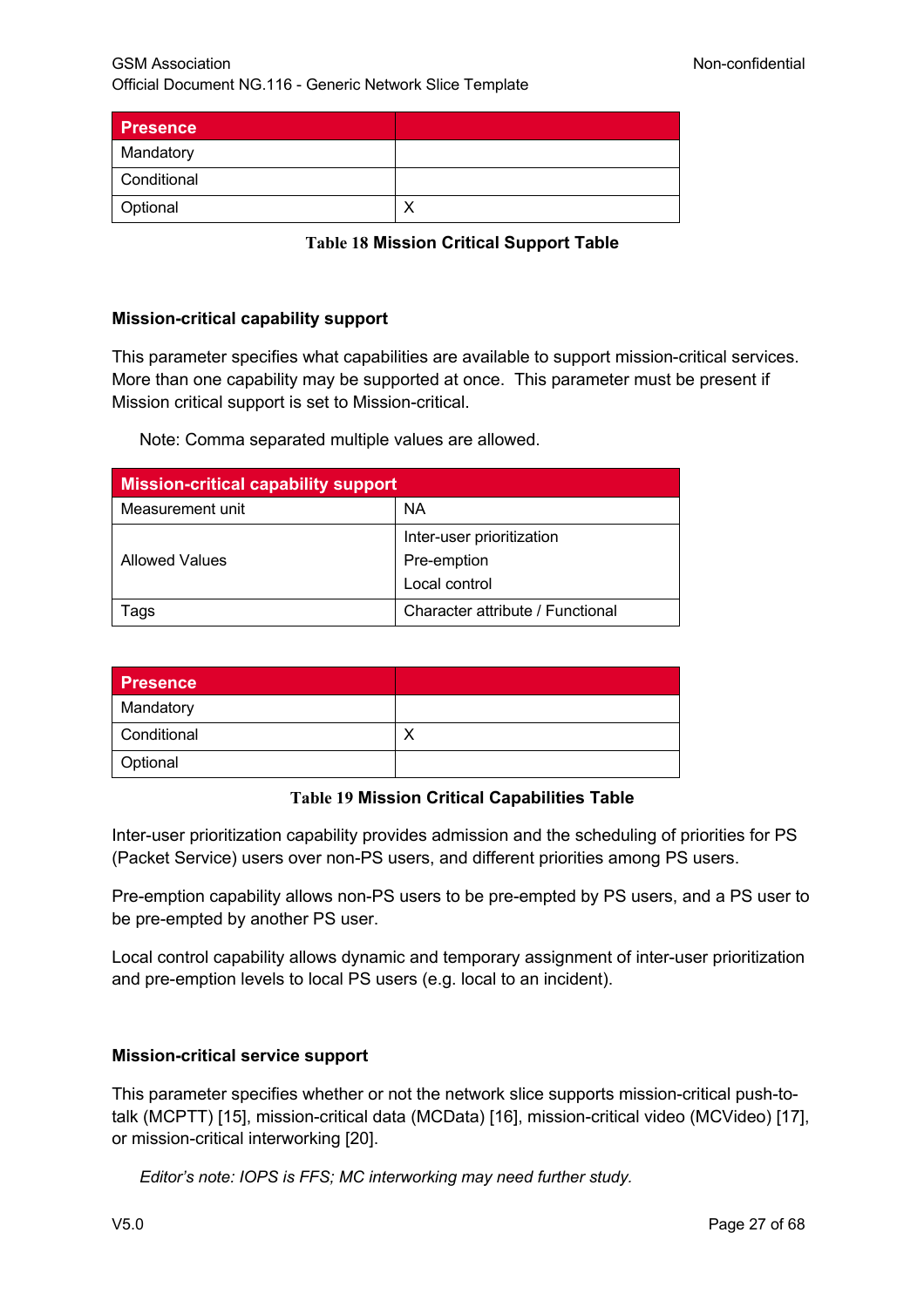| Presence | |
|---|---|
| Mandatory | |
| Conditional | |
| Optional | X |

**Table 18 Mission Critical Support Table**

### Mission-critical capability support

This parameter specifies what capabilities are available to support mission-critical services. More than one capability may be supported at once. This parameter must be present if Mission critical support is set to Mission-critical.

Note: Comma separated multiple values are allowed.

| Mission-critical capability support | |
|---|---|
| Measurement unit | NA |
| Allowed Values | Inter-user prioritization<br>Pre-emption<br>Local control |
| Tags | Character attribute / Functional |

| Presence | |
|---|---|
| Mandatory | |
| Conditional | X |
| Optional | |

**Table 19 Mission Critical Capabilities Table**

Inter-user prioritization capability provides admission and the scheduling of priorities for PS (Packet Service) users over non-PS users, and different priorities among PS users.

Pre-emption capability allows non-PS users to be pre-empted by PS users, and a PS user to be pre-empted by another PS user.

Local control capability allows dynamic and temporary assignment of inter-user prioritization and pre-emption levels to local PS users (e.g. local to an incident).

### Mission-critical service support

This parameter specifies whether or not the network slice supports mission-critical push-to-talk (MCPTT) [15], mission-critical data (MCData) [16], mission-critical video (MCVideo) [17], or mission-critical interworking [20].

*Editor's note: IOPS is FFS; MC interworking may need further study.*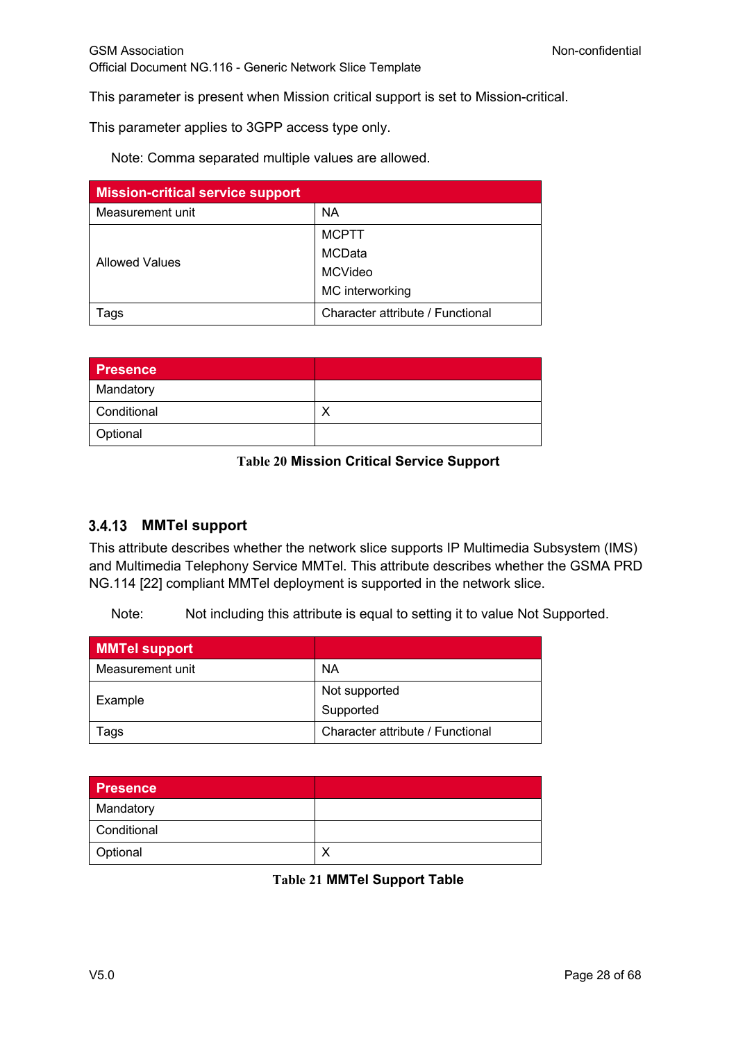This parameter is present when Mission critical support is set to Mission-critical.

This parameter applies to 3GPP access type only.

Note: Comma separated multiple values are allowed.

| Mission-critical service support | |
|---|---|
| Measurement unit | NA |
| Allowed Values | MCPTT<br>MCData<br>MCVideo<br>MC interworking |
| Tags | Character attribute / Functional |

| Presence | |
|---|---|
| Mandatory | |
| Conditional | X |
| Optional | |

**Table 20 Mission Critical Service Support**

### 3.4.13 MMTel support

This attribute describes whether the network slice supports IP Multimedia Subsystem (IMS) and Multimedia Telephony Service MMTel. This attribute describes whether the GSMA PRD NG.114 [22] compliant MMTel deployment is supported in the network slice.

Note: Not including this attribute is equal to setting it to value Not Supported.

| MMTel support | |
|---|---|
| Measurement unit | NA |
| Example | Not supported<br>Supported |
| Tags | Character attribute / Functional |

| Presence | |
|---|---|
| Mandatory | |
| Conditional | |
| Optional | X |

**Table 21 MMTel Support Table**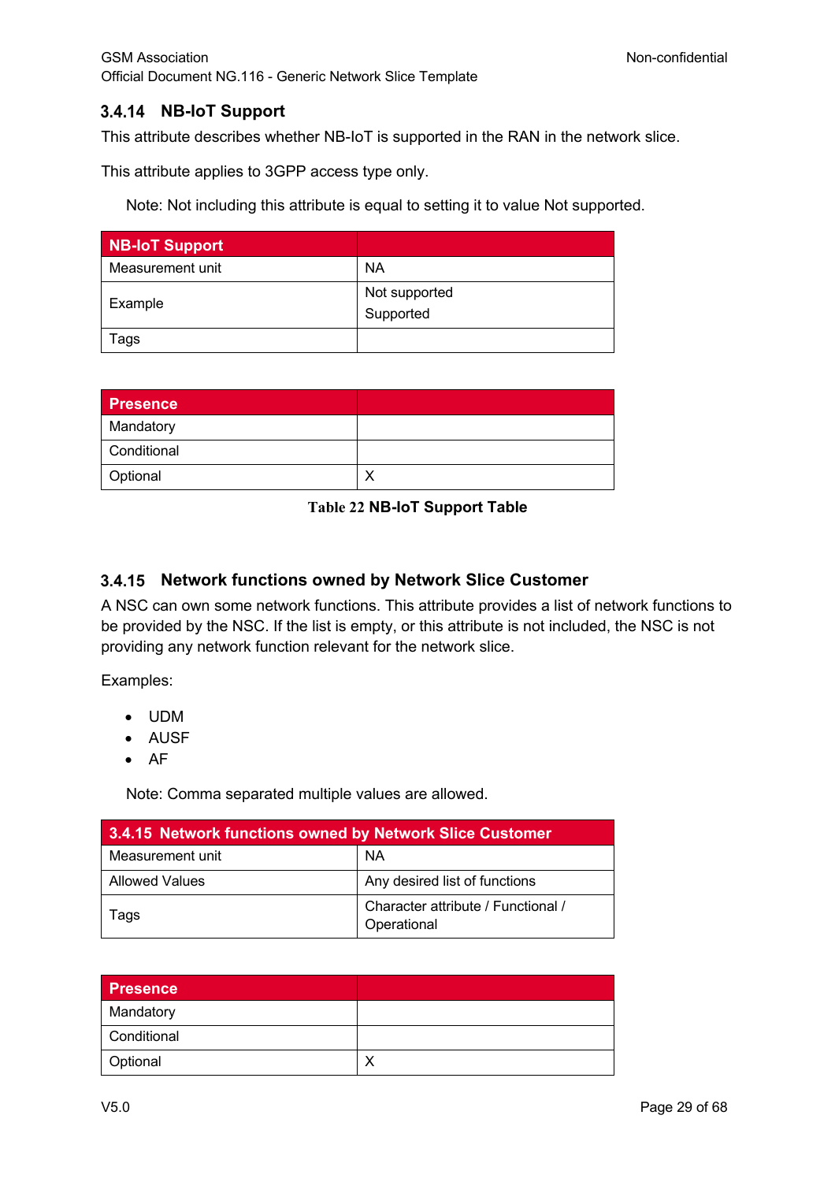### 3.4.14 NB-IoT Support

This attribute describes whether NB-IoT is supported in the RAN in the network slice.

This attribute applies to 3GPP access type only.

Note: Not including this attribute is equal to setting it to value Not supported.

| NB-IoT Support | |
|---|---|
| Measurement unit | NA |
| Example | Not supported<br>Supported |
| Tags | |

| Presence | |
|---|---|
| Mandatory | |
| Conditional | |
| Optional | X |

**Table 22 NB-IoT Support Table**

### 3.4.15 Network functions owned by Network Slice Customer

A NSC can own some network functions. This attribute provides a list of network functions to be provided by the NSC. If the list is empty, or this attribute is not included, the NSC is not providing any network function relevant for the network slice.

Examples:

- UDM
- AUSF
- AF

Note: Comma separated multiple values are allowed.

| 3.4.15 Network functions owned by Network Slice Customer | |
|---|---|
| Measurement unit | NA |
| Allowed Values | Any desired list of functions |
| Tags | Character attribute / Functional / Operational |

| Presence | |
|---|---|
| Mandatory | |
| Conditional | |
| Optional | X |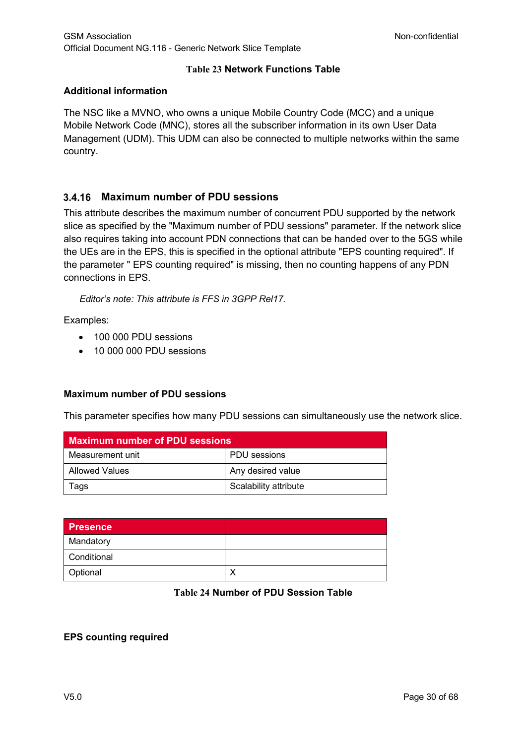**Table 23 Network Functions Table**

**Additional information**

The NSC like a MVNO, who owns a unique Mobile Country Code (MCC) and a unique Mobile Network Code (MNC), stores all the subscriber information in its own User Data Management (UDM). This UDM can also be connected to multiple networks within the same country.

### 3.4.16 Maximum number of PDU sessions

This attribute describes the maximum number of concurrent PDU supported by the network slice as specified by the "Maximum number of PDU sessions" parameter. If the network slice also requires taking into account PDN connections that can be handed over to the 5GS while the UEs are in the EPS, this is specified in the optional attribute "EPS counting required". If the parameter " EPS counting required" is missing, then no counting happens of any PDN connections in EPS.

*Editor's note: This attribute is FFS in 3GPP Rel17.*

Examples:

- 100 000 PDU sessions
- 10 000 000 PDU sessions

**Maximum number of PDU sessions**

This parameter specifies how many PDU sessions can simultaneously use the network slice.

| Maximum number of PDU sessions | |
|---|---|
| Measurement unit | PDU sessions |
| Allowed Values | Any desired value |
| Tags | Scalability attribute |

| Presence | |
|---|---|
| Mandatory | |
| Conditional | |
| Optional | X |

**Table 24 Number of PDU Session Table**

**EPS counting required**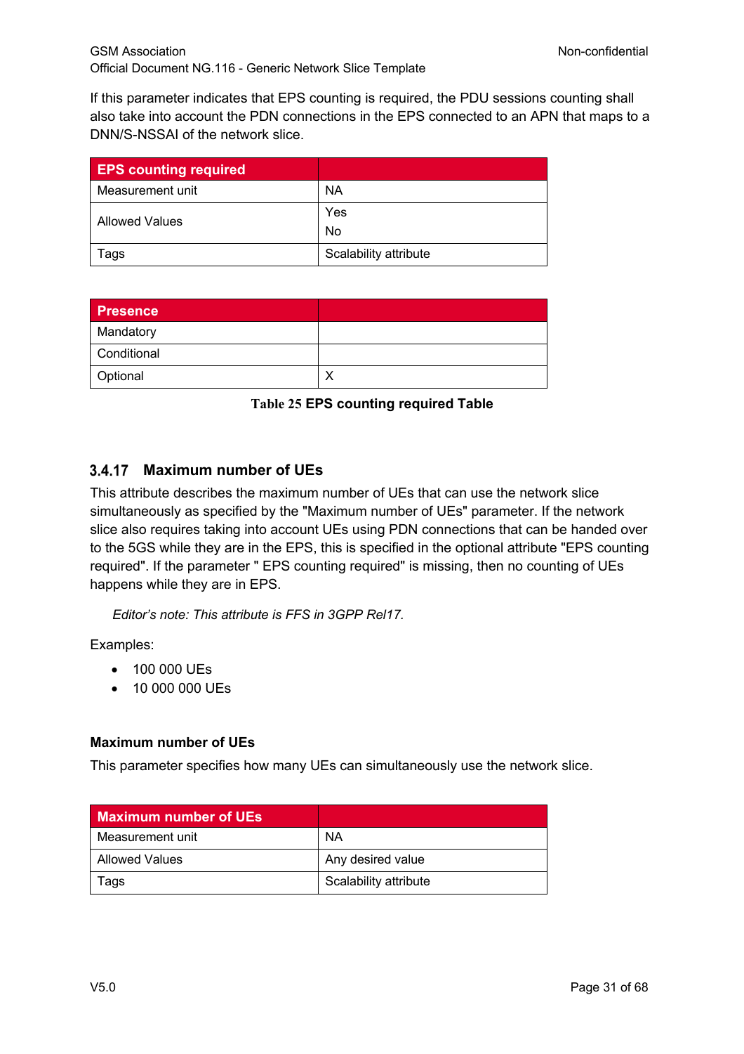If this parameter indicates that EPS counting is required, the PDU sessions counting shall also take into account the PDN connections in the EPS connected to an APN that maps to a DNN/S-NSSAI of the network slice.

| EPS counting required | |
|---|---|
| Measurement unit | NA |
| Allowed Values | Yes<br>No |
| Tags | Scalability attribute |

| Presence | |
|---|---|
| Mandatory | |
| Conditional | |
| Optional | X |

**Table 25 EPS counting required Table**

### 3.4.17 Maximum number of UEs

This attribute describes the maximum number of UEs that can use the network slice simultaneously as specified by the "Maximum number of UEs" parameter. If the network slice also requires taking into account UEs using PDN connections that can be handed over to the 5GS while they are in the EPS, this is specified in the optional attribute "EPS counting required". If the parameter " EPS counting required" is missing, then no counting of UEs happens while they are in EPS.

*Editor's note: This attribute is FFS in 3GPP Rel17.*

Examples:

- 100 000 UEs
- 10 000 000 UEs

**Maximum number of UEs**

This parameter specifies how many UEs can simultaneously use the network slice.

| Maximum number of UEs | |
|---|---|
| Measurement unit | NA |
| Allowed Values | Any desired value |
| Tags | Scalability attribute |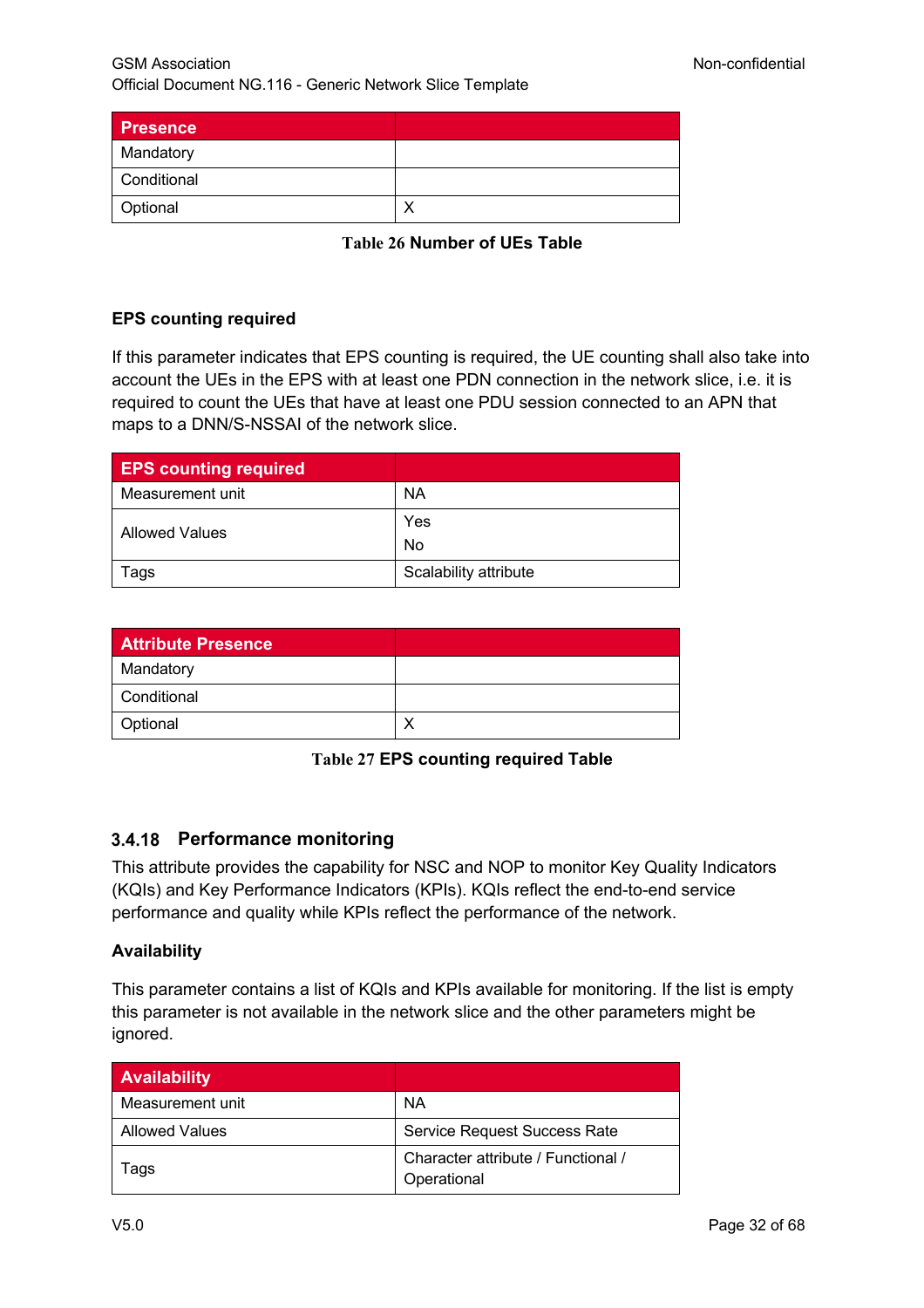| Presence | |
|---|---|
| Mandatory | |
| Conditional | |
| Optional | X |

**Table 26 Number of UEs Table**

**EPS counting required**

If this parameter indicates that EPS counting is required, the UE counting shall also take into account the UEs in the EPS with at least one PDN connection in the network slice, i.e. it is required to count the UEs that have at least one PDU session connected to an APN that maps to a DNN/S-NSSAI of the network slice.

| EPS counting required | |
|---|---|
| Measurement unit | NA |
| Allowed Values | Yes<br>No |
| Tags | Scalability attribute |

| Attribute Presence | |
|---|---|
| Mandatory | |
| Conditional | |
| Optional | X |

**Table 27 EPS counting required Table**

### 3.4.18 Performance monitoring

This attribute provides the capability for NSC and NOP to monitor Key Quality Indicators (KQIs) and Key Performance Indicators (KPIs). KQIs reflect the end-to-end service performance and quality while KPIs reflect the performance of the network.

**Availability**

This parameter contains a list of KQIs and KPIs available for monitoring. If the list is empty this parameter is not available in the network slice and the other parameters might be ignored.

| Availability | |
|---|---|
| Measurement unit | NA |
| Allowed Values | Service Request Success Rate |
| Tags | Character attribute / Functional / Operational |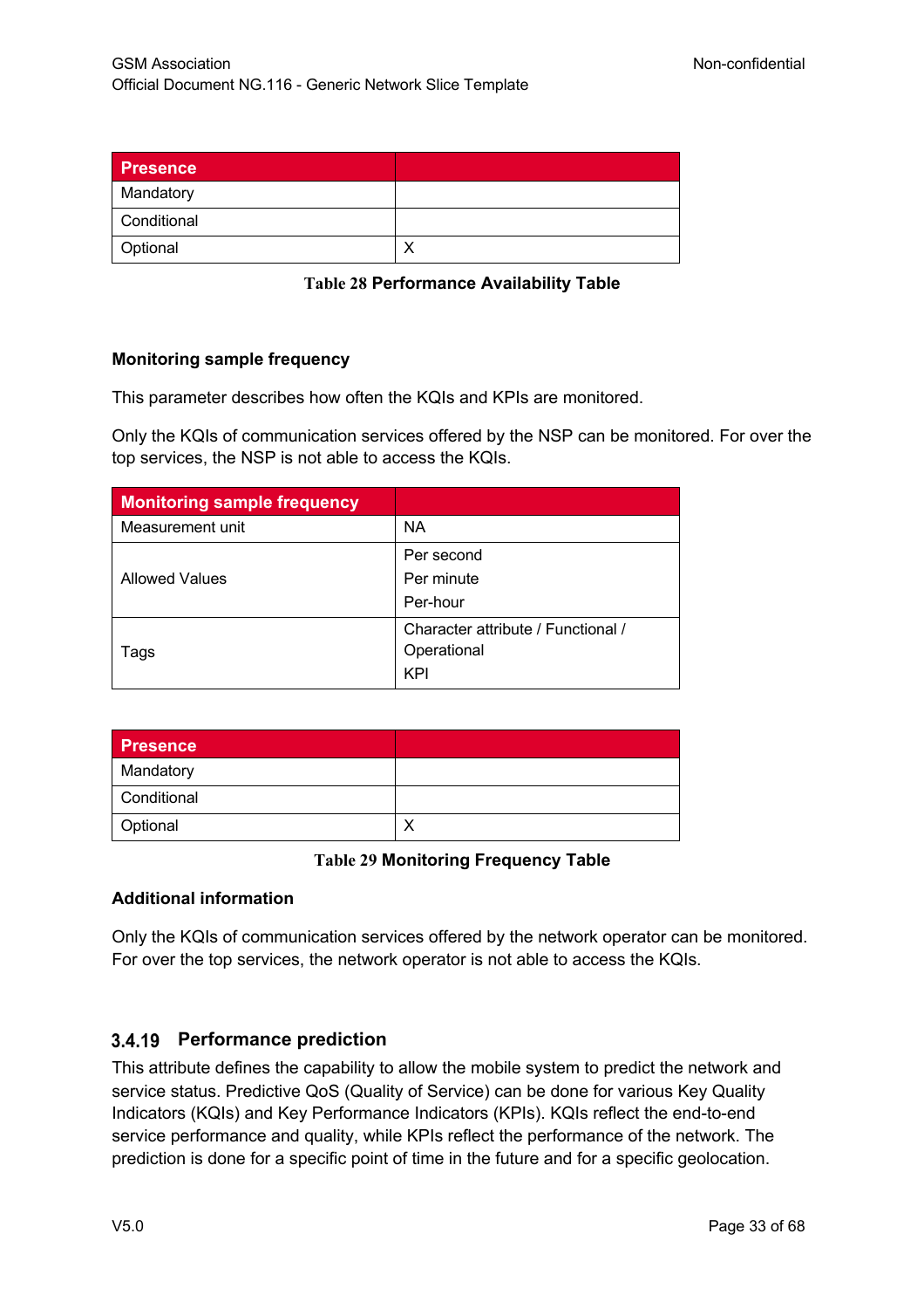| Presence | |
|---|---|
| Mandatory | |
| Conditional | |
| Optional | X |

**Table 28 Performance Availability Table**

**Monitoring sample frequency**

This parameter describes how often the KQIs and KPIs are monitored.

Only the KQIs of communication services offered by the NSP can be monitored. For over the top services, the NSP is not able to access the KQIs.

| Monitoring sample frequency | |
|---|---|
| Measurement unit | NA |
| Allowed Values | Per second<br>Per minute<br>Per-hour |
| Tags | Character attribute / Functional / Operational<br>KPI |

| Presence | |
|---|---|
| Mandatory | |
| Conditional | |
| Optional | X |

**Table 29 Monitoring Frequency Table**

**Additional information**

Only the KQIs of communication services offered by the network operator can be monitored. For over the top services, the network operator is not able to access the KQIs.

### 3.4.19 Performance prediction

This attribute defines the capability to allow the mobile system to predict the network and service status. Predictive QoS (Quality of Service) can be done for various Key Quality Indicators (KQIs) and Key Performance Indicators (KPIs). KQIs reflect the end-to-end service performance and quality, while KPIs reflect the performance of the network. The prediction is done for a specific point of time in the future and for a specific geolocation.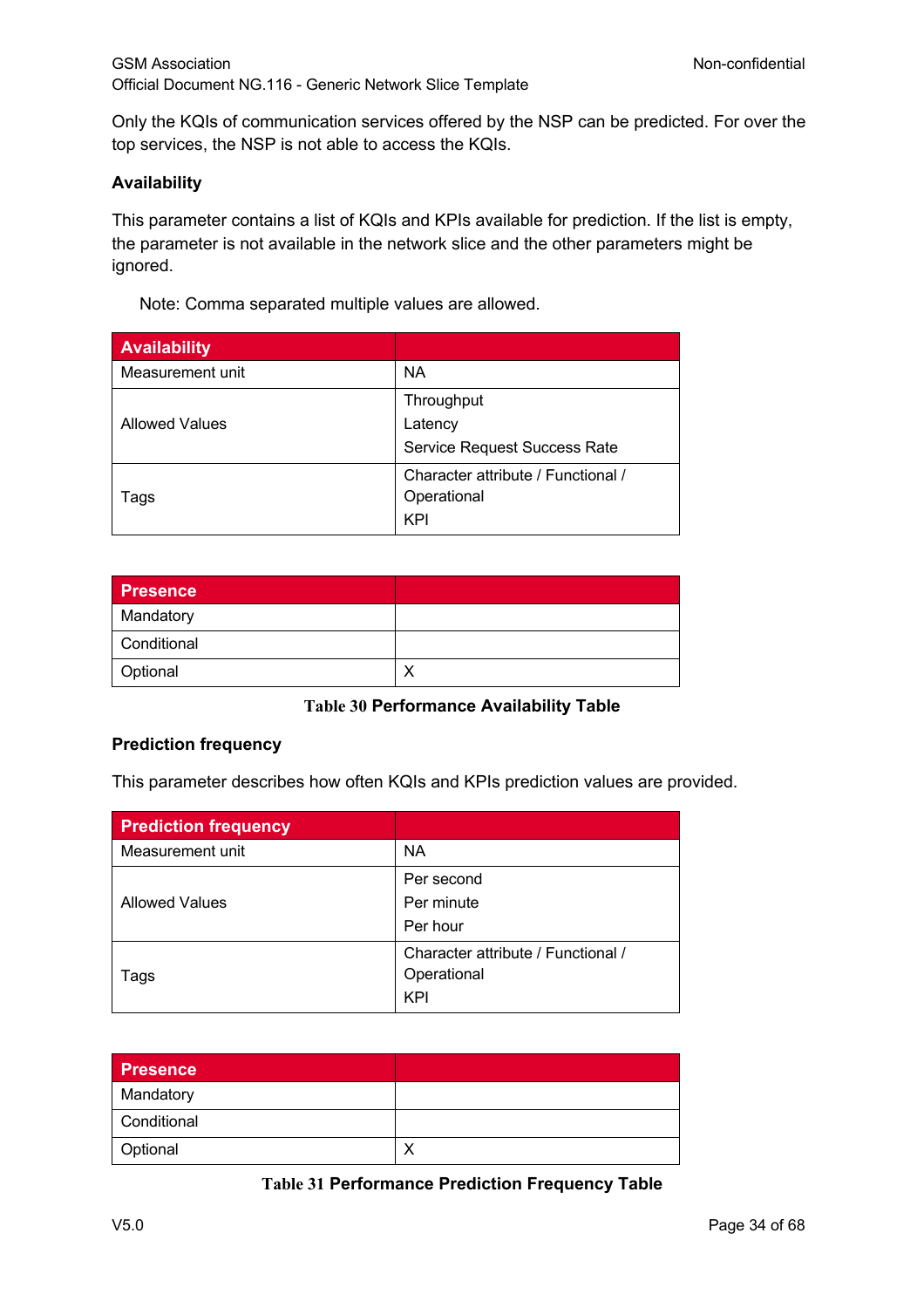Only the KQIs of communication services offered by the NSP can be predicted. For over the top services, the NSP is not able to access the KQIs.

**Availability**

This parameter contains a list of KQIs and KPIs available for prediction. If the list is empty, the parameter is not available in the network slice and the other parameters might be ignored.

Note: Comma separated multiple values are allowed.

| Availability | |
|---|---|
| Measurement unit | NA |
| Allowed Values | Throughput<br>Latency<br>Service Request Success Rate |
| Tags | Character attribute / Functional / Operational<br>KPI |

| Presence | |
|---|---|
| Mandatory | |
| Conditional | |
| Optional | X |

**Table 30 Performance Availability Table**

**Prediction frequency**

This parameter describes how often KQIs and KPIs prediction values are provided.

| Prediction frequency | |
|---|---|
| Measurement unit | NA |
| Allowed Values | Per second<br>Per minute<br>Per hour |
| Tags | Character attribute / Functional / Operational<br>KPI |

| Presence | |
|---|---|
| Mandatory | |
| Conditional | |
| Optional | X |

**Table 31 Performance Prediction Frequency Table**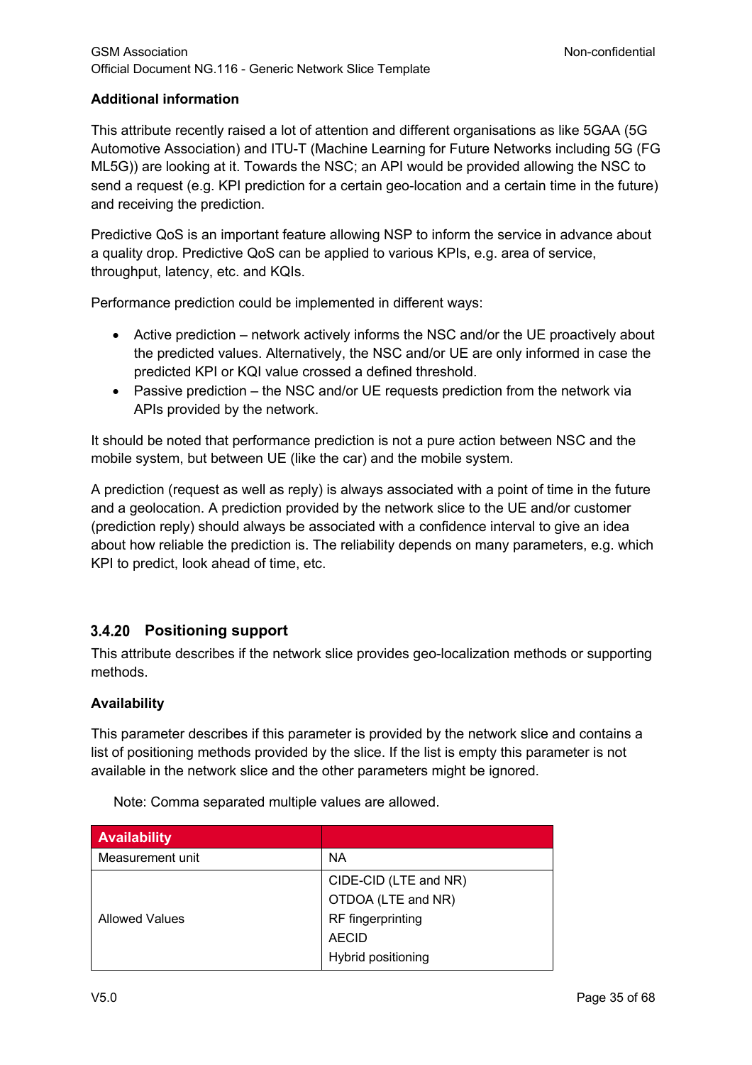**Additional information**

This attribute recently raised a lot of attention and different organisations as like 5GAA (5G Automotive Association) and ITU-T (Machine Learning for Future Networks including 5G (FG ML5G)) are looking at it. Towards the NSC; an API would be provided allowing the NSC to send a request (e.g. KPI prediction for a certain geo-location and a certain time in the future) and receiving the prediction.

Predictive QoS is an important feature allowing NSP to inform the service in advance about a quality drop. Predictive QoS can be applied to various KPIs, e.g. area of service, throughput, latency, etc. and KQIs.

Performance prediction could be implemented in different ways:

- Active prediction – network actively informs the NSC and/or the UE proactively about the predicted values. Alternatively, the NSC and/or UE are only informed in case the predicted KPI or KQI value crossed a defined threshold.
- Passive prediction – the NSC and/or UE requests prediction from the network via APIs provided by the network.

It should be noted that performance prediction is not a pure action between NSC and the mobile system, but between UE (like the car) and the mobile system.

A prediction (request as well as reply) is always associated with a point of time in the future and a geolocation. A prediction provided by the network slice to the UE and/or customer (prediction reply) should always be associated with a confidence interval to give an idea about how reliable the prediction is. The reliability depends on many parameters, e.g. which KPI to predict, look ahead of time, etc.

### 3.4.20 Positioning support

This attribute describes if the network slice provides geo-localization methods or supporting methods.

**Availability**

This parameter describes if this parameter is provided by the network slice and contains a list of positioning methods provided by the slice. If the list is empty this parameter is not available in the network slice and the other parameters might be ignored.

Note: Comma separated multiple values are allowed.

| Availability | |
|---|---|
| Measurement unit | NA |
| Allowed Values | CIDE-CID (LTE and NR)<br>OTDOA (LTE and NR)<br>RF fingerprinting<br>AECID<br>Hybrid positioning |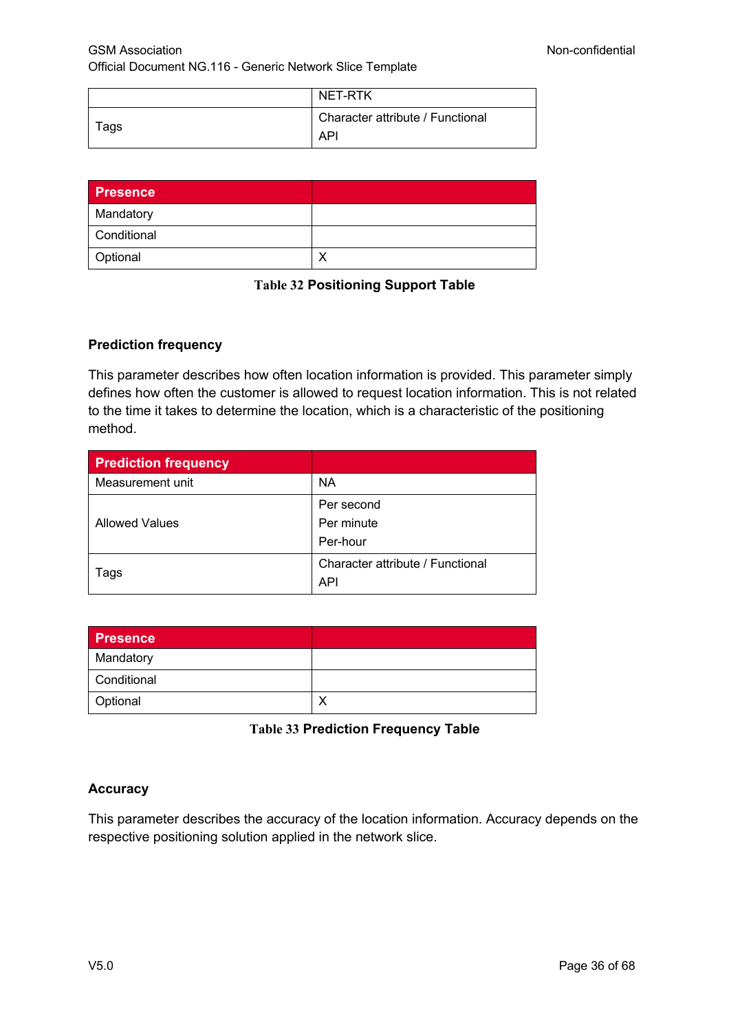| | NET-RTK |
| --- | --- |
| Tags | Character attribute / Functional<br>API |

| Presence | |
| --- | --- |
| Mandatory | |
| Conditional | |
| Optional | X |

**Table 32 Positioning Support Table**

### Prediction frequency

This parameter describes how often location information is provided. This parameter simply defines how often the customer is allowed to request location information. This is not related to the time it takes to determine the location, which is a characteristic of the positioning method.

| Prediction frequency | |
| --- | --- |
| Measurement unit | NA |
| Allowed Values | Per second<br>Per minute<br>Per-hour |
| Tags | Character attribute / Functional<br>API |

| Presence | |
| --- | --- |
| Mandatory | |
| Conditional | |
| Optional | X |

**Table 33 Prediction Frequency Table**

### Accuracy

This parameter describes the accuracy of the location information. Accuracy depends on the respective positioning solution applied in the network slice.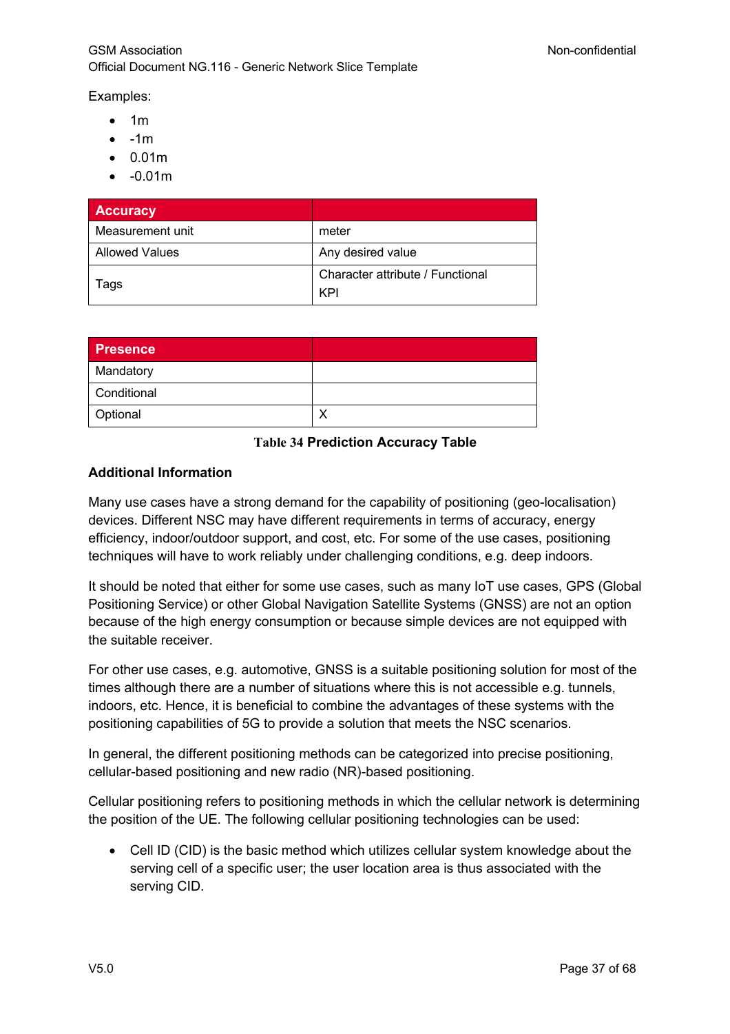Examples:

- 1m
- -1m
- 0.01m
- -0.01m

| Accuracy | |
|---|---|
| Measurement unit | meter |
| Allowed Values | Any desired value |
| Tags | Character attribute / Functional KPI |

| Presence | |
|---|---|
| Mandatory | |
| Conditional | |
| Optional | X |

**Table 34 Prediction Accuracy Table**

**Additional Information**

Many use cases have a strong demand for the capability of positioning (geo-localisation) devices. Different NSC may have different requirements in terms of accuracy, energy efficiency, indoor/outdoor support, and cost, etc. For some of the use cases, positioning techniques will have to work reliably under challenging conditions, e.g. deep indoors.

It should be noted that either for some use cases, such as many IoT use cases, GPS (Global Positioning Service) or other Global Navigation Satellite Systems (GNSS) are not an option because of the high energy consumption or because simple devices are not equipped with the suitable receiver.

For other use cases, e.g. automotive, GNSS is a suitable positioning solution for most of the times although there are a number of situations where this is not accessible e.g. tunnels, indoors, etc. Hence, it is beneficial to combine the advantages of these systems with the positioning capabilities of 5G to provide a solution that meets the NSC scenarios.

In general, the different positioning methods can be categorized into precise positioning, cellular-based positioning and new radio (NR)-based positioning.

Cellular positioning refers to positioning methods in which the cellular network is determining the position of the UE. The following cellular positioning technologies can be used:

- Cell ID (CID) is the basic method which utilizes cellular system knowledge about the serving cell of a specific user; the user location area is thus associated with the serving CID.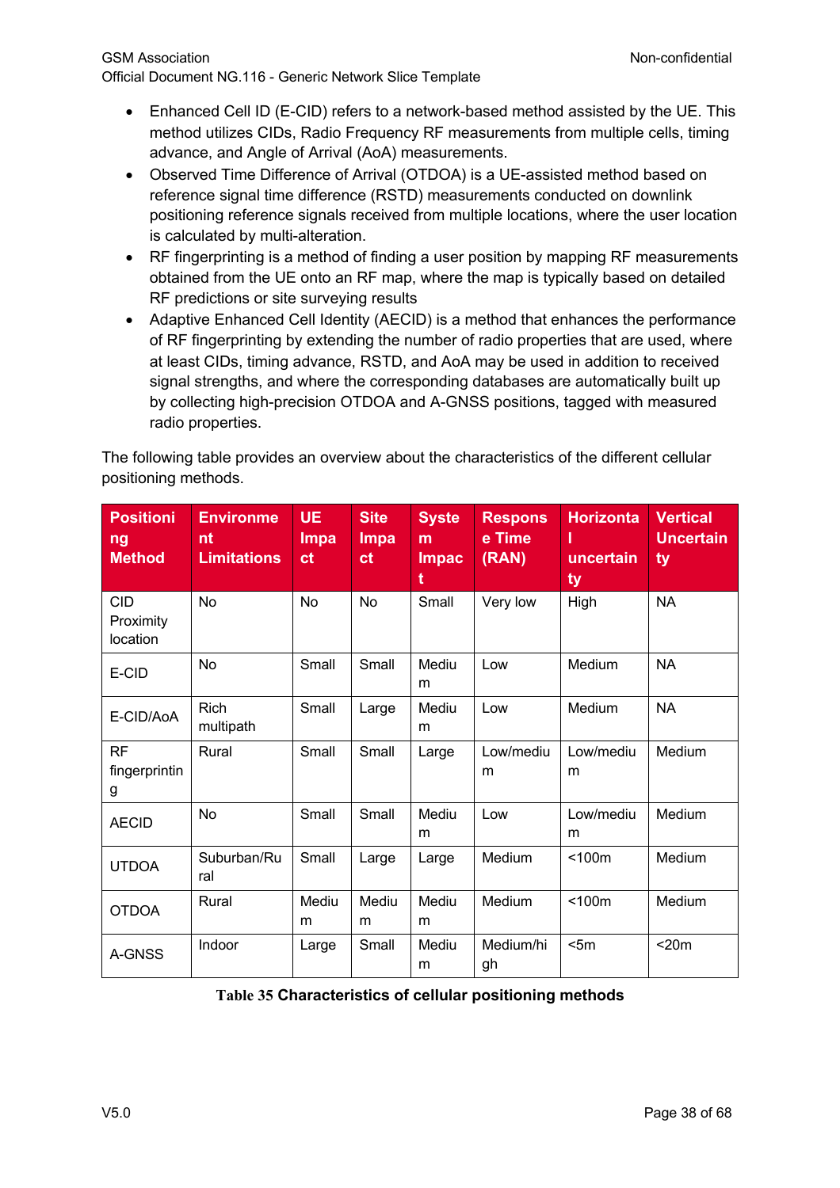- Enhanced Cell ID (E-CID) refers to a network-based method assisted by the UE. This method utilizes CIDs, Radio Frequency RF measurements from multiple cells, timing advance, and Angle of Arrival (AoA) measurements.
- Observed Time Difference of Arrival (OTDOA) is a UE-assisted method based on reference signal time difference (RSTD) measurements conducted on downlink positioning reference signals received from multiple locations, where the user location is calculated by multi-alteration.
- RF fingerprinting is a method of finding a user position by mapping RF measurements obtained from the UE onto an RF map, where the map is typically based on detailed RF predictions or site surveying results
- Adaptive Enhanced Cell Identity (AECID) is a method that enhances the performance of RF fingerprinting by extending the number of radio properties that are used, where at least CIDs, timing advance, RSTD, and AoA may be used in addition to received signal strengths, and where the corresponding databases are automatically built up by collecting high-precision OTDOA and A-GNSS positions, tagged with measured radio properties.

The following table provides an overview about the characteristics of the different cellular positioning methods.

| Positioning Method | Environment Limitations | UE Impact | Site Impact | System Impact | Response Time (RAN) | Horizontal uncertainty | Vertical Uncertainty |
|---|---|---|---|---|---|---|---|
| CID Proximity location | No | No | No | Small | Very low | High | NA |
| E-CID | No | Small | Small | Medium | Low | Medium | NA |
| E-CID/AoA | Rich multipath | Small | Large | Medium | Low | Medium | NA |
| RF fingerprinting | Rural | Small | Small | Large | Low/medium | Low/medium | Medium |
| AECID | No | Small | Small | Medium | Low | Low/medium | Medium |
| UTDOA | Suburban/Rural | Small | Large | Large | Medium | <100m | Medium |
| OTDOA | Rural | Medium | Medium | Medium | Medium | <100m | Medium |
| A-GNSS | Indoor | Large | Small | Medium | Medium/high | <5m | <20m |

**Table 35 Characteristics of cellular positioning methods**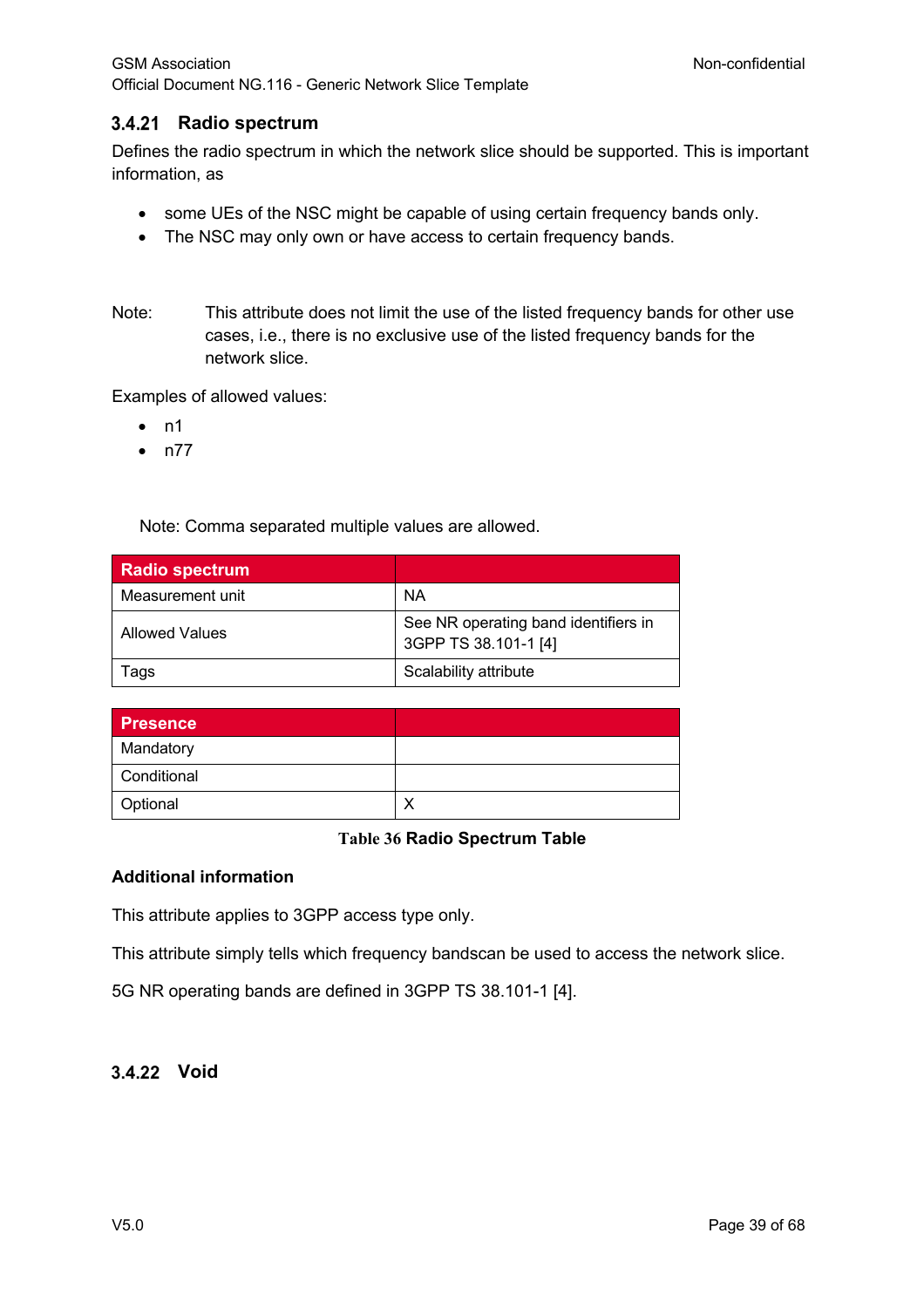### 3.4.21 Radio spectrum

Defines the radio spectrum in which the network slice should be supported. This is important information, as

- some UEs of the NSC might be capable of using certain frequency bands only.
- The NSC may only own or have access to certain frequency bands.

Note: This attribute does not limit the use of the listed frequency bands for other use cases, i.e., there is no exclusive use of the listed frequency bands for the network slice.

Examples of allowed values:

- n1
- n77

Note: Comma separated multiple values are allowed.

| Radio spectrum | |
|---|---|
| Measurement unit | NA |
| Allowed Values | See NR operating band identifiers in 3GPP TS 38.101-1 [4] |
| Tags | Scalability attribute |

| Presence | |
|---|---|
| Mandatory | |
| Conditional | |
| Optional | X |

**Table 36 Radio Spectrum Table**

**Additional information**

This attribute applies to 3GPP access type only.

This attribute simply tells which frequency bandscan be used to access the network slice.

5G NR operating bands are defined in 3GPP TS 38.101-1 [4].

### 3.4.22 Void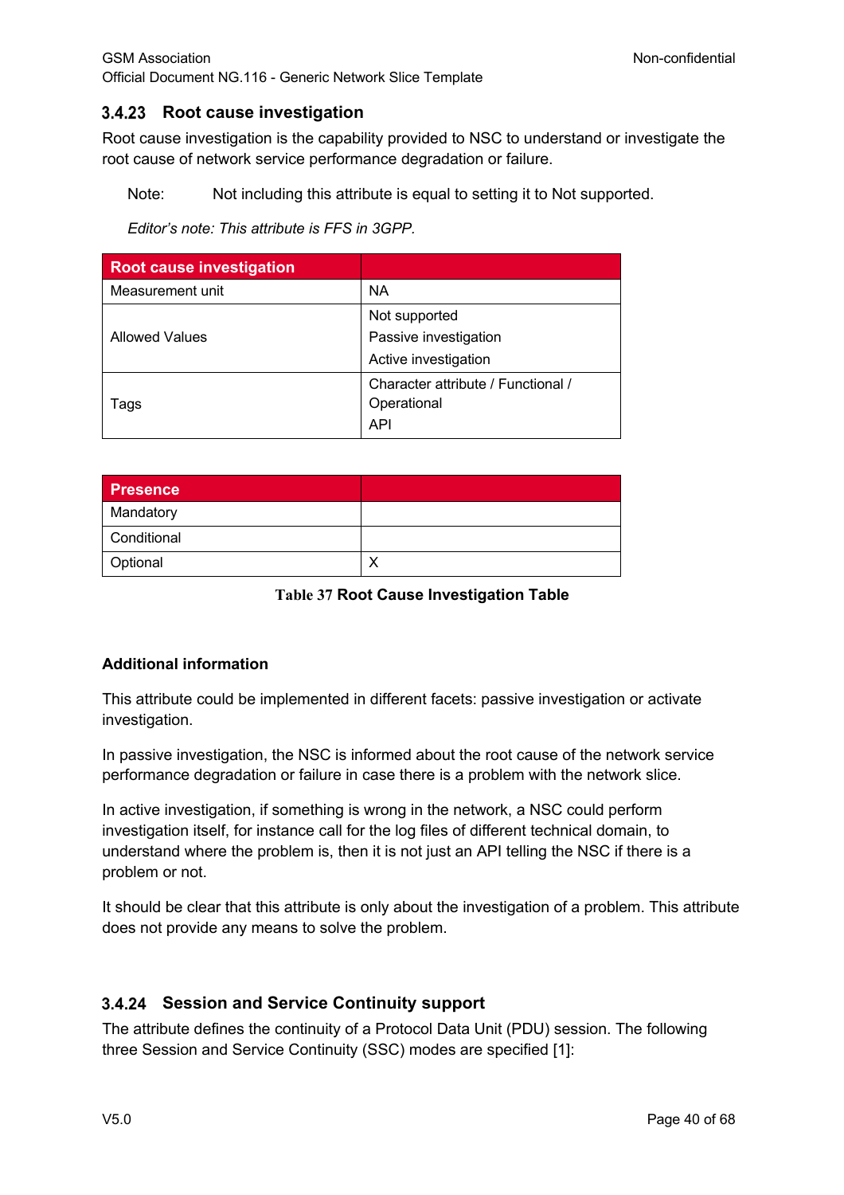### 3.4.23 Root cause investigation

Root cause investigation is the capability provided to NSC to understand or investigate the root cause of network service performance degradation or failure.

Note: Not including this attribute is equal to setting it to Not supported.

*Editor's note: This attribute is FFS in 3GPP.*

| Root cause investigation | |
|---|---|
| Measurement unit | NA |
| Allowed Values | Not supported<br>Passive investigation<br>Active investigation |
| Tags | Character attribute / Functional / Operational<br>API |

| Presence | |
|---|---|
| Mandatory | |
| Conditional | |
| Optional | X |

**Table 37 Root Cause Investigation Table**

**Additional information**

This attribute could be implemented in different facets: passive investigation or activate investigation.

In passive investigation, the NSC is informed about the root cause of the network service performance degradation or failure in case there is a problem with the network slice.

In active investigation, if something is wrong in the network, a NSC could perform investigation itself, for instance call for the log files of different technical domain, to understand where the problem is, then it is not just an API telling the NSC if there is a problem or not.

It should be clear that this attribute is only about the investigation of a problem. This attribute does not provide any means to solve the problem.

### 3.4.24 Session and Service Continuity support

The attribute defines the continuity of a Protocol Data Unit (PDU) session. The following three Session and Service Continuity (SSC) modes are specified [1]: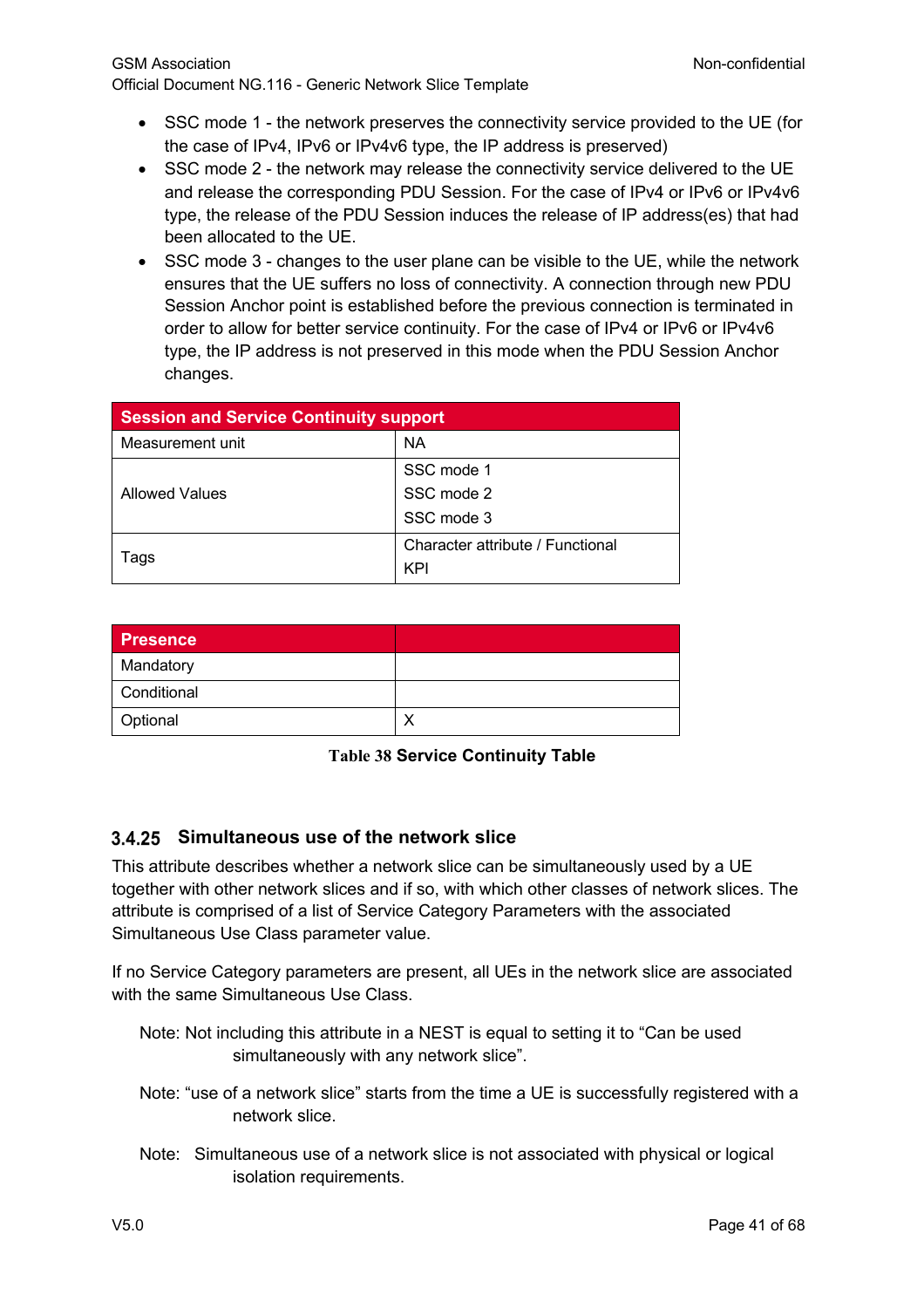- SSC mode 1 - the network preserves the connectivity service provided to the UE (for the case of IPv4, IPv6 or IPv4v6 type, the IP address is preserved)
- SSC mode 2 - the network may release the connectivity service delivered to the UE and release the corresponding PDU Session. For the case of IPv4 or IPv6 or IPv4v6 type, the release of the PDU Session induces the release of IP address(es) that had been allocated to the UE.
- SSC mode 3 - changes to the user plane can be visible to the UE, while the network ensures that the UE suffers no loss of connectivity. A connection through new PDU Session Anchor point is established before the previous connection is terminated in order to allow for better service continuity. For the case of IPv4 or IPv6 or IPv4v6 type, the IP address is not preserved in this mode when the PDU Session Anchor changes.

| Session and Service Continuity support | |
|---|---|
| Measurement unit | NA |
| Allowed Values | SSC mode 1<br>SSC mode 2<br>SSC mode 3 |
| Tags | Character attribute / Functional<br>KPI |

| Presence | |
|---|---|
| Mandatory | |
| Conditional | |
| Optional | X |

**Table 38 Service Continuity Table**

### 3.4.25 Simultaneous use of the network slice

This attribute describes whether a network slice can be simultaneously used by a UE together with other network slices and if so, with which other classes of network slices. The attribute is comprised of a list of Service Category Parameters with the associated Simultaneous Use Class parameter value.

If no Service Category parameters are present, all UEs in the network slice are associated with the same Simultaneous Use Class.

> Note: Not including this attribute in a NEST is equal to setting it to “Can be used simultaneously with any network slice”.

> Note: “use of a network slice” starts from the time a UE is successfully registered with a network slice.

> Note: Simultaneous use of a network slice is not associated with physical or logical isolation requirements.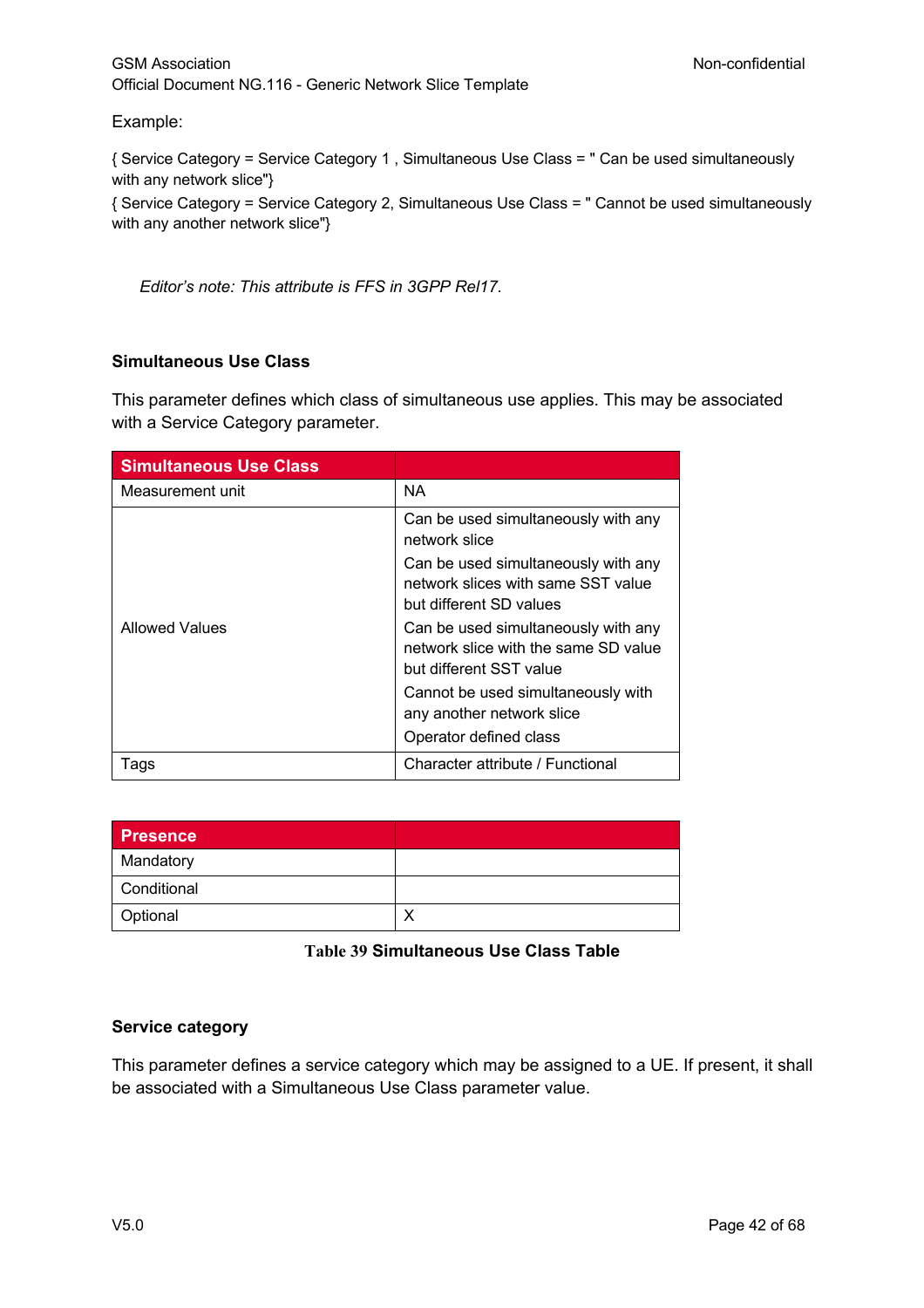Example:

{ Service Category = Service Category 1 , Simultaneous Use Class = " Can be used simultaneously with any network slice"}

{ Service Category = Service Category 2, Simultaneous Use Class = " Cannot be used simultaneously with any another network slice"}

*Editor's note: This attribute is FFS in 3GPP Rel17.*

#### Simultaneous Use Class

This parameter defines which class of simultaneous use applies. This may be associated with a Service Category parameter.

| Simultaneous Use Class | |
|---|---|
| Measurement unit | NA |
| Allowed Values | Can be used simultaneously with any network slice<br>Can be used simultaneously with any network slices with same SST value but different SD values<br>Can be used simultaneously with any network slice with the same SD value but different SST value<br>Cannot be used simultaneously with any another network slice<br>Operator defined class |
| Tags | Character attribute / Functional |

| Presence | |
|---|---|
| Mandatory | |
| Conditional | |
| Optional | X |

**Table 39 Simultaneous Use Class Table**

#### Service category

This parameter defines a service category which may be assigned to a UE. If present, it shall be associated with a Simultaneous Use Class parameter value.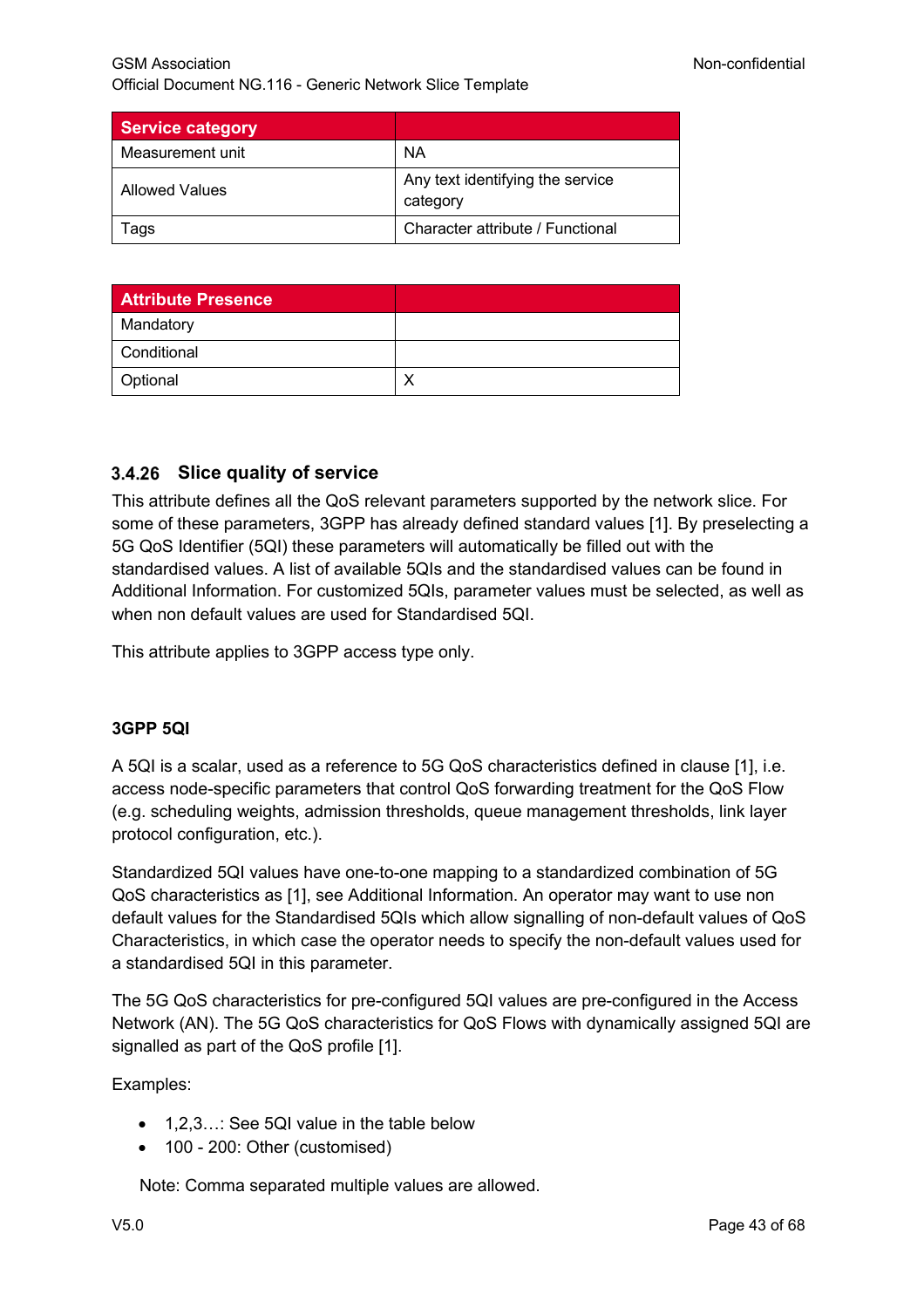| Service category | |
|---|---|
| Measurement unit | NA |
| Allowed Values | Any text identifying the service category |
| Tags | Character attribute / Functional |

| Attribute Presence | |
|---|---|
| Mandatory | |
| Conditional | |
| Optional | X |

### 3.4.26 Slice quality of service

This attribute defines all the QoS relevant parameters supported by the network slice. For some of these parameters, 3GPP has already defined standard values [1]. By preselecting a 5G QoS Identifier (5QI) these parameters will automatically be filled out with the standardised values. A list of available 5QIs and the standardised values can be found in Additional Information. For customized 5QIs, parameter values must be selected, as well as when non default values are used for Standardised 5QI.

This attribute applies to 3GPP access type only.

**3GPP 5QI**

A 5QI is a scalar, used as a reference to 5G QoS characteristics defined in clause [1], i.e. access node-specific parameters that control QoS forwarding treatment for the QoS Flow (e.g. scheduling weights, admission thresholds, queue management thresholds, link layer protocol configuration, etc.).

Standardized 5QI values have one-to-one mapping to a standardized combination of 5G QoS characteristics as [1], see Additional Information. An operator may want to use non default values for the Standardised 5QIs which allow signalling of non-default values of QoS Characteristics, in which case the operator needs to specify the non-default values used for a standardised 5QI in this parameter.

The 5G QoS characteristics for pre-configured 5QI values are pre-configured in the Access Network (AN). The 5G QoS characteristics for QoS Flows with dynamically assigned 5QI are signalled as part of the QoS profile [1].

Examples:

- 1,2,3…: See 5QI value in the table below
- 100 - 200: Other (customised)

Note: Comma separated multiple values are allowed.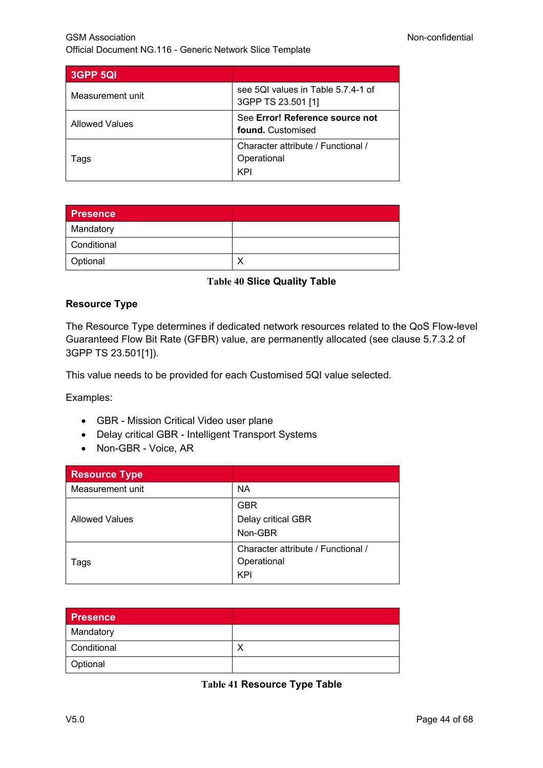| 3GPP 5QI | |
|---|---|
| Measurement unit | see 5QI values in Table 5.7.4-1 of 3GPP TS 23.501 [1] |
| Allowed Values | See **Error! Reference source not found.** Customised |
| Tags | Character attribute / Functional / Operational<br>KPI |

| Presence | |
|---|---|
| Mandatory | |
| Conditional | |
| Optional | X |

**Table 40 Slice Quality Table**

#### Resource Type

The Resource Type determines if dedicated network resources related to the QoS Flow-level Guaranteed Flow Bit Rate (GFBR) value, are permanently allocated (see clause 5.7.3.2 of 3GPP TS 23.501[1]).

This value needs to be provided for each Customised 5QI value selected.

Examples:

- GBR - Mission Critical Video user plane
- Delay critical GBR - Intelligent Transport Systems
- Non-GBR - Voice, AR

| Resource Type | |
|---|---|
| Measurement unit | NA |
| Allowed Values | GBR<br>Delay critical GBR<br>Non-GBR |
| Tags | Character attribute / Functional / Operational<br>KPI |

| Presence | |
|---|---|
| Mandatory | |
| Conditional | X |
| Optional | |

**Table 41 Resource Type Table**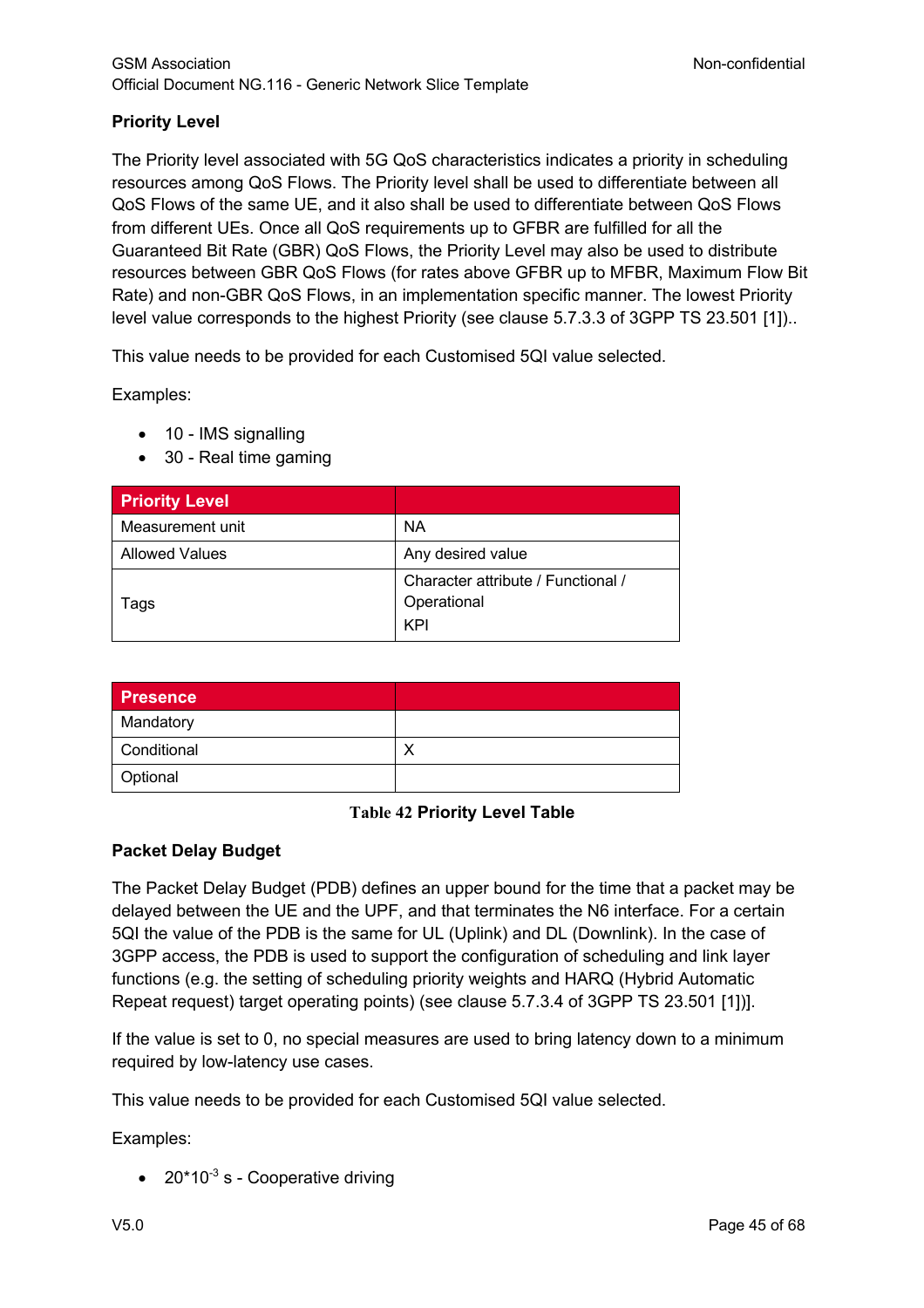### Priority Level

The Priority level associated with 5G QoS characteristics indicates a priority in scheduling resources among QoS Flows. The Priority level shall be used to differentiate between all QoS Flows of the same UE, and it also shall be used to differentiate between QoS Flows from different UEs. Once all QoS requirements up to GFBR are fulfilled for all the Guaranteed Bit Rate (GBR) QoS Flows, the Priority Level may also be used to distribute resources between GBR QoS Flows (for rates above GFBR up to MFBR, Maximum Flow Bit Rate) and non-GBR QoS Flows, in an implementation specific manner. The lowest Priority level value corresponds to the highest Priority (see clause 5.7.3.3 of 3GPP TS 23.501 [1])..

This value needs to be provided for each Customised 5QI value selected.

Examples:

- 10 - IMS signalling
- 30 - Real time gaming

| Priority Level | |
|---|---|
| Measurement unit | NA |
| Allowed Values | Any desired value |
| Tags | Character attribute / Functional / Operational<br>KPI |

| Presence | |
|---|---|
| Mandatory | |
| Conditional | X |
| Optional | |

**Table 42 Priority Level Table**

### Packet Delay Budget

The Packet Delay Budget (PDB) defines an upper bound for the time that a packet may be delayed between the UE and the UPF, and that terminates the N6 interface. For a certain 5QI the value of the PDB is the same for UL (Uplink) and DL (Downlink). In the case of 3GPP access, the PDB is used to support the configuration of scheduling and link layer functions (e.g. the setting of scheduling priority weights and HARQ (Hybrid Automatic Repeat request) target operating points) (see clause 5.7.3.4 of 3GPP TS 23.501 [1])].

If the value is set to 0, no special measures are used to bring latency down to a minimum required by low-latency use cases.

This value needs to be provided for each Customised 5QI value selected.

Examples:

- $20*10^{-3}$ s - Cooperative driving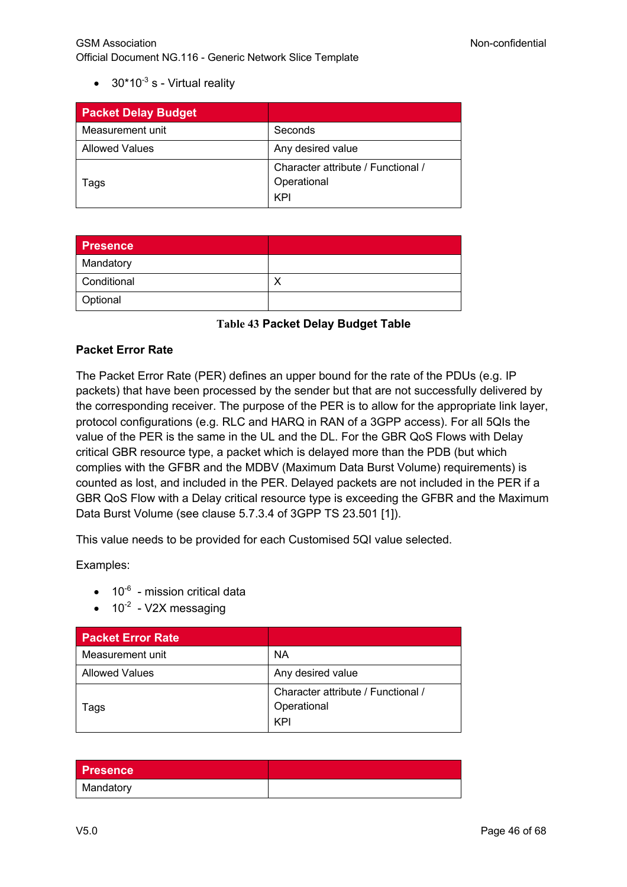- $30*10^{-3}$ s - Virtual reality

| Packet Delay Budget | |
|---|---|
| Measurement unit | Seconds |
| Allowed Values | Any desired value |
| Tags | Character attribute / Functional / Operational<br>KPI |

| Presence | |
|---|---|
| Mandatory | |
| Conditional | X |
| Optional | |

**Table 43 Packet Delay Budget Table**

**Packet Error Rate**

The Packet Error Rate (PER) defines an upper bound for the rate of the PDUs (e.g. IP packets) that have been processed by the sender but that are not successfully delivered by the corresponding receiver. The purpose of the PER is to allow for the appropriate link layer, protocol configurations (e.g. RLC and HARQ in RAN of a 3GPP access). For all 5QIs the value of the PER is the same in the UL and the DL. For the GBR QoS Flows with Delay critical GBR resource type, a packet which is delayed more than the PDB (but which complies with the GFBR and the MDBV (Maximum Data Burst Volume) requirements) is counted as lost, and included in the PER. Delayed packets are not included in the PER if a GBR QoS Flow with a Delay critical resource type is exceeding the GFBR and the Maximum Data Burst Volume (see clause 5.7.3.4 of 3GPP TS 23.501 [1]).

This value needs to be provided for each Customised 5QI value selected.

Examples:

- $10^{-6}$ - mission critical data
- $10^{-2}$ - V2X messaging

| Packet Error Rate | |
|---|---|
| Measurement unit | NA |
| Allowed Values | Any desired value |
| Tags | Character attribute / Functional / Operational<br>KPI |

| Presence | |
|---|---|
| Mandatory | |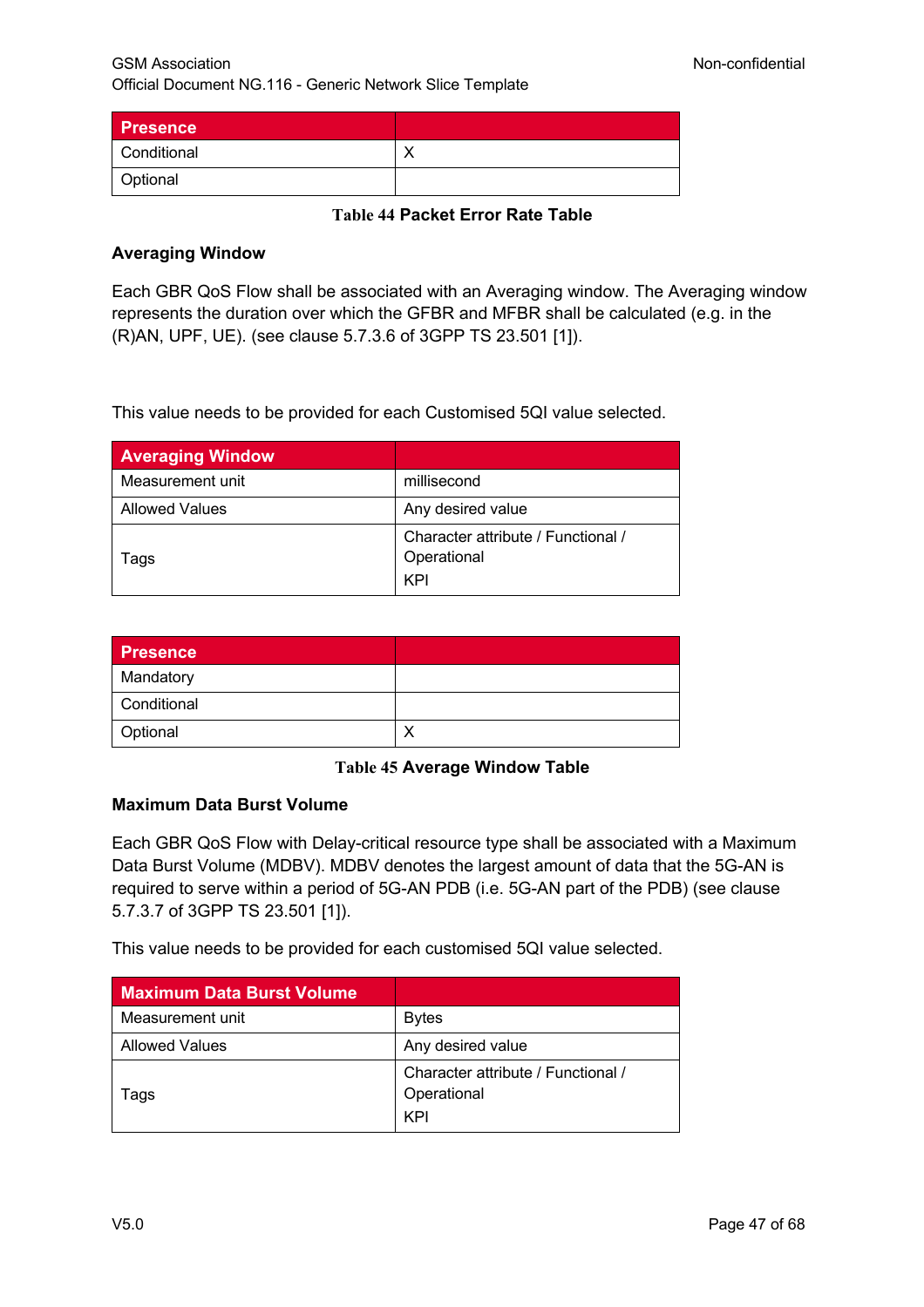| Presence | |
|---|---|
| Conditional | X |
| Optional | |

**Table 44 Packet Error Rate Table**

### Averaging Window

Each GBR QoS Flow shall be associated with an Averaging window. The Averaging window represents the duration over which the GFBR and MFBR shall be calculated (e.g. in the (R)AN, UPF, UE). (see clause 5.7.3.6 of 3GPP TS 23.501 [1]).

This value needs to be provided for each Customised 5QI value selected.

| Averaging Window | |
|---|---|
| Measurement unit | millisecond |
| Allowed Values | Any desired value |
| Tags | Character attribute / Functional / Operational<br>KPI |

| Presence | |
|---|---|
| Mandatory | |
| Conditional | |
| Optional | X |

**Table 45 Average Window Table**

### Maximum Data Burst Volume

Each GBR QoS Flow with Delay-critical resource type shall be associated with a Maximum Data Burst Volume (MDBV). MDBV denotes the largest amount of data that the 5G-AN is required to serve within a period of 5G-AN PDB (i.e. 5G-AN part of the PDB) (see clause 5.7.3.7 of 3GPP TS 23.501 [1]).

This value needs to be provided for each customised 5QI value selected.

| Maximum Data Burst Volume | |
|---|---|
| Measurement unit | Bytes |
| Allowed Values | Any desired value |
| Tags | Character attribute / Functional / Operational<br>KPI |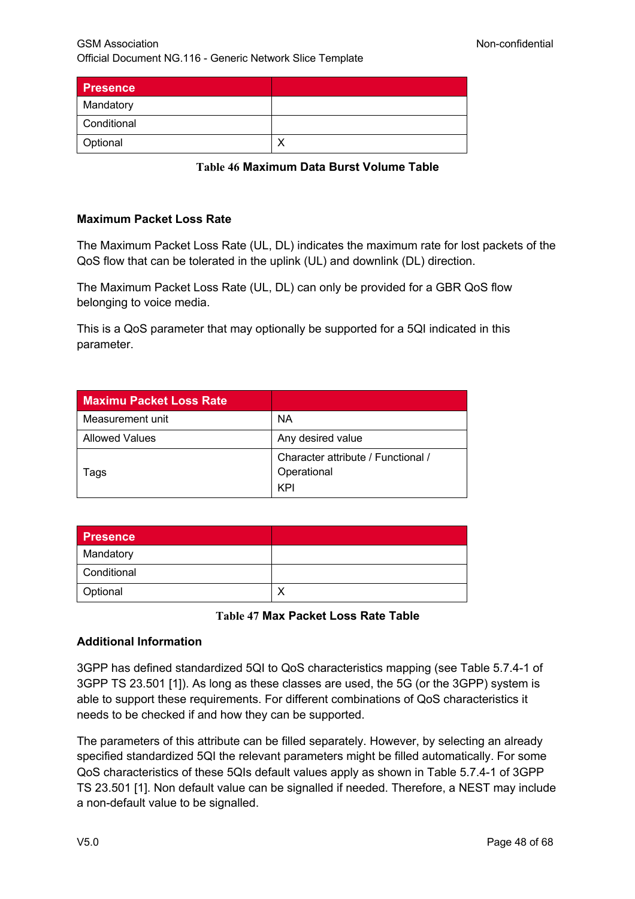| Presence | |
|---|---|
| Mandatory | |
| Conditional | |
| Optional | X |

**Table 46 Maximum Data Burst Volume Table**

### Maximum Packet Loss Rate

The Maximum Packet Loss Rate (UL, DL) indicates the maximum rate for lost packets of the QoS flow that can be tolerated in the uplink (UL) and downlink (DL) direction.

The Maximum Packet Loss Rate (UL, DL) can only be provided for a GBR QoS flow belonging to voice media.

This is a QoS parameter that may optionally be supported for a 5QI indicated in this parameter.

| Maximu Packet Loss Rate | |
|---|---|
| Measurement unit | NA |
| Allowed Values | Any desired value |
| Tags | Character attribute / Functional / Operational<br>KPI |

| Presence | |
|---|---|
| Mandatory | |
| Conditional | |
| Optional | X |

**Table 47 Max Packet Loss Rate Table**

### Additional Information

3GPP has defined standardized 5QI to QoS characteristics mapping (see Table 5.7.4-1 of 3GPP TS 23.501 [1]). As long as these classes are used, the 5G (or the 3GPP) system is able to support these requirements. For different combinations of QoS characteristics it needs to be checked if and how they can be supported.

The parameters of this attribute can be filled separately. However, by selecting an already specified standardized 5QI the relevant parameters might be filled automatically. For some QoS characteristics of these 5QIs default values apply as shown in Table 5.7.4-1 of 3GPP TS 23.501 [1]. Non default value can be signalled if needed. Therefore, a NEST may include a non-default value to be signalled.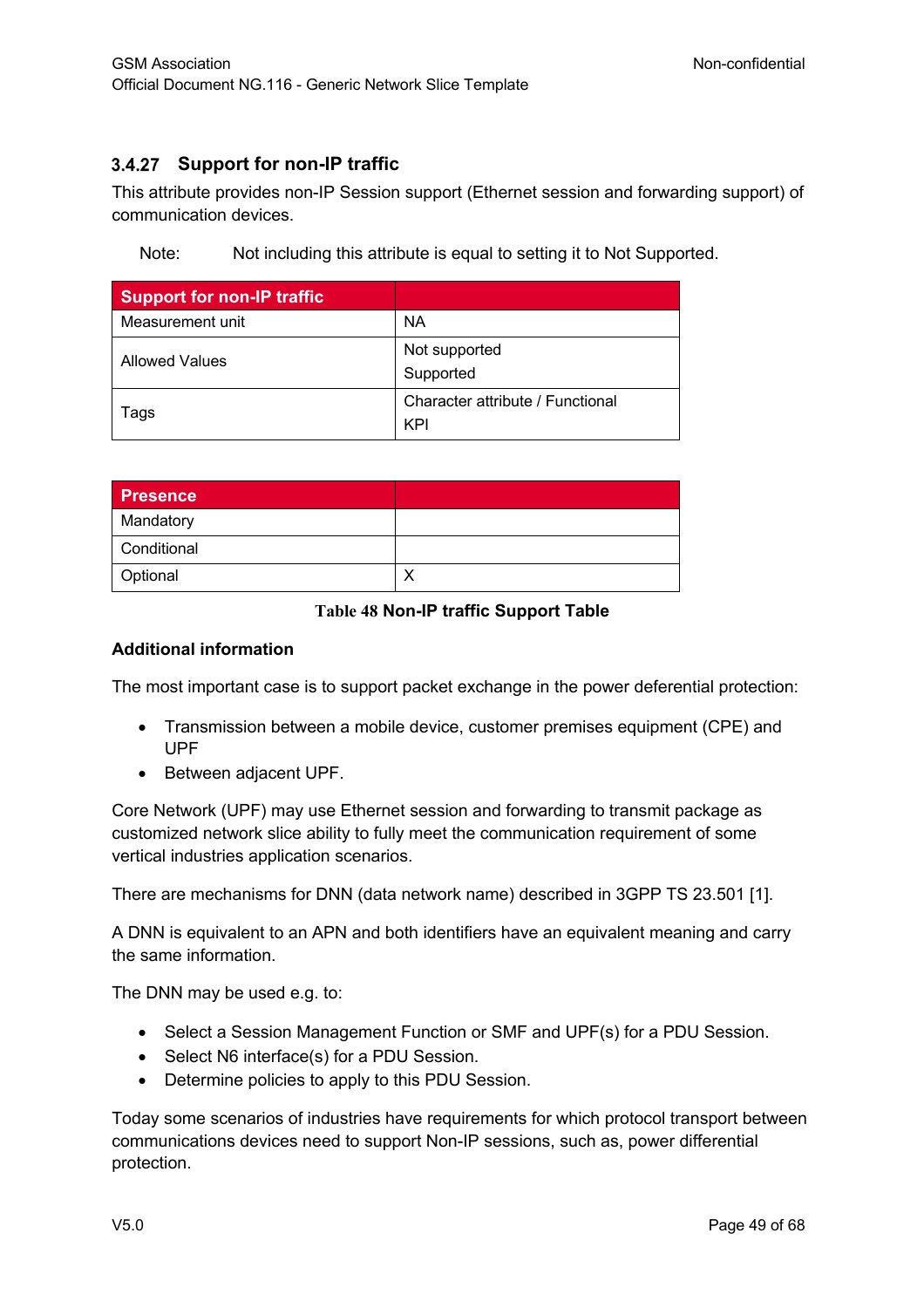### 3.4.27 Support for non-IP traffic

This attribute provides non-IP Session support (Ethernet session and forwarding support) of communication devices.

Note: Not including this attribute is equal to setting it to Not Supported.

| Support for non-IP traffic | |
|---|---|
| Measurement unit | NA |
| Allowed Values | Not supported<br>Supported |
| Tags | Character attribute / Functional<br>KPI |

| Presence | |
|---|---|
| Mandatory | |
| Conditional | |
| Optional | X |

**Table 48 Non-IP traffic Support Table**

**Additional information**

The most important case is to support packet exchange in the power deferential protection:

- Transmission between a mobile device, customer premises equipment (CPE) and UPF
- Between adjacent UPF.

Core Network (UPF) may use Ethernet session and forwarding to transmit package as customized network slice ability to fully meet the communication requirement of some vertical industries application scenarios.

There are mechanisms for DNN (data network name) described in 3GPP TS 23.501 [1].

A DNN is equivalent to an APN and both identifiers have an equivalent meaning and carry the same information.

The DNN may be used e.g. to:

- Select a Session Management Function or SMF and UPF(s) for a PDU Session.
- Select N6 interface(s) for a PDU Session.
- Determine policies to apply to this PDU Session.

Today some scenarios of industries have requirements for which protocol transport between communications devices need to support Non-IP sessions, such as, power differential protection.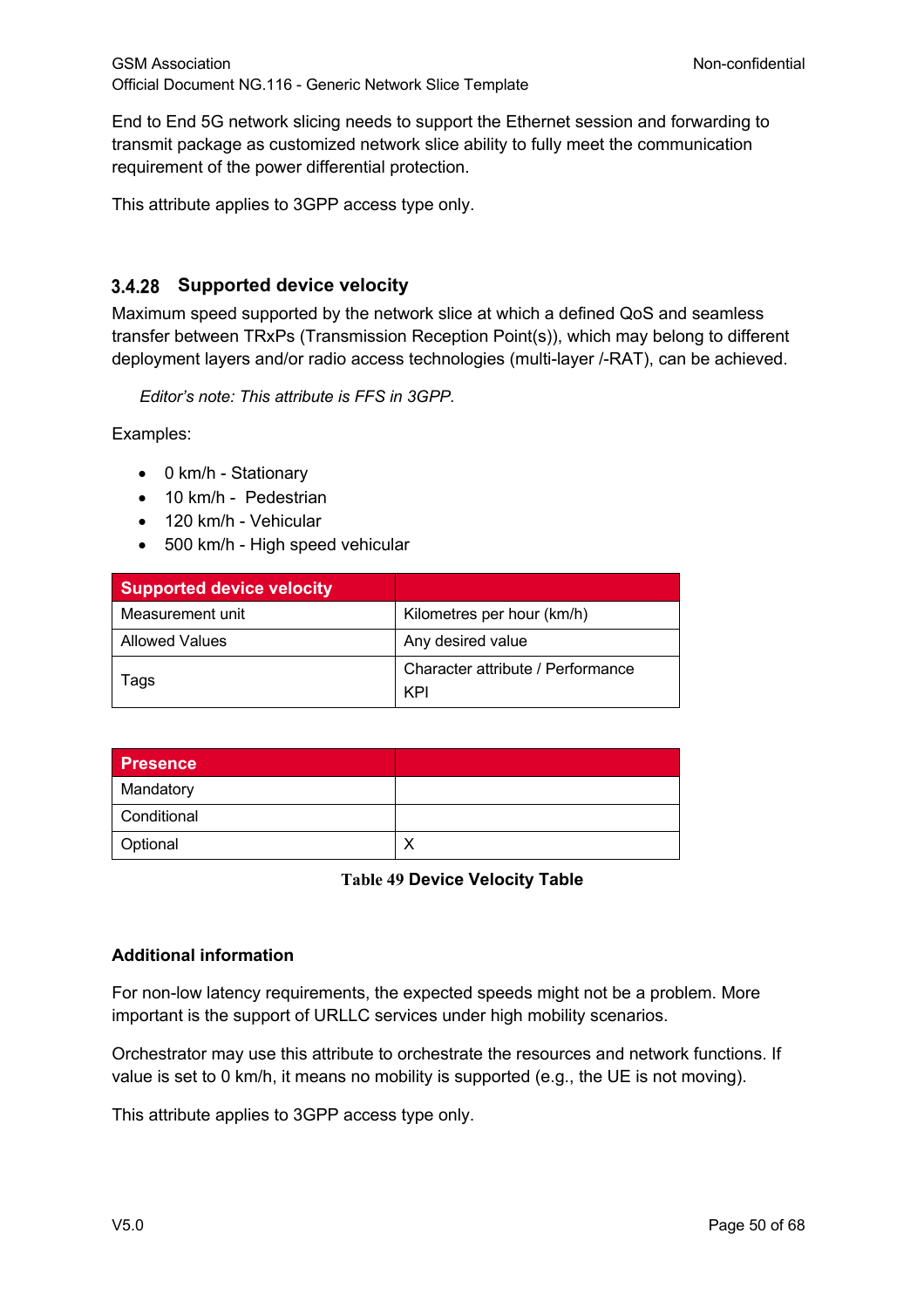End to End 5G network slicing needs to support the Ethernet session and forwarding to transmit package as customized network slice ability to fully meet the communication requirement of the power differential protection.

This attribute applies to 3GPP access type only.

### 3.4.28 Supported device velocity

Maximum speed supported by the network slice at which a defined QoS and seamless transfer between TRxPs (Transmission Reception Point(s)), which may belong to different deployment layers and/or radio access technologies (multi-layer /-RAT), can be achieved.

*Editor's note: This attribute is FFS in 3GPP.*

Examples:

- 0 km/h - Stationary
- 10 km/h - Pedestrian
- 120 km/h - Vehicular
- 500 km/h - High speed vehicular

| Supported device velocity | |
|---|---|
| Measurement unit | Kilometres per hour (km/h) |
| Allowed Values | Any desired value |
| Tags | Character attribute / Performance KPI |

| Presence | |
|---|---|
| Mandatory | |
| Conditional | |
| Optional | X |

**Table 49 Device Velocity Table**

**Additional information**

For non-low latency requirements, the expected speeds might not be a problem. More important is the support of URLLC services under high mobility scenarios.

Orchestrator may use this attribute to orchestrate the resources and network functions. If value is set to 0 km/h, it means no mobility is supported (e.g., the UE is not moving).

This attribute applies to 3GPP access type only.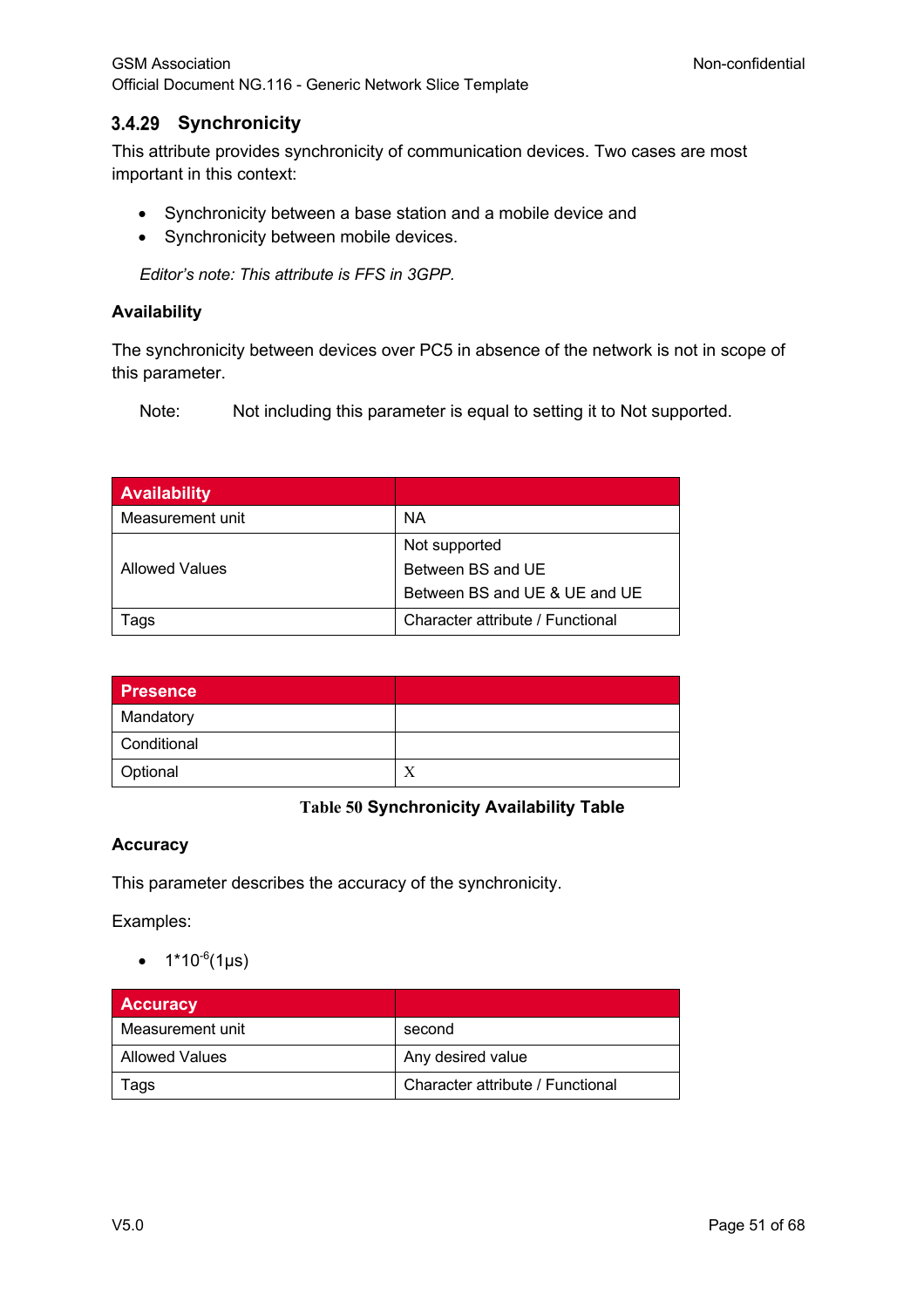### 3.4.29 Synchronicity

This attribute provides synchronicity of communication devices. Two cases are most important in this context:

- Synchronicity between a base station and a mobile device and
- Synchronicity between mobile devices.

*Editor's note: This attribute is FFS in 3GPP.*

**Availability**

The synchronicity between devices over PC5 in absence of the network is not in scope of this parameter.

Note: Not including this parameter is equal to setting it to Not supported.

| Availability | |
|---|---|
| Measurement unit | NA |
| Allowed Values | Not supported<br>Between BS and UE<br>Between BS and UE & UE and UE |
| Tags | Character attribute / Functional |

| Presence | |
|---|---|
| Mandatory | |
| Conditional | |
| Optional | X |

**Table 50 Synchronicity Availability Table**

**Accuracy**

This parameter describes the accuracy of the synchronicity.

Examples:

- $1*10^{-6}$(1µs)

| Accuracy | |
|---|---|
| Measurement unit | second |
| Allowed Values | Any desired value |
| Tags | Character attribute / Functional |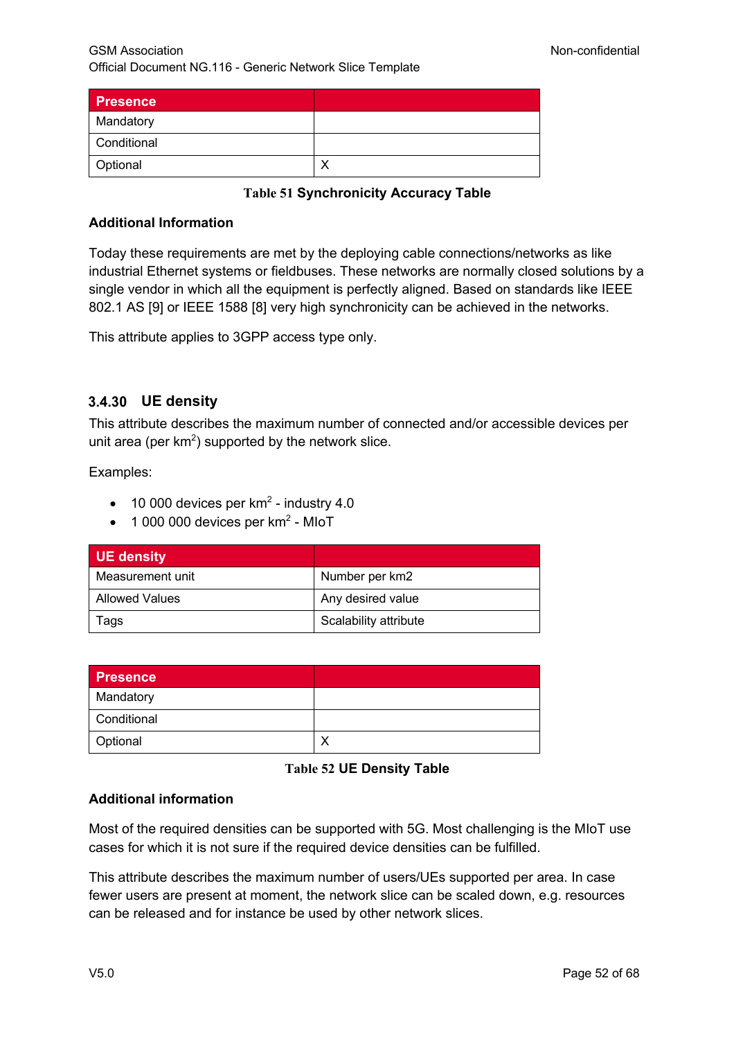| Presence | |
|---|---|
| Mandatory | |
| Conditional | |
| Optional | X |

**Table 51 Synchronicity Accuracy Table**

**Additional Information**

Today these requirements are met by the deploying cable connections/networks as like industrial Ethernet systems or fieldbuses. These networks are normally closed solutions by a single vendor in which all the equipment is perfectly aligned. Based on standards like IEEE 802.1 AS [9] or IEEE 1588 [8] very high synchronicity can be achieved in the networks.

This attribute applies to 3GPP access type only.

### 3.4.30 UE density

This attribute describes the maximum number of connected and/or accessible devices per unit area (per $km^2$) supported by the network slice.

Examples:

- 10 000 devices per $km^2$ - industry 4.0
- 1 000 000 devices per $km^2$ - MIoT

| UE density | |
|---|---|
| Measurement unit | Number per km2 |
| Allowed Values | Any desired value |
| Tags | Scalability attribute |

| Presence | |
|---|---|
| Mandatory | |
| Conditional | |
| Optional | X |

**Table 52 UE Density Table**

**Additional information**

Most of the required densities can be supported with 5G. Most challenging is the MIoT use cases for which it is not sure if the required device densities can be fulfilled.

This attribute describes the maximum number of users/UEs supported per area. In case fewer users are present at moment, the network slice can be scaled down, e.g. resources can be released and for instance be used by other network slices.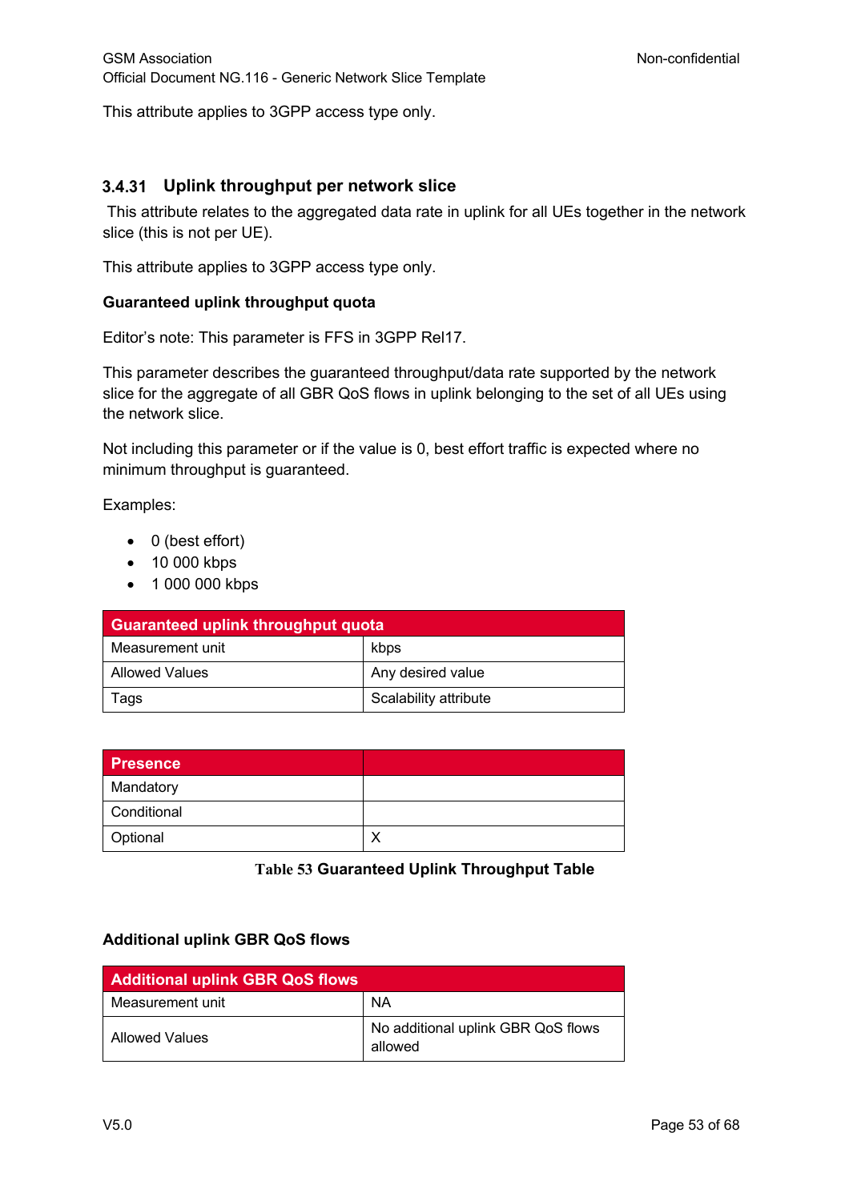This attribute applies to 3GPP access type only.

### 3.4.31 Uplink throughput per network slice

This attribute relates to the aggregated data rate in uplink for all UEs together in the network slice (this is not per UE).

This attribute applies to 3GPP access type only.

**Guaranteed uplink throughput quota**

Editor's note: This parameter is FFS in 3GPP Rel17.

This parameter describes the guaranteed throughput/data rate supported by the network slice for the aggregate of all GBR QoS flows in uplink belonging to the set of all UEs using the network slice.

Not including this parameter or if the value is 0, best effort traffic is expected where no minimum throughput is guaranteed.

Examples:

- 0 (best effort)
- 10 000 kbps
- 1 000 000 kbps

| Guaranteed uplink throughput quota | |
|---|---|
| Measurement unit | kbps |
| Allowed Values | Any desired value |
| Tags | Scalability attribute |

| Presence | |
|---|---|
| Mandatory | |
| Conditional | |
| Optional | X |

**Table 53 Guaranteed Uplink Throughput Table**

**Additional uplink GBR QoS flows**

| Additional uplink GBR QoS flows | |
|---|---|
| Measurement unit | NA |
| Allowed Values | No additional uplink GBR QoS flows allowed |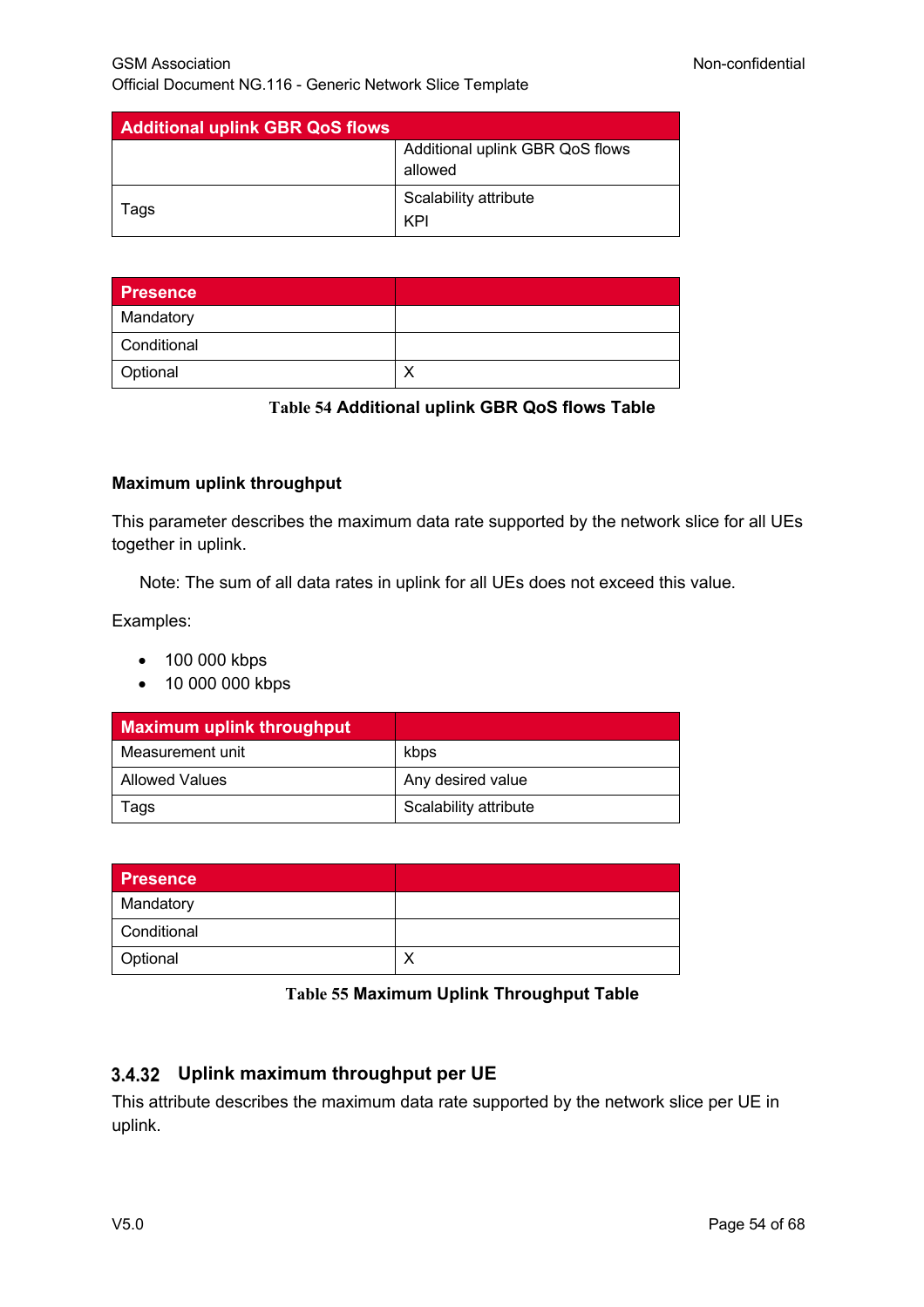| Additional uplink GBR QoS flows | |
|---|---|
| | Additional uplink GBR QoS flows allowed |
| Tags | Scalability attribute<br>KPI |

| Presence | |
|---|---|
| Mandatory | |
| Conditional | |
| Optional | X |

**Table 54 Additional uplink GBR QoS flows Table**

**Maximum uplink throughput**

This parameter describes the maximum data rate supported by the network slice for all UEs together in uplink.

Note: The sum of all data rates in uplink for all UEs does not exceed this value.

Examples:

- 100 000 kbps
- 10 000 000 kbps

| Maximum uplink throughput | |
|---|---|
| Measurement unit | kbps |
| Allowed Values | Any desired value |
| Tags | Scalability attribute |

| Presence | |
|---|---|
| Mandatory | |
| Conditional | |
| Optional | X |

**Table 55 Maximum Uplink Throughput Table**

### 3.4.32 Uplink maximum throughput per UE

This attribute describes the maximum data rate supported by the network slice per UE in uplink.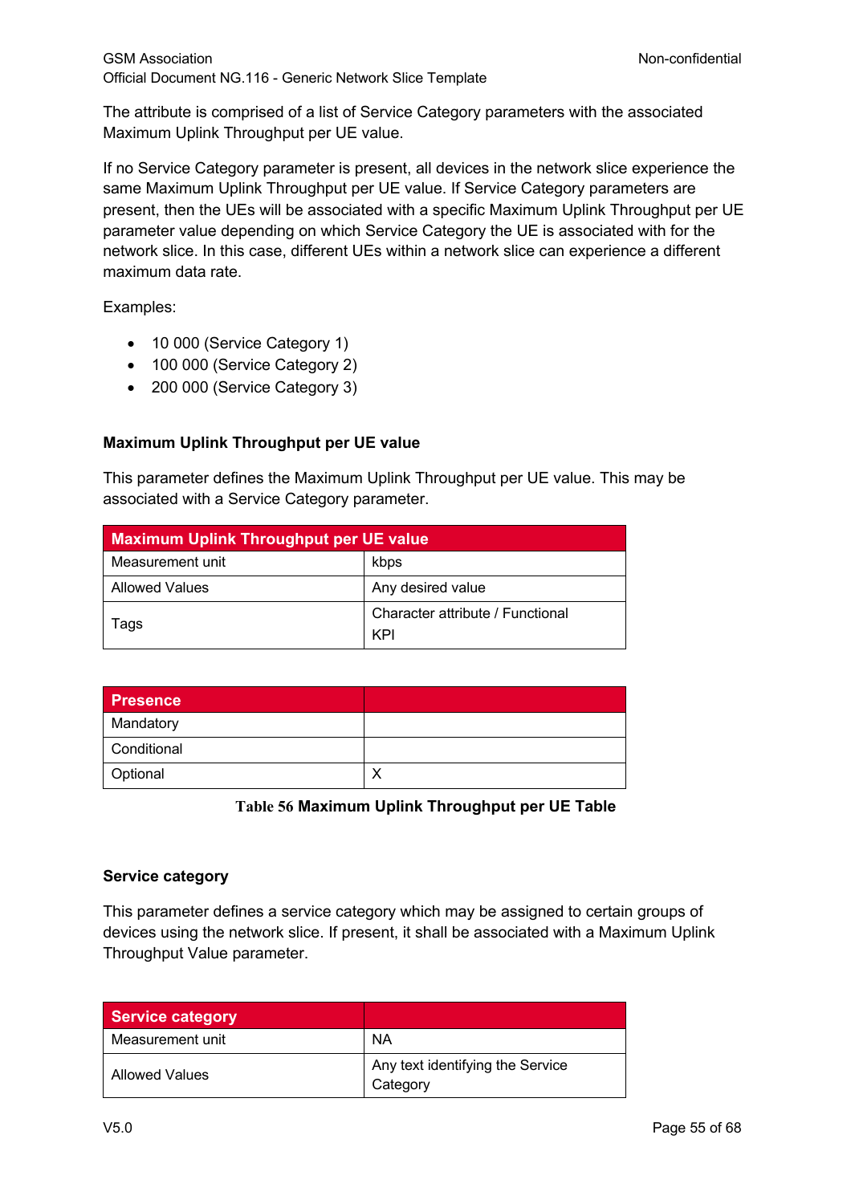The attribute is comprised of a list of Service Category parameters with the associated Maximum Uplink Throughput per UE value.

If no Service Category parameter is present, all devices in the network slice experience the same Maximum Uplink Throughput per UE value. If Service Category parameters are present, then the UEs will be associated with a specific Maximum Uplink Throughput per UE parameter value depending on which Service Category the UE is associated with for the network slice. In this case, different UEs within a network slice can experience a different maximum data rate.

Examples:

- 10 000 (Service Category 1)
- 100 000 (Service Category 2)
- 200 000 (Service Category 3)

**Maximum Uplink Throughput per UE value**

This parameter defines the Maximum Uplink Throughput per UE value. This may be associated with a Service Category parameter.

| Maximum Uplink Throughput per UE value | |
|---|---|
| Measurement unit | kbps |
| Allowed Values | Any desired value |
| Tags | Character attribute / Functional KPI |

| Presence | |
|---|---|
| Mandatory | |
| Conditional | |
| Optional | X |

**Table 56 Maximum Uplink Throughput per UE Table**

**Service category**

This parameter defines a service category which may be assigned to certain groups of devices using the network slice. If present, it shall be associated with a Maximum Uplink Throughput Value parameter.

| Service category | |
|---|---|
| Measurement unit | NA |
| Allowed Values | Any text identifying the Service Category |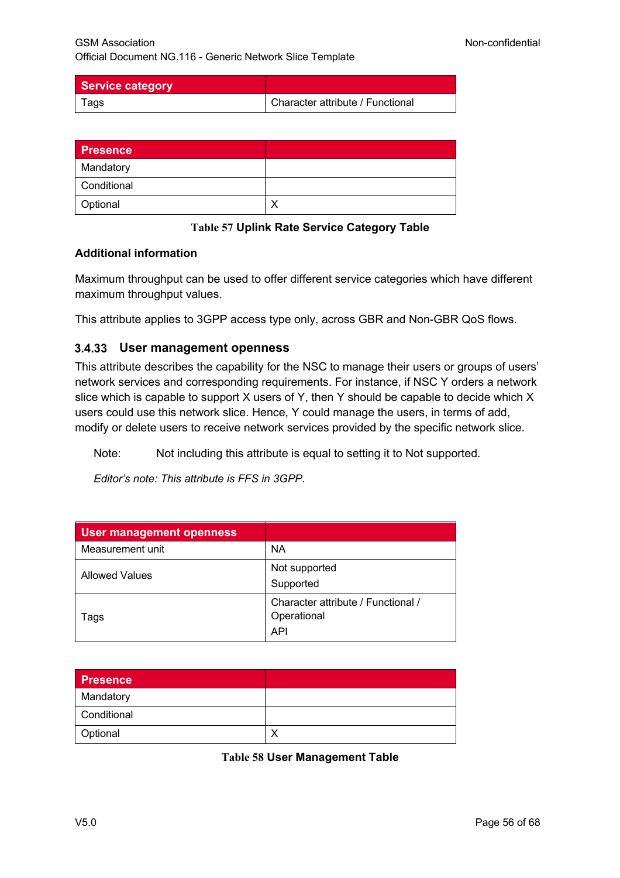| Service category | |
|---|---|
| Tags | Character attribute / Functional |

| Presence | |
|---|---|
| Mandatory | |
| Conditional | |
| Optional | X |

**Table 57 Uplink Rate Service Category Table**

**Additional information**

Maximum throughput can be used to offer different service categories which have different maximum throughput values.

This attribute applies to 3GPP access type only, across GBR and Non-GBR QoS flows.

### 3.4.33 User management openness

This attribute describes the capability for the NSC to manage their users or groups of users' network services and corresponding requirements. For instance, if NSC Y orders a network slice which is capable to support X users of Y, then Y should be capable to decide which X users could use this network slice. Hence, Y could manage the users, in terms of add, modify or delete users to receive network services provided by the specific network slice.

Note: Not including this attribute is equal to setting it to Not supported.

*Editor's note: This attribute is FFS in 3GPP.*

| User management openness | |
|---|---|
| Measurement unit | NA |
| Allowed Values | Not supported<br>Supported |
| Tags | Character attribute / Functional / Operational<br>API |

| Presence | |
|---|---|
| Mandatory | |
| Conditional | |
| Optional | X |

**Table 58 User Management Table**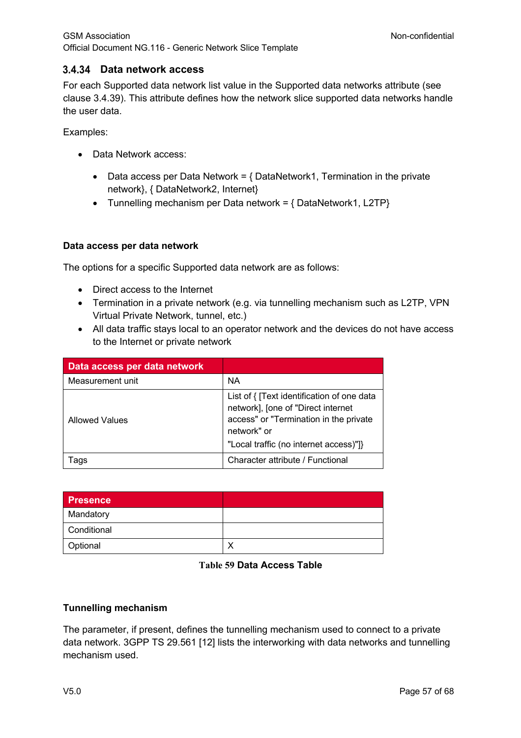### 3.4.34 Data network access

For each Supported data network list value in the Supported data networks attribute (see clause 3.4.39). This attribute defines how the network slice supported data networks handle the user data.

Examples:

- Data Network access:
  - Data access per Data Network = { DataNetwork1, Termination in the private network}, { DataNetwork2, Internet}
  - Tunnelling mechanism per Data network = { DataNetwork1, L2TP}

**Data access per data network**

The options for a specific Supported data network are as follows:

- Direct access to the Internet
- Termination in a private network (e.g. via tunnelling mechanism such as L2TP, VPN Virtual Private Network, tunnel, etc.)
- All data traffic stays local to an operator network and the devices do not have access to the Internet or private network

| Data access per data network | |
|---|---|
| Measurement unit | NA |
| Allowed Values | List of { [Text identification of one data network], [one of "Direct internet access" or "Termination in the private network" or "Local traffic (no internet access)"]} |
| Tags | Character attribute / Functional |

| Presence | |
|---|---|
| Mandatory | |
| Conditional | |
| Optional | X |

**Table 59 Data Access Table**

**Tunnelling mechanism**

The parameter, if present, defines the tunnelling mechanism used to connect to a private data network. 3GPP TS 29.561 [12] lists the interworking with data networks and tunnelling mechanism used.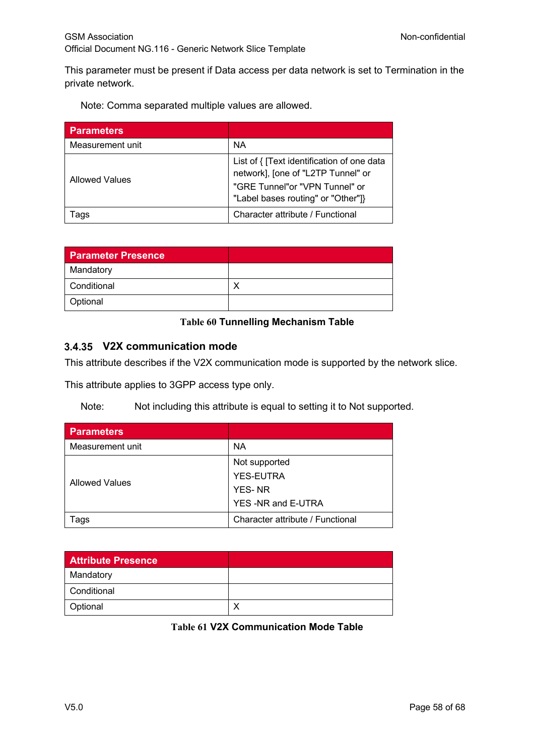This parameter must be present if Data access per data network is set to Termination in the private network.

Note: Comma separated multiple values are allowed.

| Parameters | |
|---|---|
| Measurement unit | NA |
| Allowed Values | List of { [Text identification of one data network], [one of "L2TP Tunnel" or "GRE Tunnel"or "VPN Tunnel" or "Label bases routing" or "Other"]} |
| Tags | Character attribute / Functional |

| Parameter Presence | |
|---|---|
| Mandatory | |
| Conditional | X |
| Optional | |

**Table 60 Tunnelling Mechanism Table**

### 3.4.35 V2X communication mode

This attribute describes if the V2X communication mode is supported by the network slice.

This attribute applies to 3GPP access type only.

Note: Not including this attribute is equal to setting it to Not supported.

| Parameters | |
|---|---|
| Measurement unit | NA |
| Allowed Values | Not supported<br>YES-EUTRA<br>YES- NR<br>YES -NR and E-UTRA |
| Tags | Character attribute / Functional |

| Attribute Presence | |
|---|---|
| Mandatory | |
| Conditional | |
| Optional | X |

**Table 61 V2X Communication Mode Table**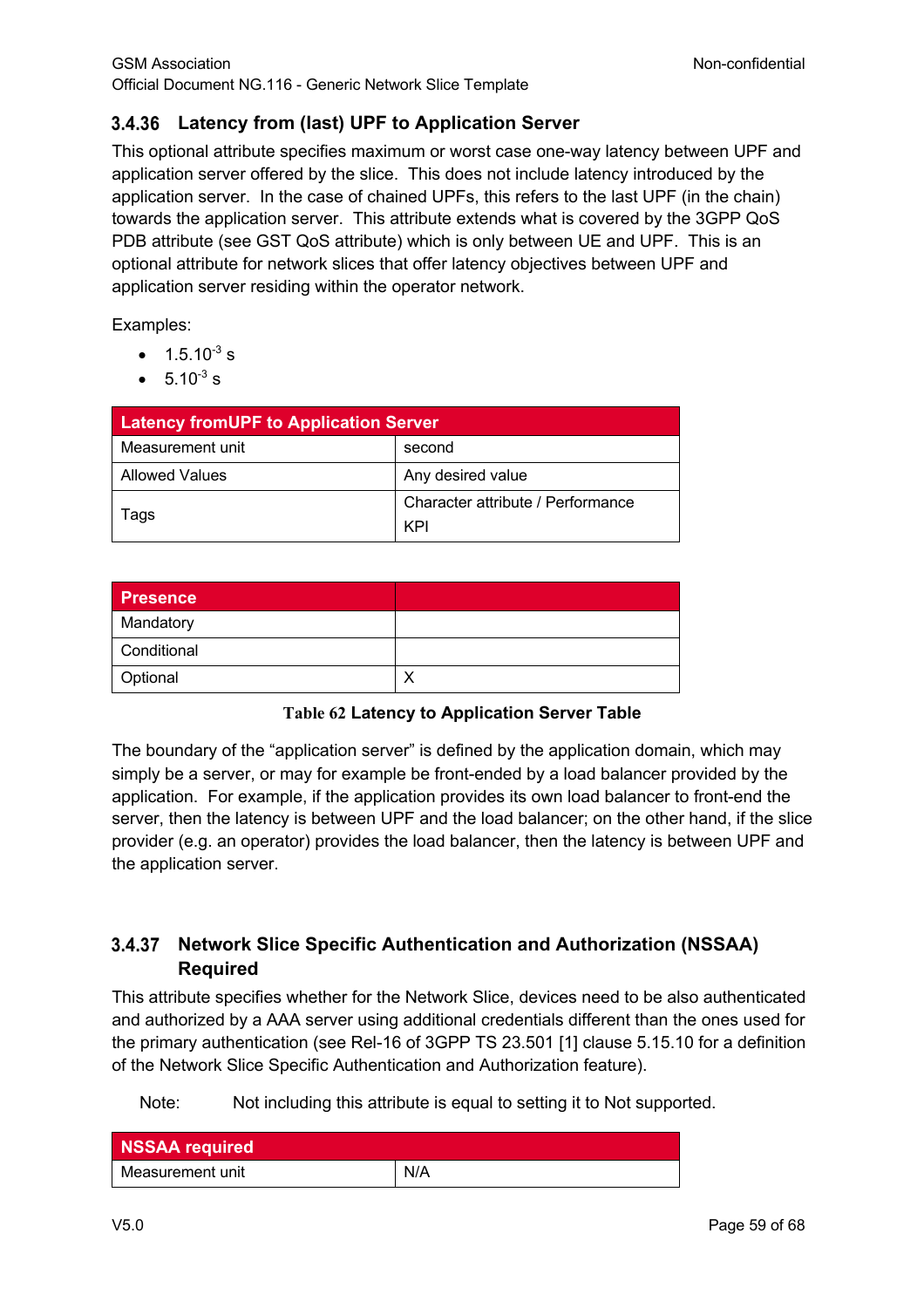### 3.4.36 Latency from (last) UPF to Application Server

This optional attribute specifies maximum or worst case one-way latency between UPF and application server offered by the slice. This does not include latency introduced by the application server. In the case of chained UPFs, this refers to the last UPF (in the chain) towards the application server. This attribute extends what is covered by the 3GPP QoS PDB attribute (see GST QoS attribute) which is only between UE and UPF. This is an optional attribute for network slices that offer latency objectives between UPF and application server residing within the operator network.

Examples:

- $1.5.10^{-3}$ s
- $5.10^{-3}$ s

| Latency fromUPF to Application Server | |
|---|---|
| Measurement unit | second |
| Allowed Values | Any desired value |
| Tags | Character attribute / Performance KPI |

| Presence | |
|---|---|
| Mandatory | |
| Conditional | |
| Optional | X |

**Table 62 Latency to Application Server Table**

The boundary of the "application server" is defined by the application domain, which may simply be a server, or may for example be front-ended by a load balancer provided by the application. For example, if the application provides its own load balancer to front-end the server, then the latency is between UPF and the load balancer; on the other hand, if the slice provider (e.g. an operator) provides the load balancer, then the latency is between UPF and the application server.

### 3.4.37 Network Slice Specific Authentication and Authorization (NSSAA) Required

This attribute specifies whether for the Network Slice, devices need to be also authenticated and authorized by a AAA server using additional credentials different than the ones used for the primary authentication (see Rel-16 of 3GPP TS 23.501 [1] clause 5.15.10 for a definition of the Network Slice Specific Authentication and Authorization feature).

Note: Not including this attribute is equal to setting it to Not supported.

| NSSAA required | |
|---|---|
| Measurement unit | N/A |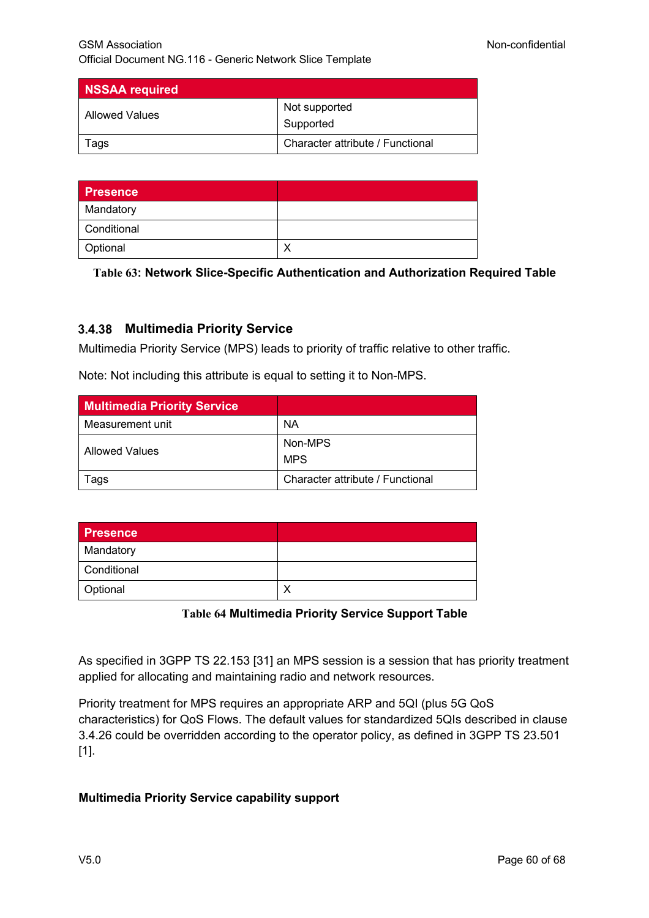| NSSAA required | |
|---|---|
| Allowed Values | Not supported<br>Supported |
| Tags | Character attribute / Functional |

| Presence | |
|---|---|
| Mandatory | |
| Conditional | |
| Optional | X |

**Table 63: Network Slice-Specific Authentication and Authorization Required Table**

### 3.4.38 Multimedia Priority Service

Multimedia Priority Service (MPS) leads to priority of traffic relative to other traffic.

Note: Not including this attribute is equal to setting it to Non-MPS.

| Multimedia Priority Service | |
|---|---|
| Measurement unit | NA |
| Allowed Values | Non-MPS<br>MPS |
| Tags | Character attribute / Functional |

| Presence | |
|---|---|
| Mandatory | |
| Conditional | |
| Optional | X |

**Table 64 Multimedia Priority Service Support Table**

As specified in 3GPP TS 22.153 [31] an MPS session is a session that has priority treatment applied for allocating and maintaining radio and network resources.

Priority treatment for MPS requires an appropriate ARP and 5QI (plus 5G QoS characteristics) for QoS Flows. The default values for standardized 5QIs described in clause 3.4.26 could be overridden according to the operator policy, as defined in 3GPP TS 23.501 [1].

**Multimedia Priority Service capability support**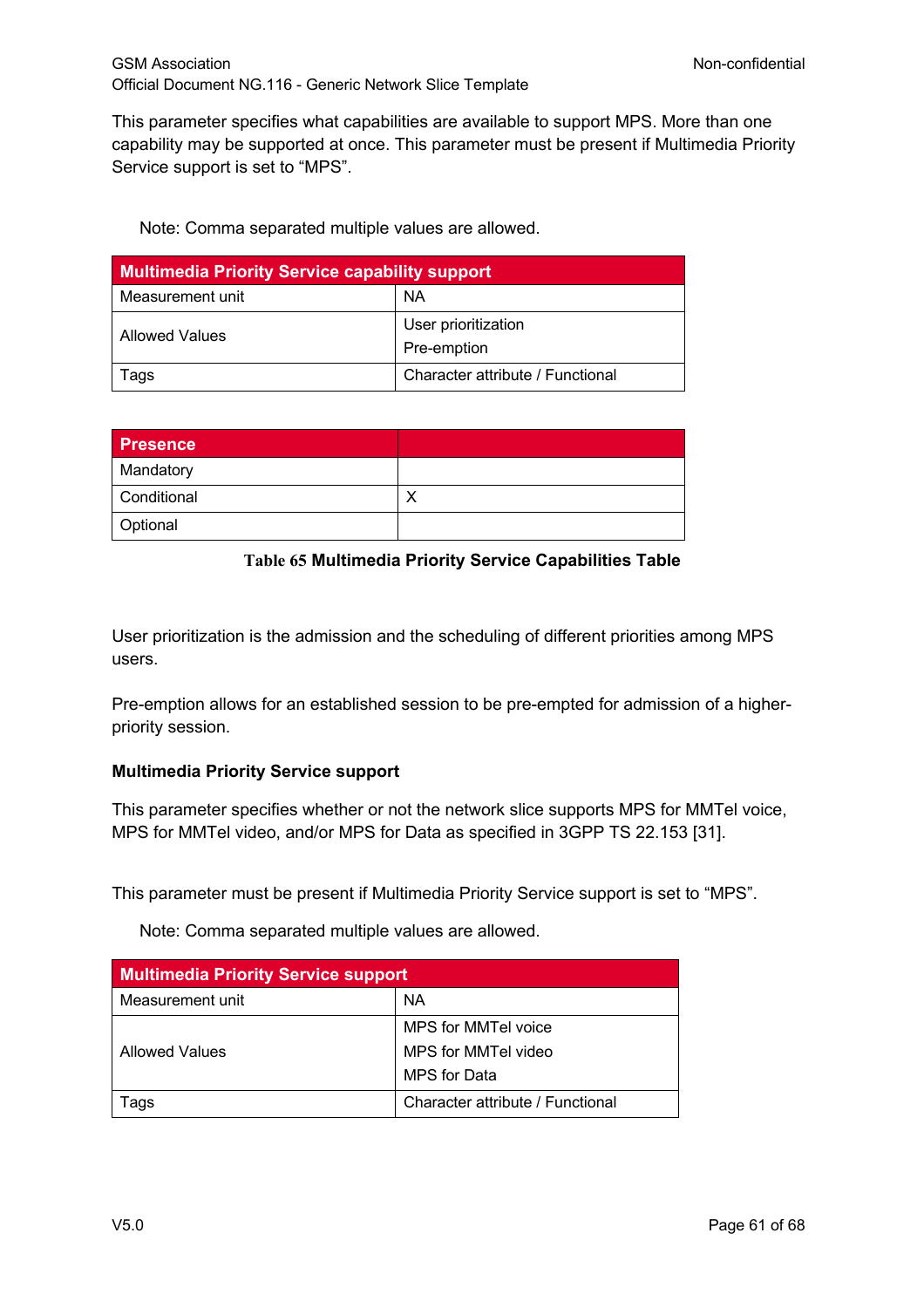This parameter specifies what capabilities are available to support MPS. More than one capability may be supported at once. This parameter must be present if Multimedia Priority Service support is set to “MPS”.

Note: Comma separated multiple values are allowed.

| Multimedia Priority Service capability support | |
|---|---|
| Measurement unit | NA |
| Allowed Values | User prioritization<br>Pre-emption |
| Tags | Character attribute / Functional |

| Presence | |
|---|---|
| Mandatory | |
| Conditional | X |
| Optional | |

**Table 65 Multimedia Priority Service Capabilities Table**

User prioritization is the admission and the scheduling of different priorities among MPS users.

Pre-emption allows for an established session to be pre-empted for admission of a higher-priority session.

#### Multimedia Priority Service support

This parameter specifies whether or not the network slice supports MPS for MMTel voice, MPS for MMTel video, and/or MPS for Data as specified in 3GPP TS 22.153 [31].

This parameter must be present if Multimedia Priority Service support is set to “MPS”.

Note: Comma separated multiple values are allowed.

| Multimedia Priority Service support | |
|---|---|
| Measurement unit | NA |
| Allowed Values | MPS for MMTel voice<br>MPS for MMTel video<br>MPS for Data |
| Tags | Character attribute / Functional |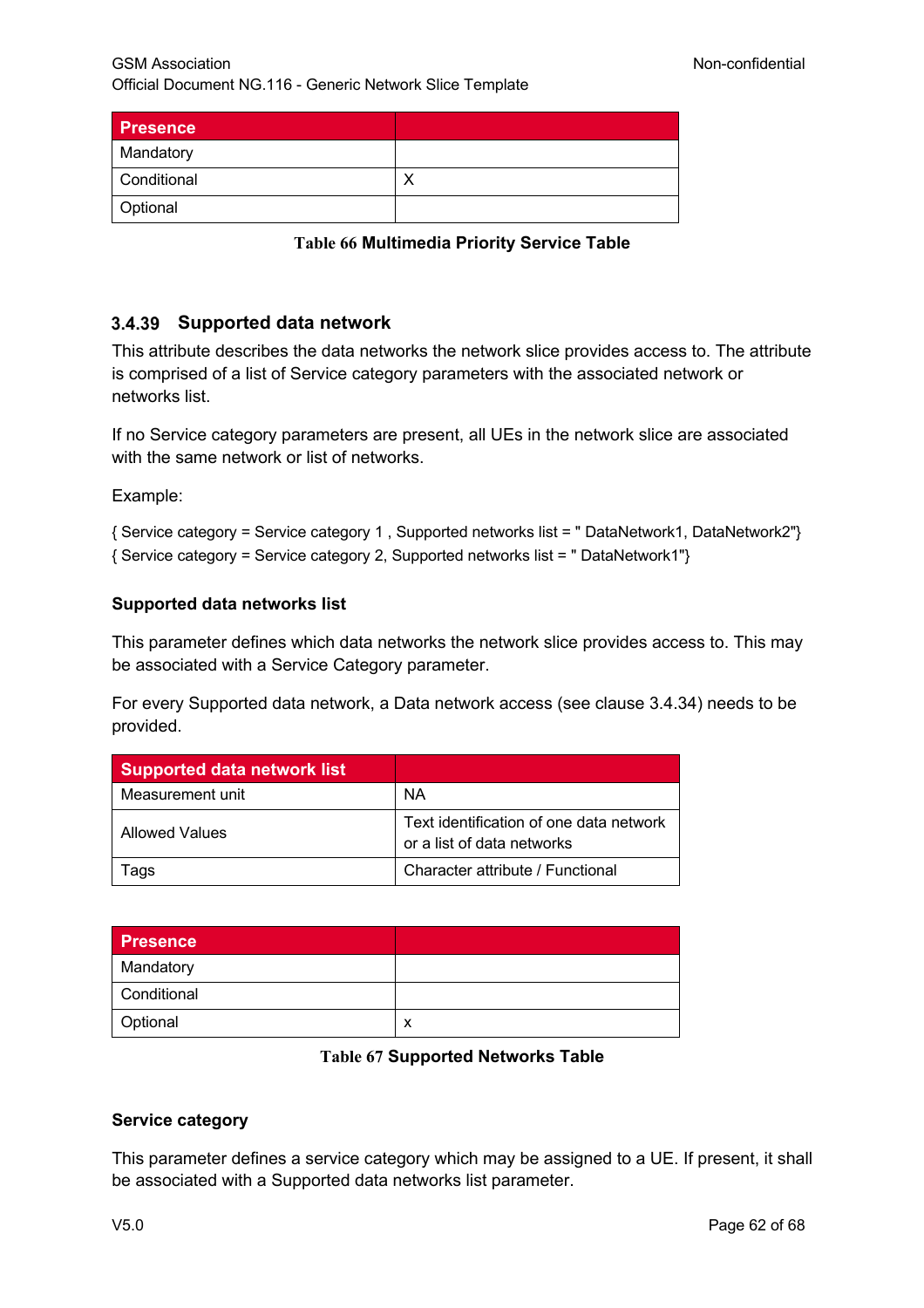| Presence | |
|---|---|
| Mandatory | |
| Conditional | X |
| Optional | |

**Table 66 Multimedia Priority Service Table**

### 3.4.39 Supported data network

This attribute describes the data networks the network slice provides access to. The attribute is comprised of a list of Service category parameters with the associated network or networks list.

If no Service category parameters are present, all UEs in the network slice are associated with the same network or list of networks.

Example:

{ Service category = Service category 1 , Supported networks list = " DataNetwork1, DataNetwork2"}
{ Service category = Service category 2, Supported networks list = " DataNetwork1"}

**Supported data networks list**

This parameter defines which data networks the network slice provides access to. This may be associated with a Service Category parameter.

For every Supported data network, a Data network access (see clause 3.4.34) needs to be provided.

| Supported data network list | |
|---|---|
| Measurement unit | NA |
| Allowed Values | Text identification of one data network or a list of data networks |
| Tags | Character attribute / Functional |

| Presence | |
|---|---|
| Mandatory | |
| Conditional | |
| Optional | x |

**Table 67 Supported Networks Table**

**Service category**

This parameter defines a service category which may be assigned to a UE. If present, it shall be associated with a Supported data networks list parameter.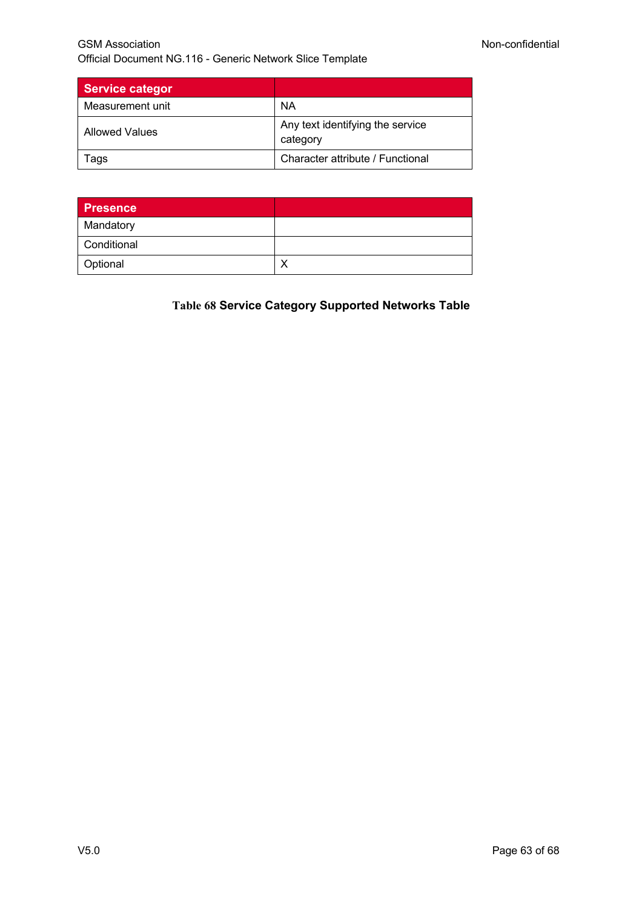| Service categor | |
|---|---|
| Measurement unit | NA |
| Allowed Values | Any text identifying the service category |
| Tags | Character attribute / Functional |

| Presence | |
|---|---|
| Mandatory | |
| Conditional | |
| Optional | X |

**Table 68 Service Category Supported Networks Table**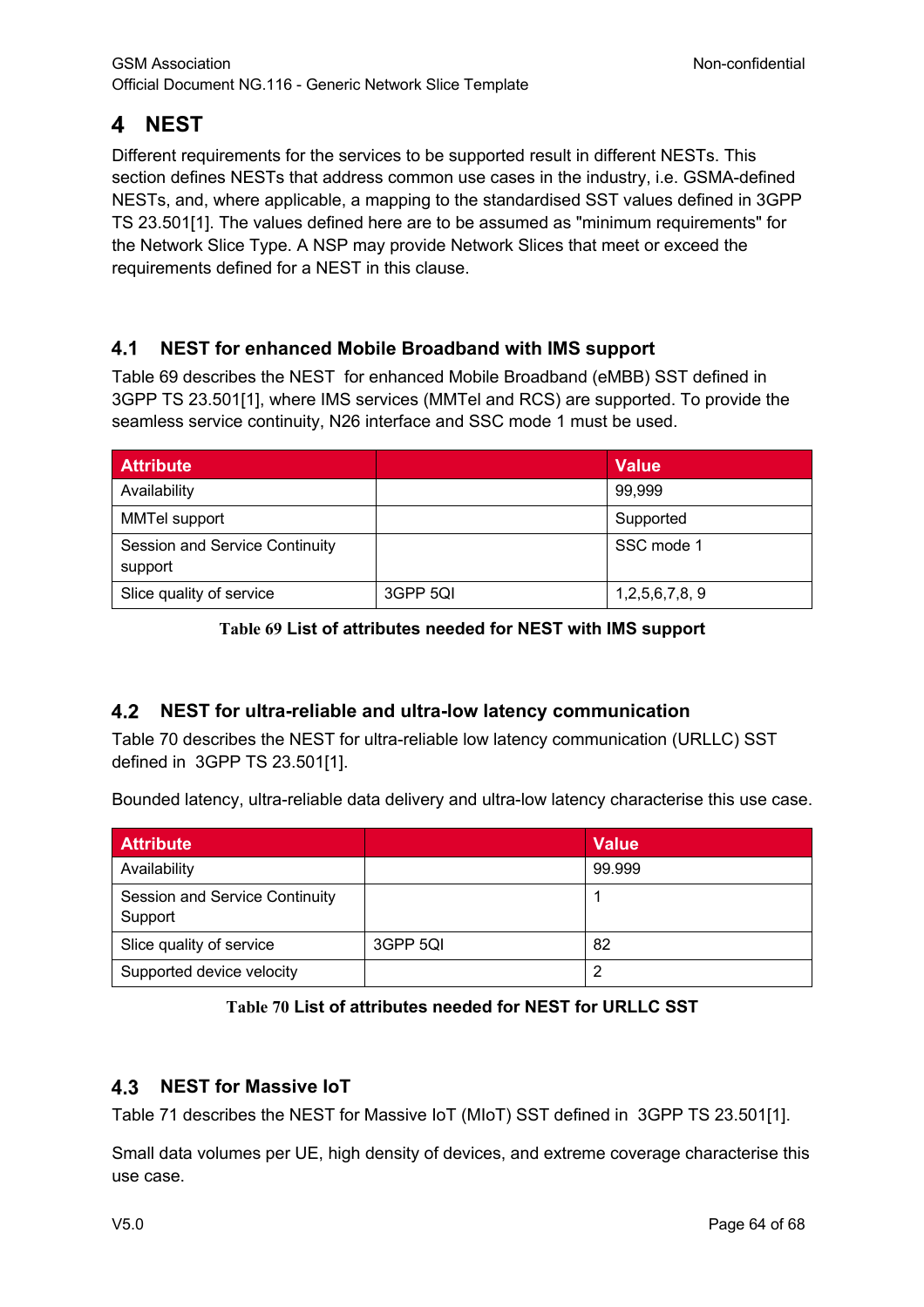# 4 NEST

Different requirements for the services to be supported result in different NESTs. This section defines NESTs that address common use cases in the industry, i.e. GSMA-defined NESTs, and, where applicable, a mapping to the standardised SST values defined in 3GPP TS 23.501[1]. The values defined here are to be assumed as "minimum requirements" for the Network Slice Type. A NSP may provide Network Slices that meet or exceed the requirements defined for a NEST in this clause.

## 4.1 NEST for enhanced Mobile Broadband with IMS support

Table 69 describes the NEST for enhanced Mobile Broadband (eMBB) SST defined in 3GPP TS 23.501[1], where IMS services (MMTel and RCS) are supported. To provide the seamless service continuity, N26 interface and SSC mode 1 must be used.

| Attribute | | Value |
|---|---|---|
| Availability | | 99,999 |
| MMTel support | | Supported |
| Session and Service Continuity support | | SSC mode 1 |
| Slice quality of service | 3GPP 5QI | 1,2,5,6,7,8, 9 |

**Table 69 List of attributes needed for NEST with IMS support**

## 4.2 NEST for ultra-reliable and ultra-low latency communication

Table 70 describes the NEST for ultra-reliable low latency communication (URLLC) SST defined in 3GPP TS 23.501[1].

Bounded latency, ultra-reliable data delivery and ultra-low latency characterise this use case.

| Attribute | | Value |
|---|---|---|
| Availability | | 99.999 |
| Session and Service Continuity Support | | 1 |
| Slice quality of service | 3GPP 5QI | 82 |
| Supported device velocity | | 2 |

**Table 70 List of attributes needed for NEST for URLLC SST**

## 4.3 NEST for Massive IoT

Table 71 describes the NEST for Massive IoT (MIoT) SST defined in 3GPP TS 23.501[1].

Small data volumes per UE, high density of devices, and extreme coverage characterise this use case.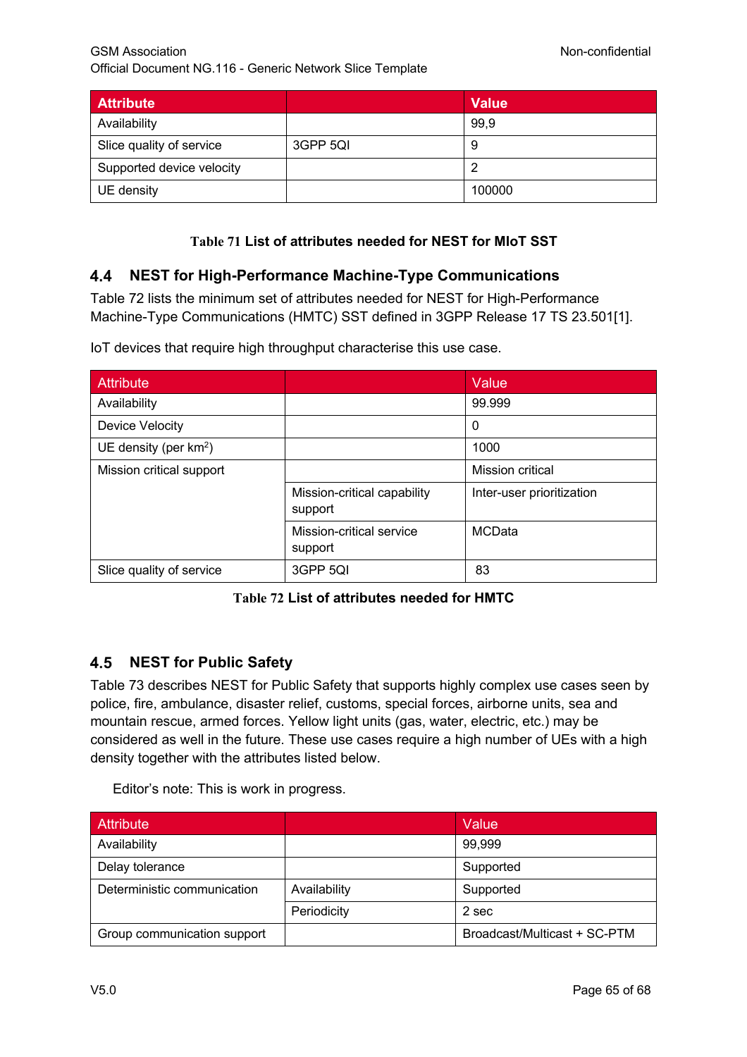| Attribute | | Value |
|---|---|---|
| Availability | | 99,9 |
| Slice quality of service | 3GPP 5QI | 9 |
| Supported device velocity | | 2 |
| UE density | | 100000 |

**Table 71 List of attributes needed for NEST for MIoT SST**

## 4.4 NEST for High-Performance Machine-Type Communications

Table 72 lists the minimum set of attributes needed for NEST for High-Performance Machine-Type Communications (HMTC) SST defined in 3GPP Release 17 TS 23.501[1].

IoT devices that require high throughput characterise this use case.

| Attribute | | Value |
|---|---|---|
| Availability | | 99.999 |
| Device Velocity | | 0 |
| UE density (per km$^2$) | | 1000 |
| Mission critical support | | Mission critical |
| | Mission-critical capability support | Inter-user prioritization |
| | Mission-critical service support | MCData |
| Slice quality of service | 3GPP 5QI | 83 |

**Table 72 List of attributes needed for HMTC**

## 4.5 NEST for Public Safety

Table 73 describes NEST for Public Safety that supports highly complex use cases seen by police, fire, ambulance, disaster relief, customs, special forces, airborne units, sea and mountain rescue, armed forces. Yellow light units (gas, water, electric, etc.) may be considered as well in the future. These use cases require a high number of UEs with a high density together with the attributes listed below.

Editor's note: This is work in progress.

| Attribute | | Value |
|---|---|---|
| Availability | | 99,999 |
| Delay tolerance | | Supported |
| Deterministic communication | Availability | Supported |
| | Periodicity | 2 sec |
| Group communication support | | Broadcast/Multicast + SC-PTM |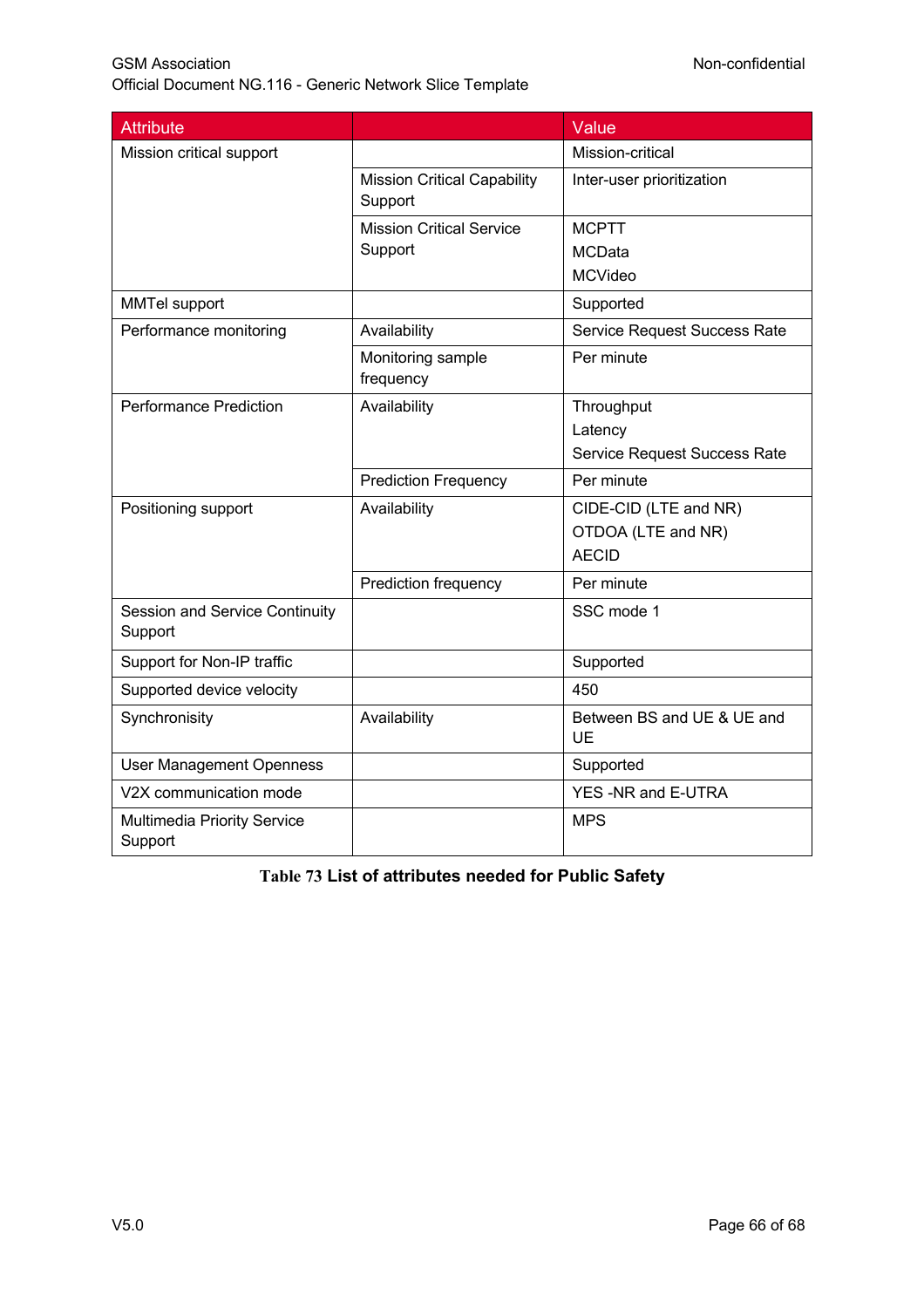| Attribute | | Value |
|---|---|---|
| Mission critical support | | Mission-critical |
| | Mission Critical Capability Support | Inter-user prioritization |
| | Mission Critical Service Support | MCPTT<br>MCData<br>MCVideo |
| MMTel support | | Supported |
| Performance monitoring | Availability | Service Request Success Rate |
| | Monitoring sample frequency | Per minute |
| Performance Prediction | Availability | Throughput<br>Latency<br>Service Request Success Rate |
| | Prediction Frequency | Per minute |
| Positioning support | Availability | CIDE-CID (LTE and NR)<br>OTDOA (LTE and NR)<br>AECID |
| | Prediction frequency | Per minute |
| Session and Service Continuity Support | | SSC mode 1 |
| Support for Non-IP traffic | | Supported |
| Supported device velocity | | 450 |
| Synchronisity | Availability | Between BS and UE & UE and UE |
| User Management Openness | | Supported |
| V2X communication mode | | YES -NR and E-UTRA |
| Multimedia Priority Service Support | | MPS |

**Table 73 List of attributes needed for Public Safety**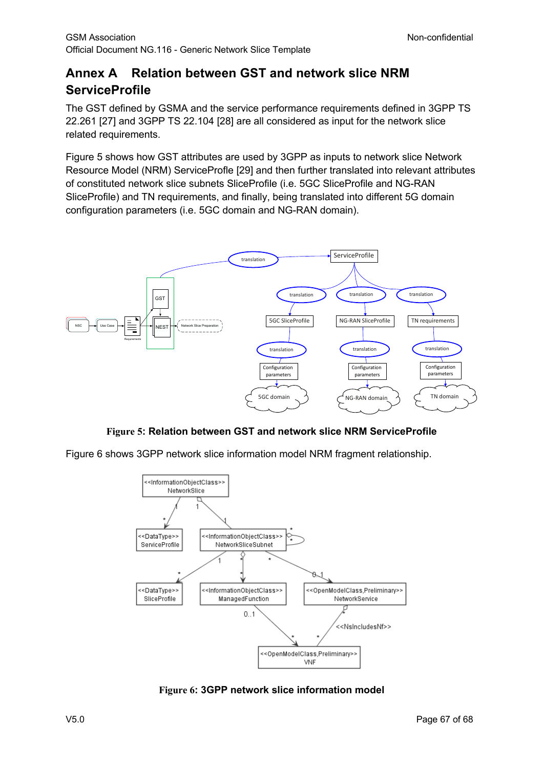# Annex A Relation between GST and network slice NRM ServiceProfile

The GST defined by GSMA and the service performance requirements defined in 3GPP TS 22.261 [27] and 3GPP TS 22.104 [28] are all considered as input for the network slice related requirements.

Figure 5 shows how GST attributes are used by 3GPP as inputs to network slice Network Resource Model (NRM) ServiceProfle [29] and then further translated into relevant attributes of constituted network slice subnets SliceProfile (i.e. 5GC SliceProfile and NG-RAN SliceProfile) and TN requirements, and finally, being translated into different 5G domain configuration parameters (i.e. 5GC domain and NG-RAN domain).

**Figure 5: Relation between GST and network slice NRM ServiceProfile**

Figure 6 shows 3GPP network slice information model NRM fragment relationship.

**Figure 6: 3GPP network slice information model**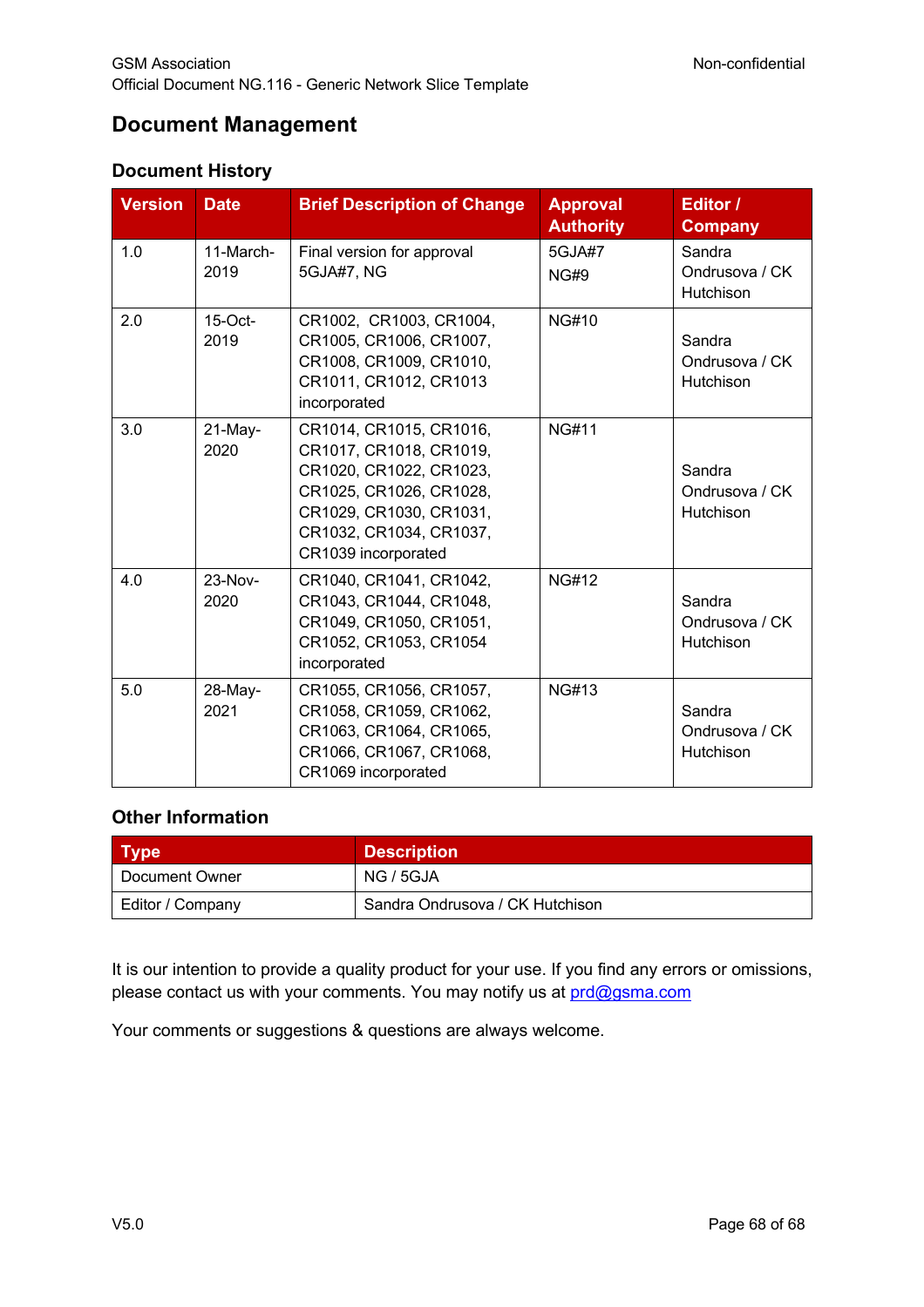# Document Management

## Document History

| Version | Date | Brief Description of Change | Approval Authority | Editor / Company |
|---|---|---|---|---|
| 1.0 | 11-March-2019 | Final version for approval 5GJA#7, NG | 5GJA#7 NG#9 | Sandra Ondrusova / CK Hutchison |
| 2.0 | 15-Oct-2019 | CR1002, CR1003, CR1004, CR1005, CR1006, CR1007, CR1008, CR1009, CR1010, CR1011, CR1012, CR1013 incorporated | NG#10 | Sandra Ondrusova / CK Hutchison |
| 3.0 | 21-May-2020 | CR1014, CR1015, CR1016, CR1017, CR1018, CR1019, CR1020, CR1022, CR1023, CR1025, CR1026, CR1028, CR1029, CR1030, CR1031, CR1032, CR1034, CR1037, CR1039 incorporated | NG#11 | Sandra Ondrusova / CK Hutchison |
| 4.0 | 23-Nov-2020 | CR1040, CR1041, CR1042, CR1043, CR1044, CR1048, CR1049, CR1050, CR1051, CR1052, CR1053, CR1054 incorporated | NG#12 | Sandra Ondrusova / CK Hutchison |
| 5.0 | 28-May-2021 | CR1055, CR1056, CR1057, CR1058, CR1059, CR1062, CR1063, CR1064, CR1065, CR1066, CR1067, CR1068, CR1069 incorporated | NG#13 | Sandra Ondrusova / CK Hutchison |

## Other Information

| Type | Description |
|---|---|
| Document Owner | NG / 5GJA |
| Editor / Company | Sandra Ondrusova / CK Hutchison |

It is our intention to provide a quality product for your use. If you find any errors or omissions, please contact us with your comments. You may notify us at prd@gsma.com

Your comments or suggestions & questions are always welcome.